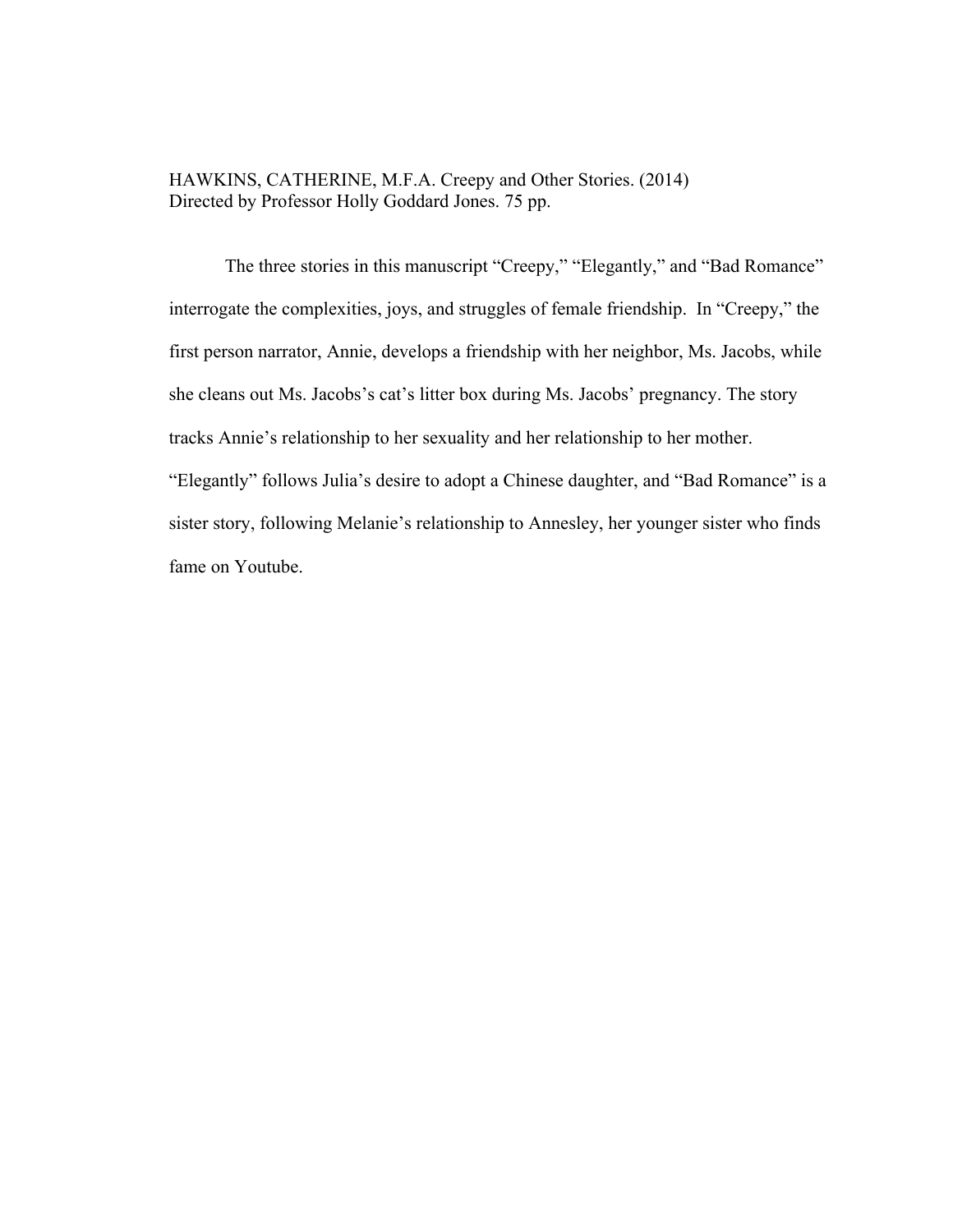HAWKINS, CATHERINE, M.F.A. Creepy and Other Stories. (2014)
Directed by Professor Holly Goddard Jones. 75 pp.

The three stories in this manuscript “Creepy,” “Elegantly,” and “Bad Romance” interrogate the complexities, joys, and struggles of female friendship. In “Creepy,” the first person narrator, Annie, develops a friendship with her neighbor, Ms. Jacobs, while she cleans out Ms. Jacobs’s cat’s litter box during Ms. Jacobs’ pregnancy. The story tracks Annie’s relationship to her sexuality and her relationship to her mother. “Elegantly” follows Julia’s desire to adopt a Chinese daughter, and “Bad Romance” is a sister story, following Melanie’s relationship to Annesley, her younger sister who finds fame on Youtube.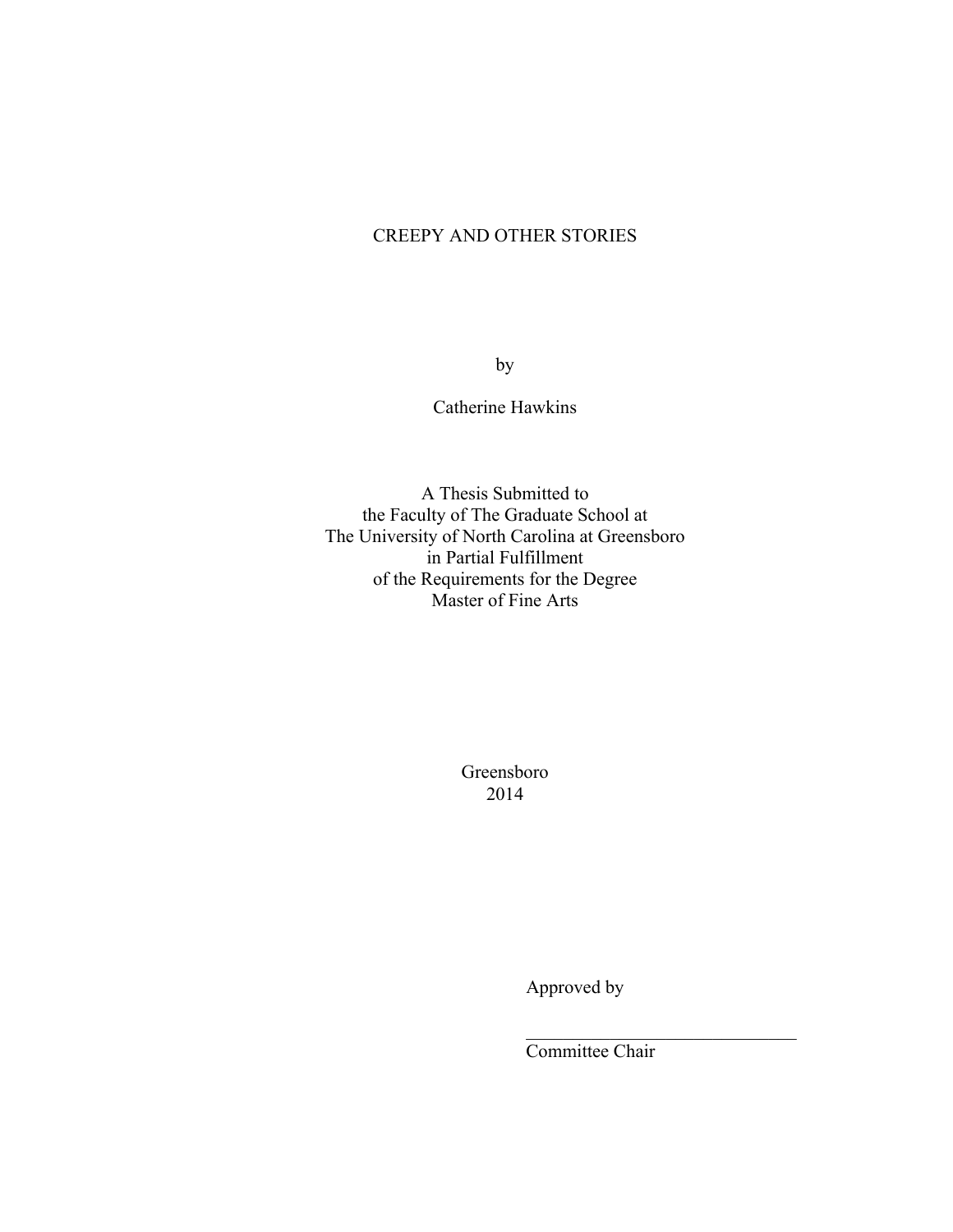# CREEPY AND OTHER STORIES

by

Catherine Hawkins

A Thesis Submitted to
the Faculty of The Graduate School at
The University of North Carolina at Greensboro
in Partial Fulfillment
of the Requirements for the Degree
Master of Fine Arts

Greensboro
2014

Approved by

______________________________
Committee Chair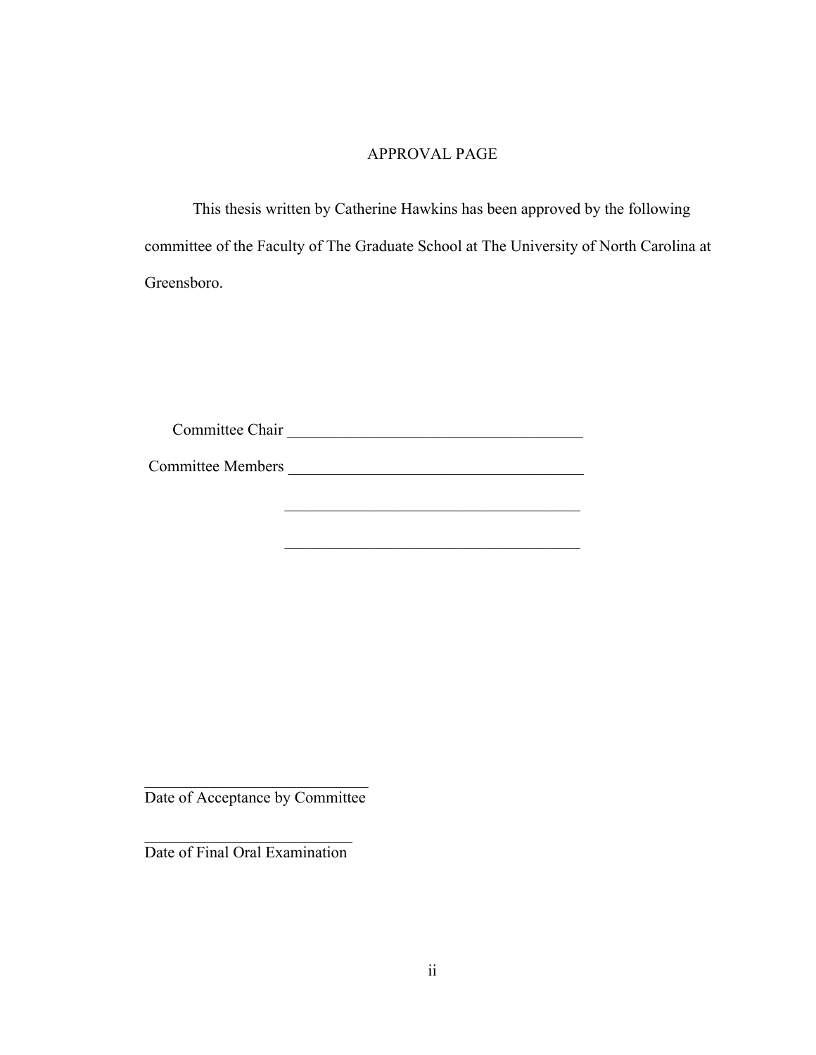# APPROVAL PAGE

This thesis written by Catherine Hawkins has been approved by the following committee of the Faculty of The Graduate School at The University of North Carolina at Greensboro.

Committee Chair ______________________________________

Committee Members ______________________________________

______________________________________

______________________________________

____________________________
Date of Acceptance by Committee

__________________________
Date of Final Oral Examination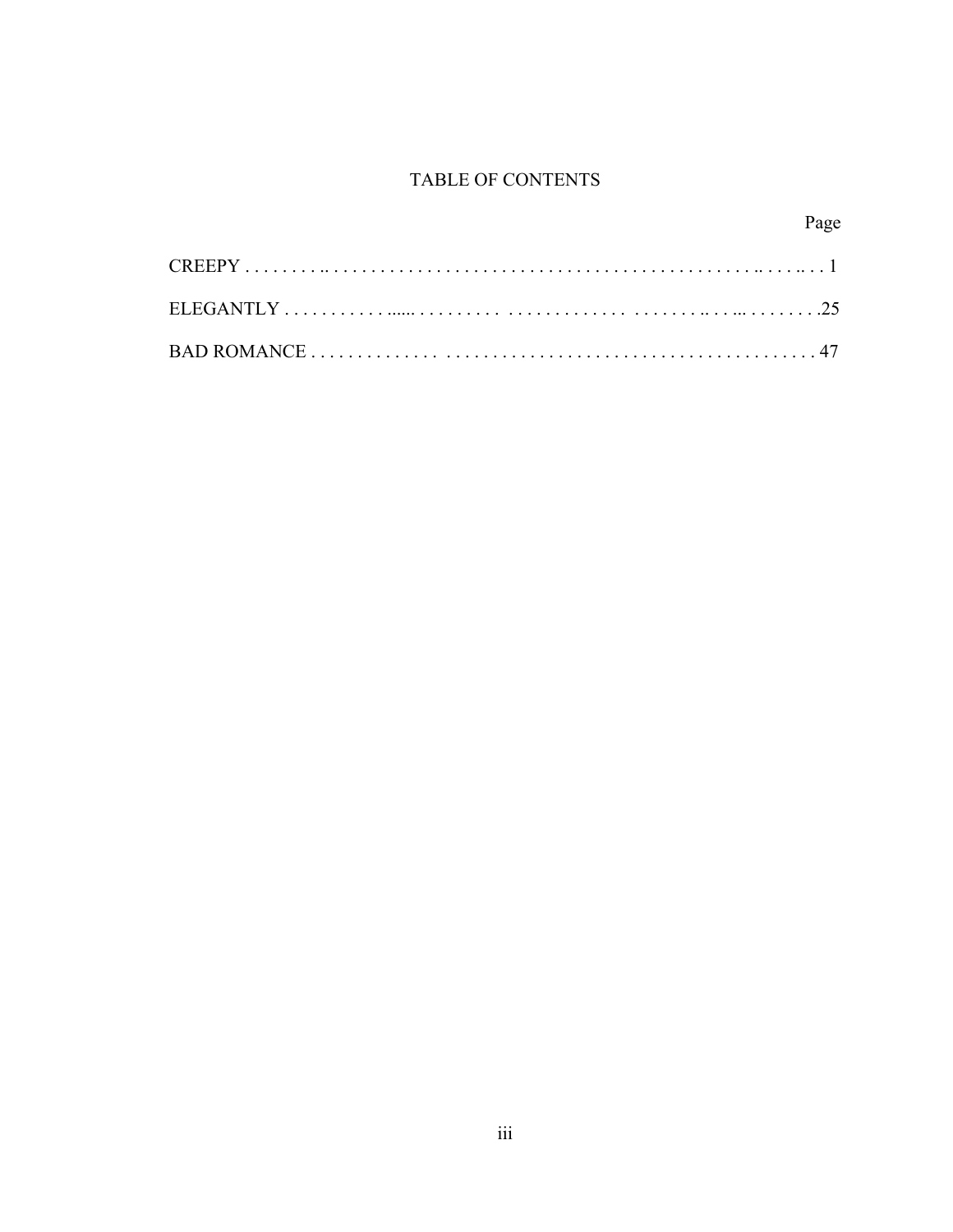# TABLE OF CONTENTS

| | Page |
|---|---|
| CREEPY | 1 |
| ELEGANTLY | 25 |
| BAD ROMANCE | 47 |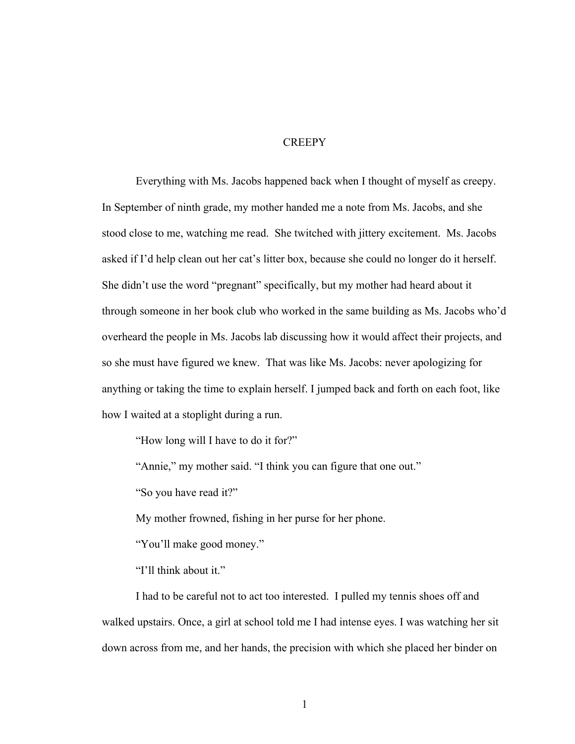# CREEPY

Everything with Ms. Jacobs happened back when I thought of myself as creepy. In September of ninth grade, my mother handed me a note from Ms. Jacobs, and she stood close to me, watching me read. She twitched with jittery excitement. Ms. Jacobs asked if I'd help clean out her cat's litter box, because she could no longer do it herself. She didn't use the word "pregnant" specifically, but my mother had heard about it through someone in her book club who worked in the same building as Ms. Jacobs who'd overheard the people in Ms. Jacobs lab discussing how it would affect their projects, and so she must have figured we knew. That was like Ms. Jacobs: never apologizing for anything or taking the time to explain herself. I jumped back and forth on each foot, like how I waited at a stoplight during a run.

"How long will I have to do it for?"

"Annie," my mother said. "I think you can figure that one out."

"So you have read it?"

My mother frowned, fishing in her purse for her phone.

"You'll make good money."

"I'll think about it."

I had to be careful not to act too interested. I pulled my tennis shoes off and walked upstairs. Once, a girl at school told me I had intense eyes. I was watching her sit down across from me, and her hands, the precision with which she placed her binder on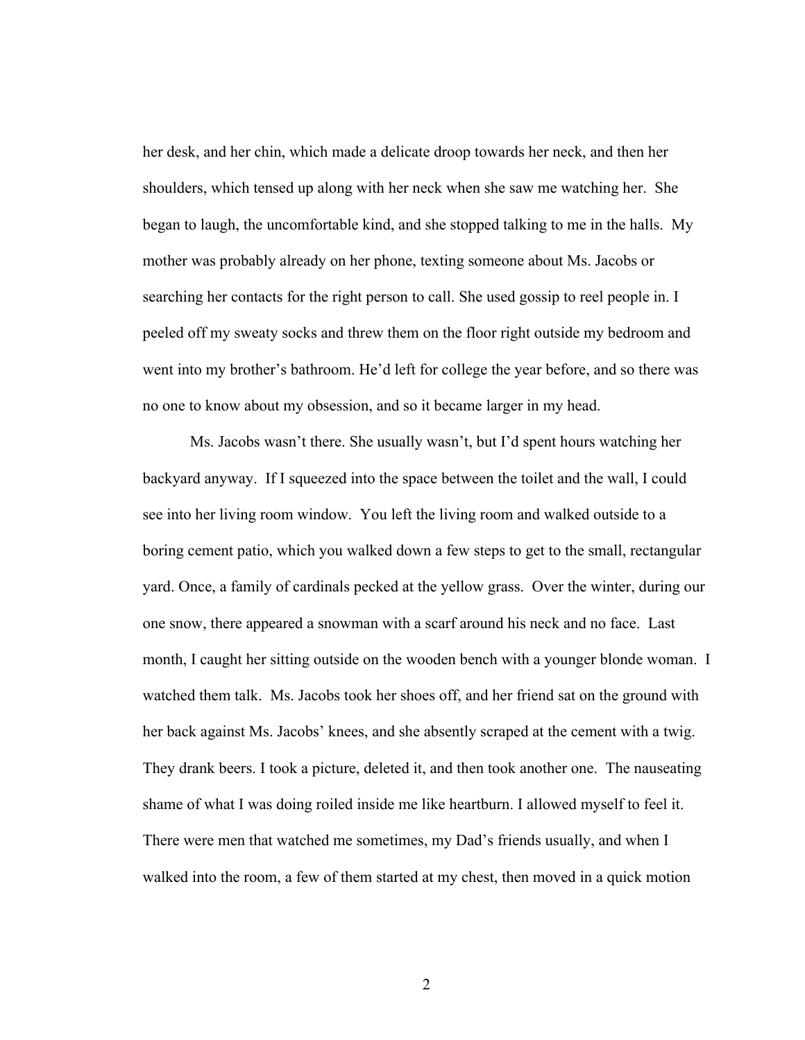her desk, and her chin, which made a delicate droop towards her neck, and then her shoulders, which tensed up along with her neck when she saw me watching her. She began to laugh, the uncomfortable kind, and she stopped talking to me in the halls. My mother was probably already on her phone, texting someone about Ms. Jacobs or searching her contacts for the right person to call. She used gossip to reel people in. I peeled off my sweaty socks and threw them on the floor right outside my bedroom and went into my brother's bathroom. He'd left for college the year before, and so there was no one to know about my obsession, and so it became larger in my head.

Ms. Jacobs wasn't there. She usually wasn't, but I'd spent hours watching her backyard anyway. If I squeezed into the space between the toilet and the wall, I could see into her living room window. You left the living room and walked outside to a boring cement patio, which you walked down a few steps to get to the small, rectangular yard. Once, a family of cardinals pecked at the yellow grass. Over the winter, during our one snow, there appeared a snowman with a scarf around his neck and no face. Last month, I caught her sitting outside on the wooden bench with a younger blonde woman. I watched them talk. Ms. Jacobs took her shoes off, and her friend sat on the ground with her back against Ms. Jacobs' knees, and she absently scraped at the cement with a twig. They drank beers. I took a picture, deleted it, and then took another one. The nauseating shame of what I was doing roiled inside me like heartburn. I allowed myself to feel it. There were men that watched me sometimes, my Dad's friends usually, and when I walked into the room, a few of them started at my chest, then moved in a quick motion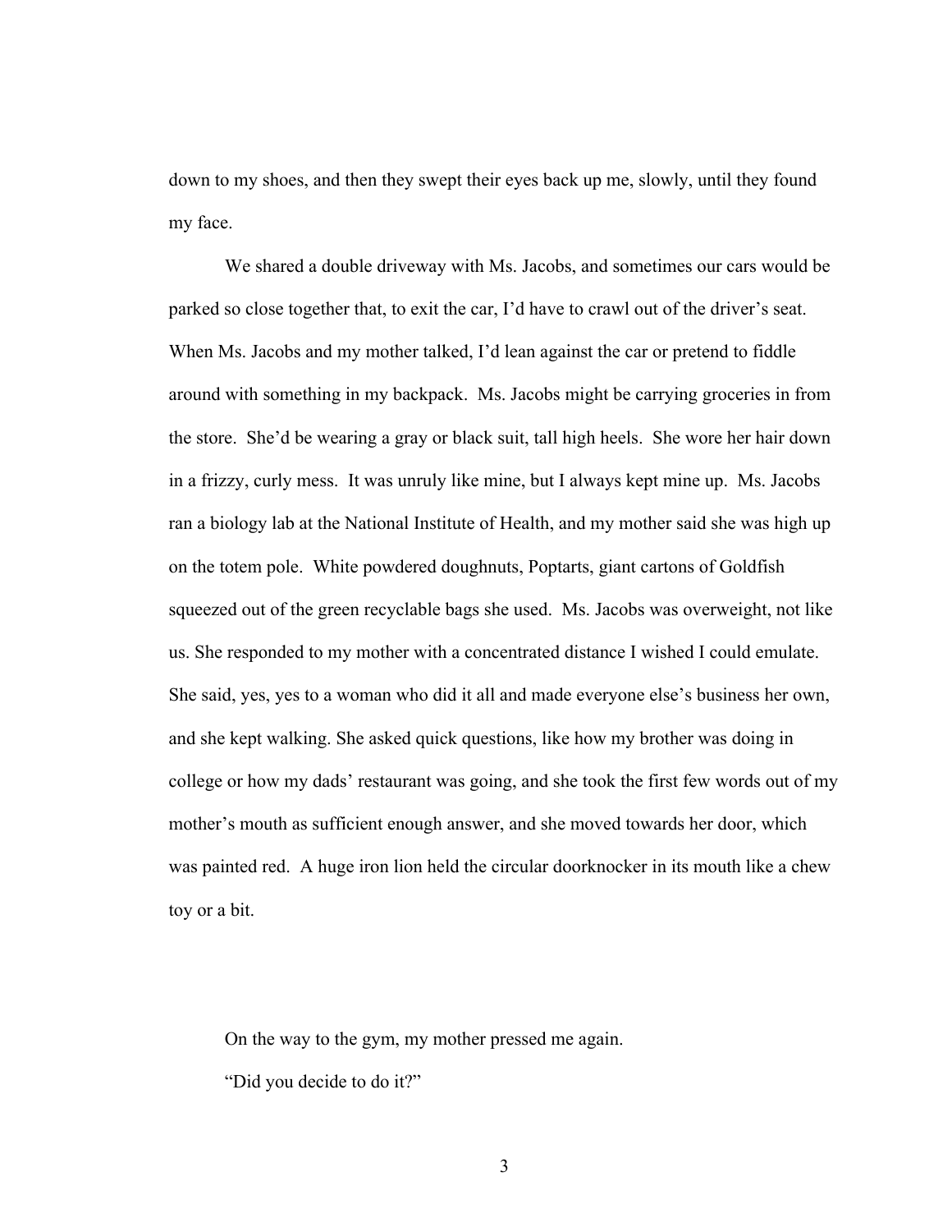down to my shoes, and then they swept their eyes back up me, slowly, until they found my face.

We shared a double driveway with Ms. Jacobs, and sometimes our cars would be parked so close together that, to exit the car, I'd have to crawl out of the driver's seat. When Ms. Jacobs and my mother talked, I'd lean against the car or pretend to fiddle around with something in my backpack. Ms. Jacobs might be carrying groceries in from the store. She'd be wearing a gray or black suit, tall high heels. She wore her hair down in a frizzy, curly mess. It was unruly like mine, but I always kept mine up. Ms. Jacobs ran a biology lab at the National Institute of Health, and my mother said she was high up on the totem pole. White powdered doughnuts, Poptarts, giant cartons of Goldfish squeezed out of the green recyclable bags she used. Ms. Jacobs was overweight, not like us. She responded to my mother with a concentrated distance I wished I could emulate. She said, yes, yes to a woman who did it all and made everyone else's business her own, and she kept walking. She asked quick questions, like how my brother was doing in college or how my dads' restaurant was going, and she took the first few words out of my mother's mouth as sufficient enough answer, and she moved towards her door, which was painted red. A huge iron lion held the circular doorknocker in its mouth like a chew toy or a bit.

On the way to the gym, my mother pressed me again.

"Did you decide to do it?"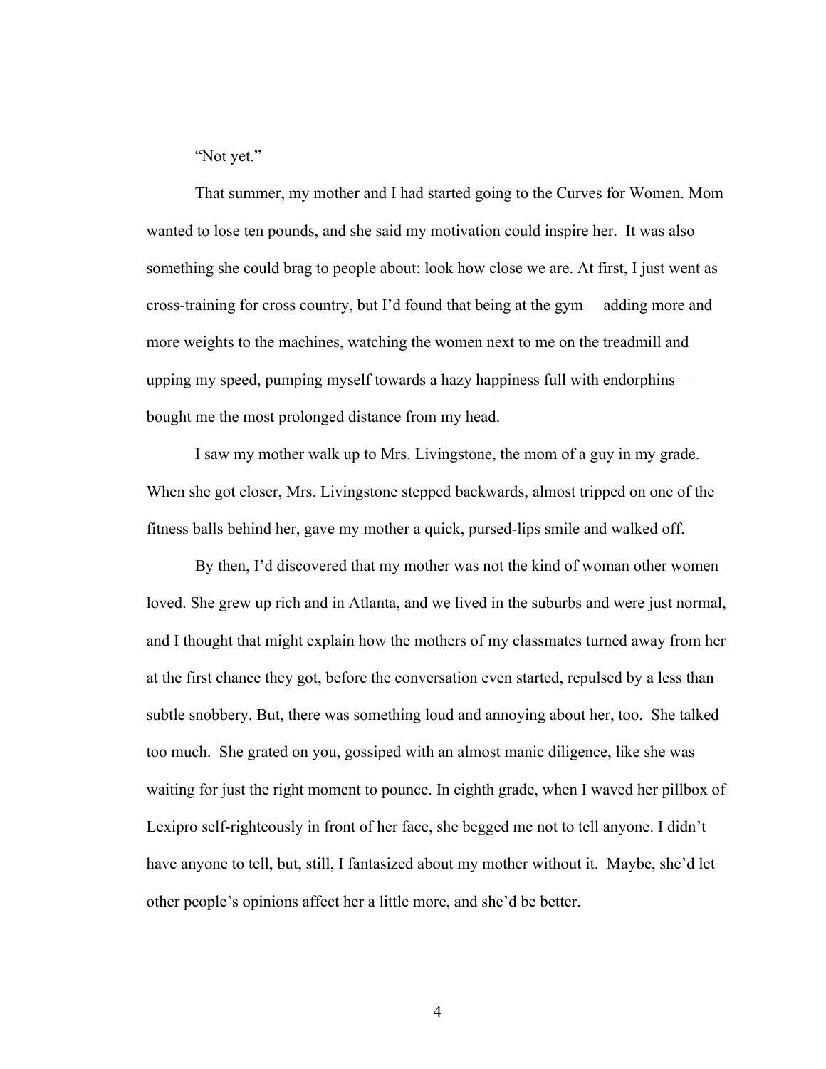"Not yet."

That summer, my mother and I had started going to the Curves for Women. Mom wanted to lose ten pounds, and she said my motivation could inspire her. It was also something she could brag to people about: look how close we are. At first, I just went as cross-training for cross country, but I'd found that being at the gym— adding more and more weights to the machines, watching the women next to me on the treadmill and upping my speed, pumping myself towards a hazy happiness full with endorphins— bought me the most prolonged distance from my head.

I saw my mother walk up to Mrs. Livingstone, the mom of a guy in my grade. When she got closer, Mrs. Livingstone stepped backwards, almost tripped on one of the fitness balls behind her, gave my mother a quick, pursed-lips smile and walked off.

By then, I'd discovered that my mother was not the kind of woman other women loved. She grew up rich and in Atlanta, and we lived in the suburbs and were just normal, and I thought that might explain how the mothers of my classmates turned away from her at the first chance they got, before the conversation even started, repulsed by a less than subtle snobbery. But, there was something loud and annoying about her, too. She talked too much. She grated on you, gossiped with an almost manic diligence, like she was waiting for just the right moment to pounce. In eighth grade, when I waved her pillbox of Lexipro self-righteously in front of her face, she begged me not to tell anyone. I didn't have anyone to tell, but, still, I fantasized about my mother without it. Maybe, she'd let other people's opinions affect her a little more, and she'd be better.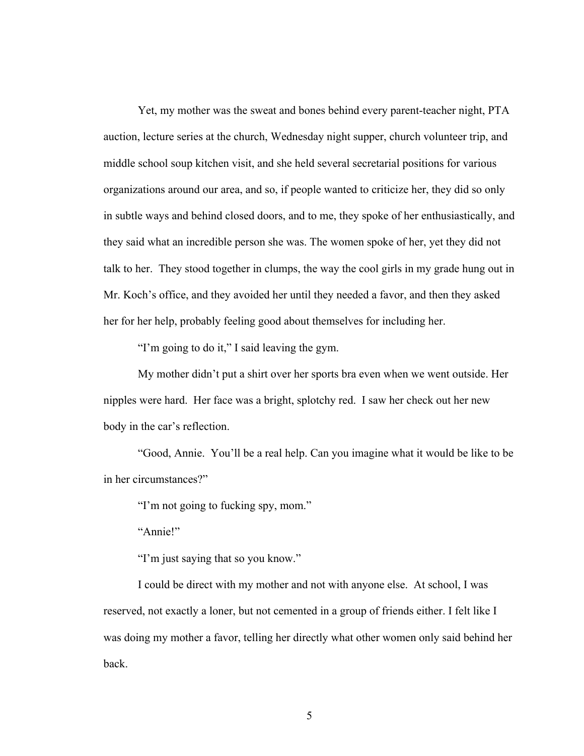Yet, my mother was the sweat and bones behind every parent-teacher night, PTA auction, lecture series at the church, Wednesday night supper, church volunteer trip, and middle school soup kitchen visit, and she held several secretarial positions for various organizations around our area, and so, if people wanted to criticize her, they did so only in subtle ways and behind closed doors, and to me, they spoke of her enthusiastically, and they said what an incredible person she was. The women spoke of her, yet they did not talk to her. They stood together in clumps, the way the cool girls in my grade hung out in Mr. Koch's office, and they avoided her until they needed a favor, and then they asked her for her help, probably feeling good about themselves for including her.

"I'm going to do it," I said leaving the gym.

My mother didn't put a shirt over her sports bra even when we went outside. Her nipples were hard. Her face was a bright, splotchy red. I saw her check out her new body in the car's reflection.

"Good, Annie. You'll be a real help. Can you imagine what it would be like to be in her circumstances?"

"I'm not going to fucking spy, mom."

"Annie!"

"I'm just saying that so you know."

I could be direct with my mother and not with anyone else. At school, I was reserved, not exactly a loner, but not cemented in a group of friends either. I felt like I was doing my mother a favor, telling her directly what other women only said behind her back.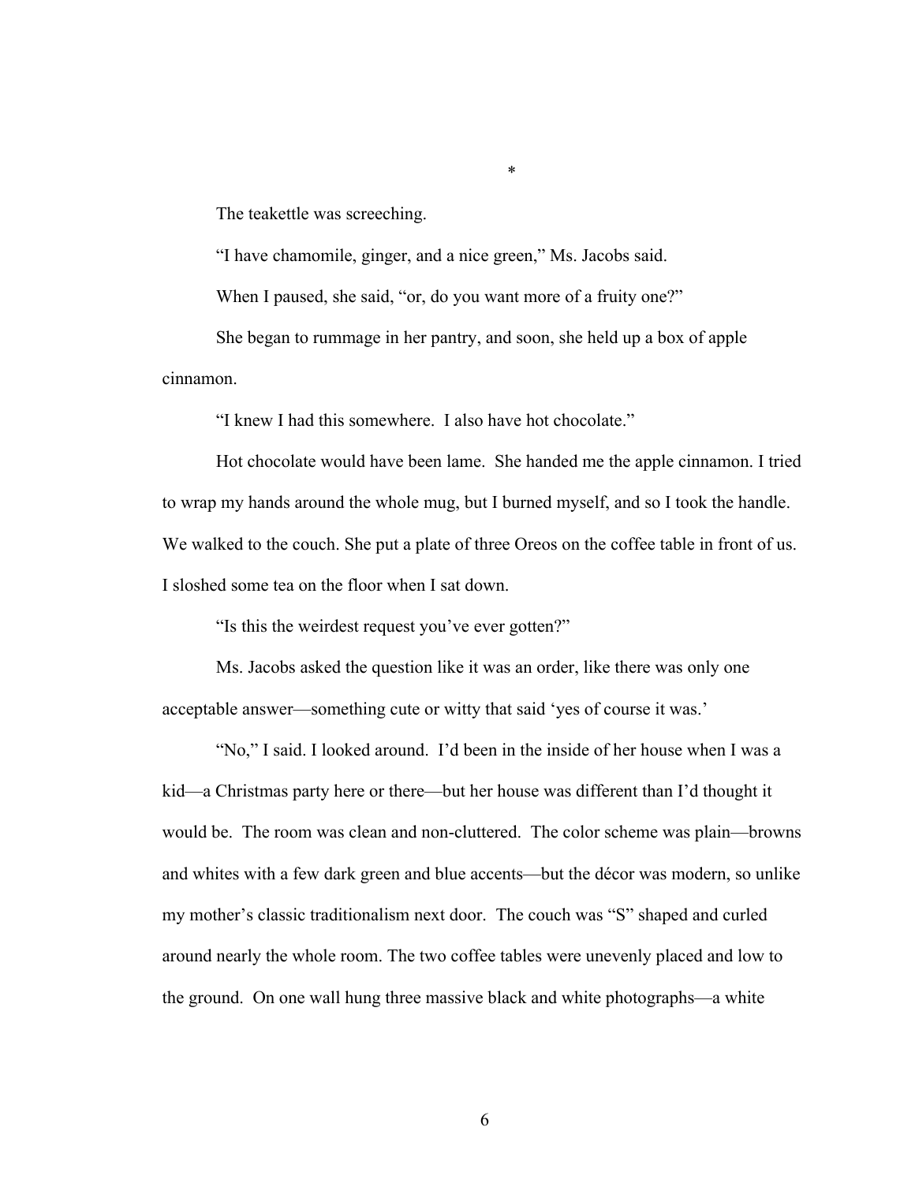*

The teakettle was screeching.

"I have chamomile, ginger, and a nice green," Ms. Jacobs said.

When I paused, she said, "or, do you want more of a fruity one?"

She began to rummage in her pantry, and soon, she held up a box of apple cinnamon.

"I knew I had this somewhere. I also have hot chocolate."

Hot chocolate would have been lame. She handed me the apple cinnamon. I tried to wrap my hands around the whole mug, but I burned myself, and so I took the handle. We walked to the couch. She put a plate of three Oreos on the coffee table in front of us. I sloshed some tea on the floor when I sat down.

"Is this the weirdest request you've ever gotten?"

Ms. Jacobs asked the question like it was an order, like there was only one acceptable answer—something cute or witty that said 'yes of course it was.'

"No," I said. I looked around. I'd been in the inside of her house when I was a kid—a Christmas party here or there—but her house was different than I'd thought it would be. The room was clean and non-cluttered. The color scheme was plain—browns and whites with a few dark green and blue accents—but the décor was modern, so unlike my mother's classic traditionalism next door. The couch was "S" shaped and curled around nearly the whole room. The two coffee tables were unevenly placed and low to the ground. On one wall hung three massive black and white photographs—a white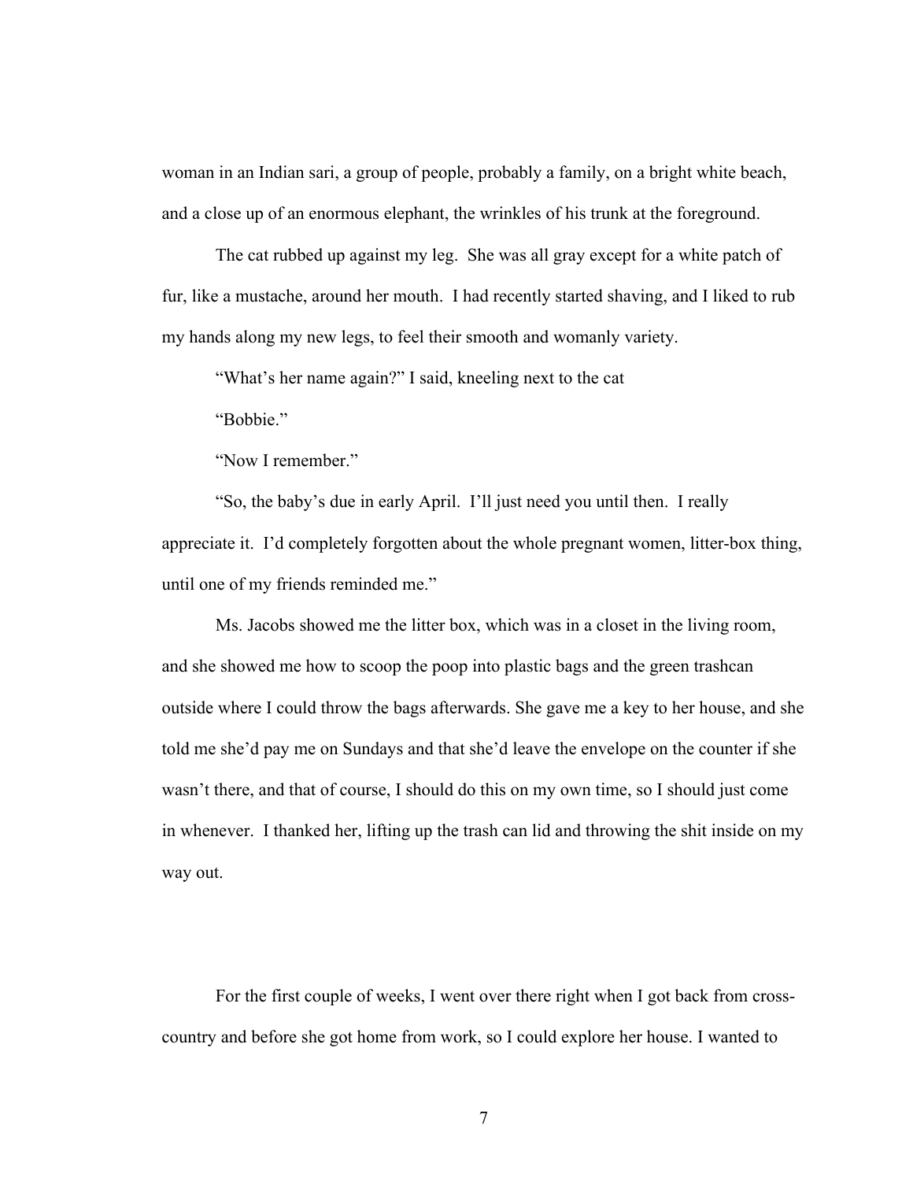woman in an Indian sari, a group of people, probably a family, on a bright white beach, and a close up of an enormous elephant, the wrinkles of his trunk at the foreground.

The cat rubbed up against my leg. She was all gray except for a white patch of fur, like a mustache, around her mouth. I had recently started shaving, and I liked to rub my hands along my new legs, to feel their smooth and womanly variety.

"What's her name again?" I said, kneeling next to the cat

"Bobbie."

"Now I remember."

"So, the baby's due in early April. I'll just need you until then. I really appreciate it. I'd completely forgotten about the whole pregnant women, litter-box thing, until one of my friends reminded me."

Ms. Jacobs showed me the litter box, which was in a closet in the living room, and she showed me how to scoop the poop into plastic bags and the green trashcan outside where I could throw the bags afterwards. She gave me a key to her house, and she told me she'd pay me on Sundays and that she'd leave the envelope on the counter if she wasn't there, and that of course, I should do this on my own time, so I should just come in whenever. I thanked her, lifting up the trash can lid and throwing the shit inside on my way out.

For the first couple of weeks, I went over there right when I got back from cross-country and before she got home from work, so I could explore her house. I wanted to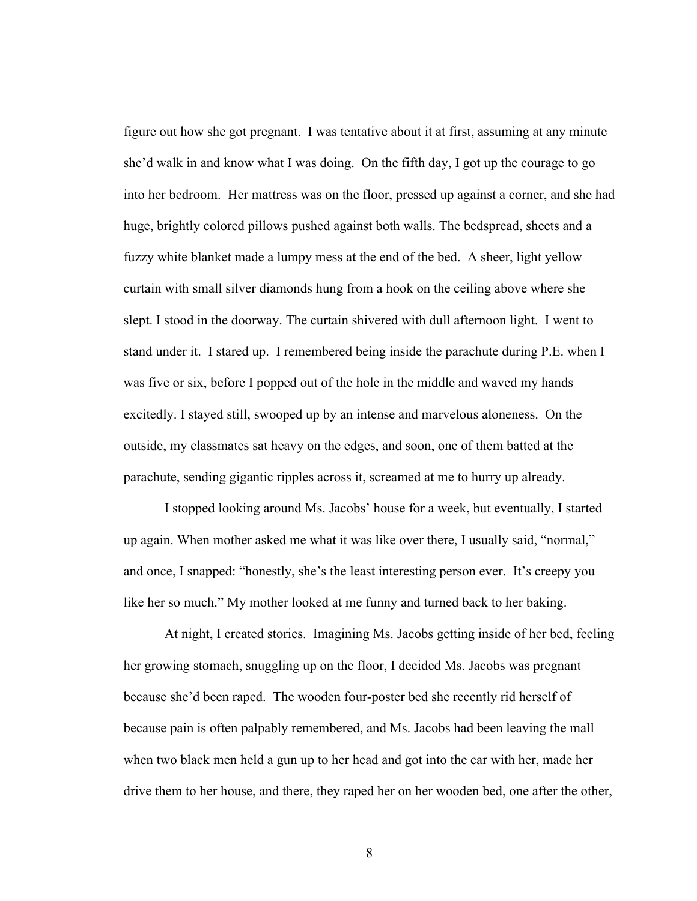figure out how she got pregnant. I was tentative about it at first, assuming at any minute she'd walk in and know what I was doing. On the fifth day, I got up the courage to go into her bedroom. Her mattress was on the floor, pressed up against a corner, and she had huge, brightly colored pillows pushed against both walls. The bedspread, sheets and a fuzzy white blanket made a lumpy mess at the end of the bed. A sheer, light yellow curtain with small silver diamonds hung from a hook on the ceiling above where she slept. I stood in the doorway. The curtain shivered with dull afternoon light. I went to stand under it. I stared up. I remembered being inside the parachute during P.E. when I was five or six, before I popped out of the hole in the middle and waved my hands excitedly. I stayed still, swooped up by an intense and marvelous aloneness. On the outside, my classmates sat heavy on the edges, and soon, one of them batted at the parachute, sending gigantic ripples across it, screamed at me to hurry up already.

I stopped looking around Ms. Jacobs' house for a week, but eventually, I started up again. When mother asked me what it was like over there, I usually said, "normal," and once, I snapped: "honestly, she's the least interesting person ever. It's creepy you like her so much." My mother looked at me funny and turned back to her baking.

At night, I created stories. Imagining Ms. Jacobs getting inside of her bed, feeling her growing stomach, snuggling up on the floor, I decided Ms. Jacobs was pregnant because she'd been raped. The wooden four-poster bed she recently rid herself of because pain is often palpably remembered, and Ms. Jacobs had been leaving the mall when two black men held a gun up to her head and got into the car with her, made her drive them to her house, and there, they raped her on her wooden bed, one after the other,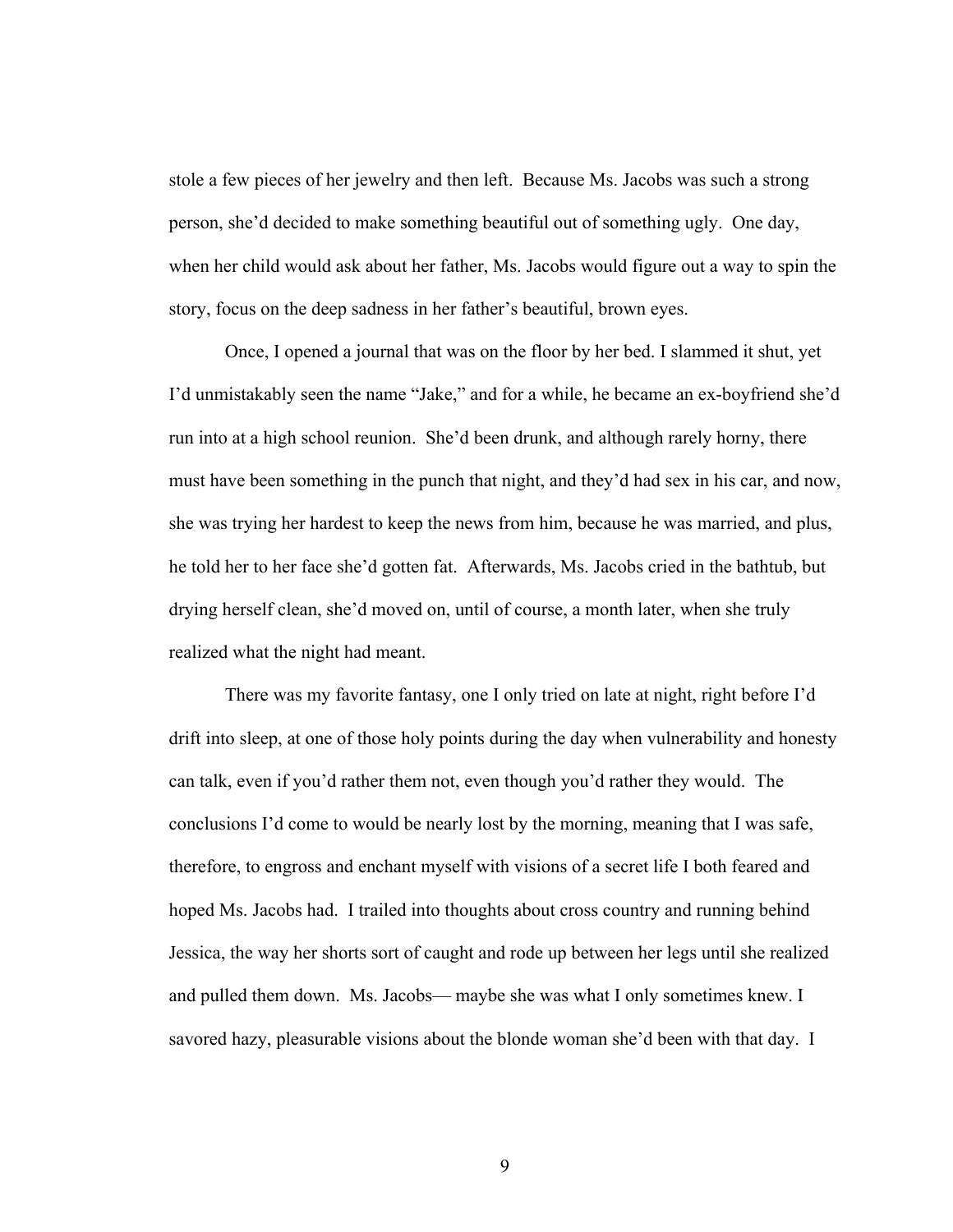stole a few pieces of her jewelry and then left. Because Ms. Jacobs was such a strong person, she'd decided to make something beautiful out of something ugly. One day, when her child would ask about her father, Ms. Jacobs would figure out a way to spin the story, focus on the deep sadness in her father's beautiful, brown eyes.

Once, I opened a journal that was on the floor by her bed. I slammed it shut, yet I'd unmistakably seen the name "Jake," and for a while, he became an ex-boyfriend she'd run into at a high school reunion. She'd been drunk, and although rarely horny, there must have been something in the punch that night, and they'd had sex in his car, and now, she was trying her hardest to keep the news from him, because he was married, and plus, he told her to her face she'd gotten fat. Afterwards, Ms. Jacobs cried in the bathtub, but drying herself clean, she'd moved on, until of course, a month later, when she truly realized what the night had meant.

There was my favorite fantasy, one I only tried on late at night, right before I'd drift into sleep, at one of those holy points during the day when vulnerability and honesty can talk, even if you'd rather them not, even though you'd rather they would. The conclusions I'd come to would be nearly lost by the morning, meaning that I was safe, therefore, to engross and enchant myself with visions of a secret life I both feared and hoped Ms. Jacobs had. I trailed into thoughts about cross country and running behind Jessica, the way her shorts sort of caught and rode up between her legs until she realized and pulled them down. Ms. Jacobs— maybe she was what I only sometimes knew. I savored hazy, pleasurable visions about the blonde woman she'd been with that day. I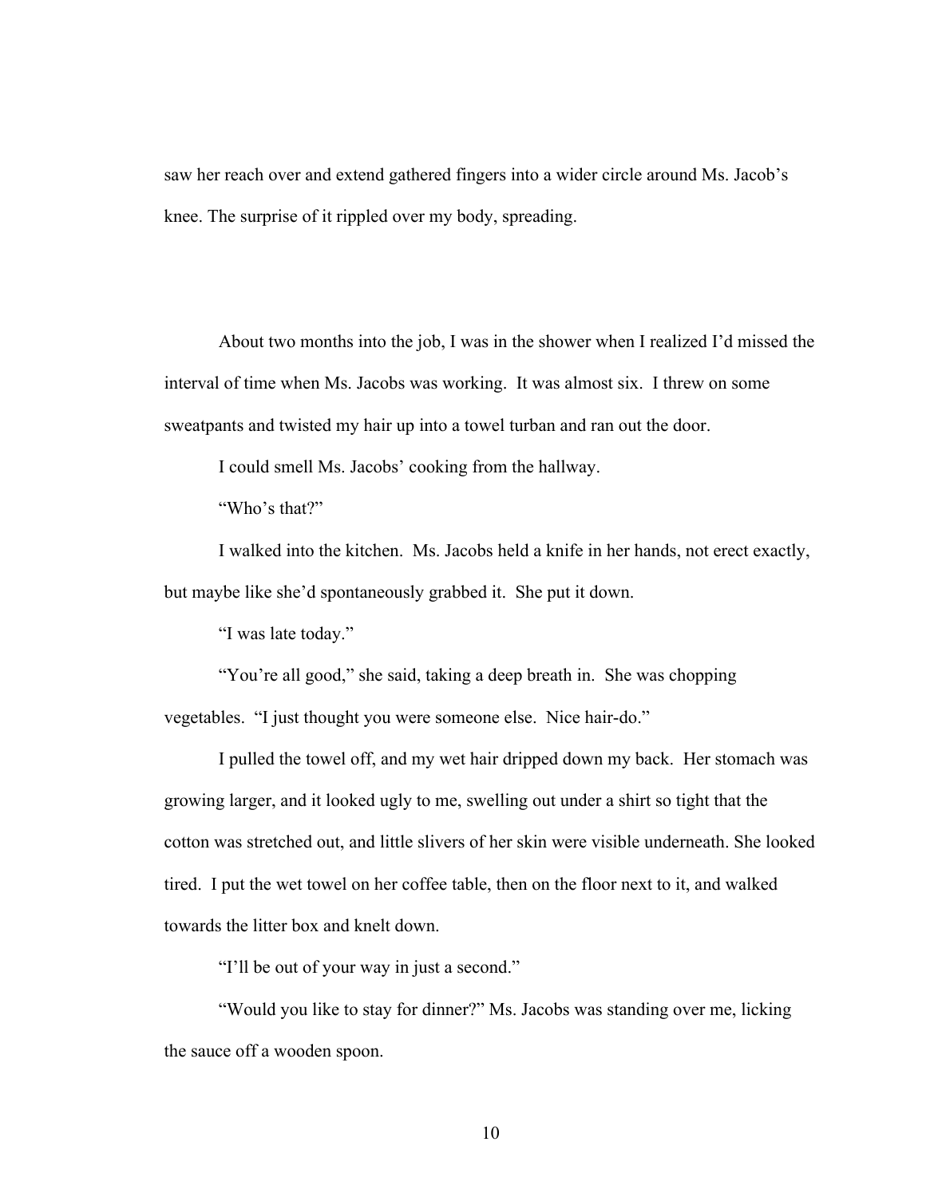saw her reach over and extend gathered fingers into a wider circle around Ms. Jacob's knee. The surprise of it rippled over my body, spreading.

About two months into the job, I was in the shower when I realized I'd missed the interval of time when Ms. Jacobs was working. It was almost six. I threw on some sweatpants and twisted my hair up into a towel turban and ran out the door.

I could smell Ms. Jacobs' cooking from the hallway.

"Who's that?"

I walked into the kitchen. Ms. Jacobs held a knife in her hands, not erect exactly, but maybe like she'd spontaneously grabbed it. She put it down.

"I was late today."

"You're all good," she said, taking a deep breath in. She was chopping vegetables. "I just thought you were someone else. Nice hair-do."

I pulled the towel off, and my wet hair dripped down my back. Her stomach was growing larger, and it looked ugly to me, swelling out under a shirt so tight that the cotton was stretched out, and little slivers of her skin were visible underneath. She looked tired. I put the wet towel on her coffee table, then on the floor next to it, and walked towards the litter box and knelt down.

"I'll be out of your way in just a second."

"Would you like to stay for dinner?" Ms. Jacobs was standing over me, licking the sauce off a wooden spoon.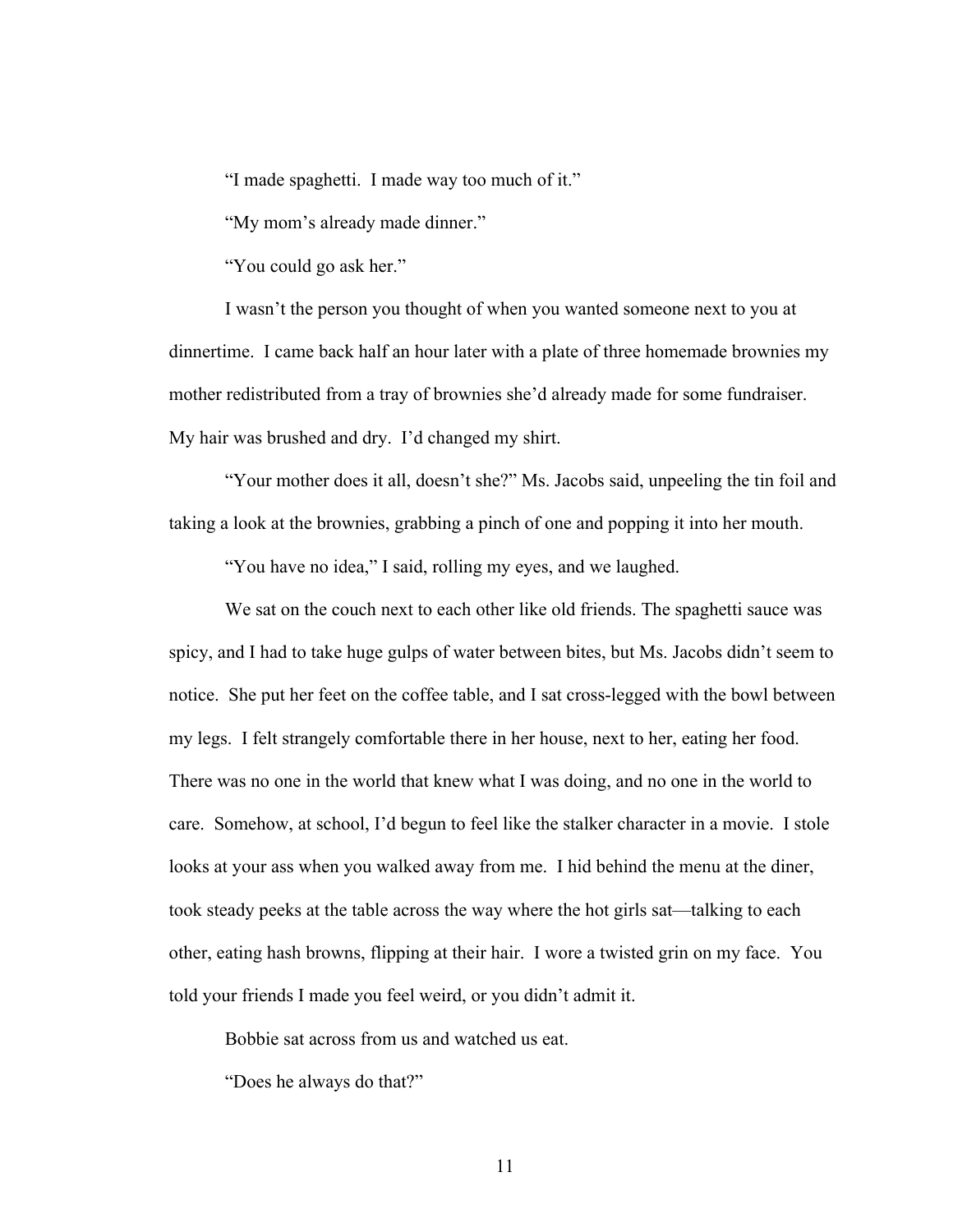"I made spaghetti. I made way too much of it."

"My mom's already made dinner."

"You could go ask her."

I wasn't the person you thought of when you wanted someone next to you at dinnertime. I came back half an hour later with a plate of three homemade brownies my mother redistributed from a tray of brownies she'd already made for some fundraiser. My hair was brushed and dry. I'd changed my shirt.

"Your mother does it all, doesn't she?" Ms. Jacobs said, unpeeling the tin foil and taking a look at the brownies, grabbing a pinch of one and popping it into her mouth.

"You have no idea," I said, rolling my eyes, and we laughed.

We sat on the couch next to each other like old friends. The spaghetti sauce was spicy, and I had to take huge gulps of water between bites, but Ms. Jacobs didn't seem to notice. She put her feet on the coffee table, and I sat cross-legged with the bowl between my legs. I felt strangely comfortable there in her house, next to her, eating her food. There was no one in the world that knew what I was doing, and no one in the world to care. Somehow, at school, I'd begun to feel like the stalker character in a movie. I stole looks at your ass when you walked away from me. I hid behind the menu at the diner, took steady peeks at the table across the way where the hot girls sat—talking to each other, eating hash browns, flipping at their hair. I wore a twisted grin on my face. You told your friends I made you feel weird, or you didn't admit it.

Bobbie sat across from us and watched us eat.

"Does he always do that?"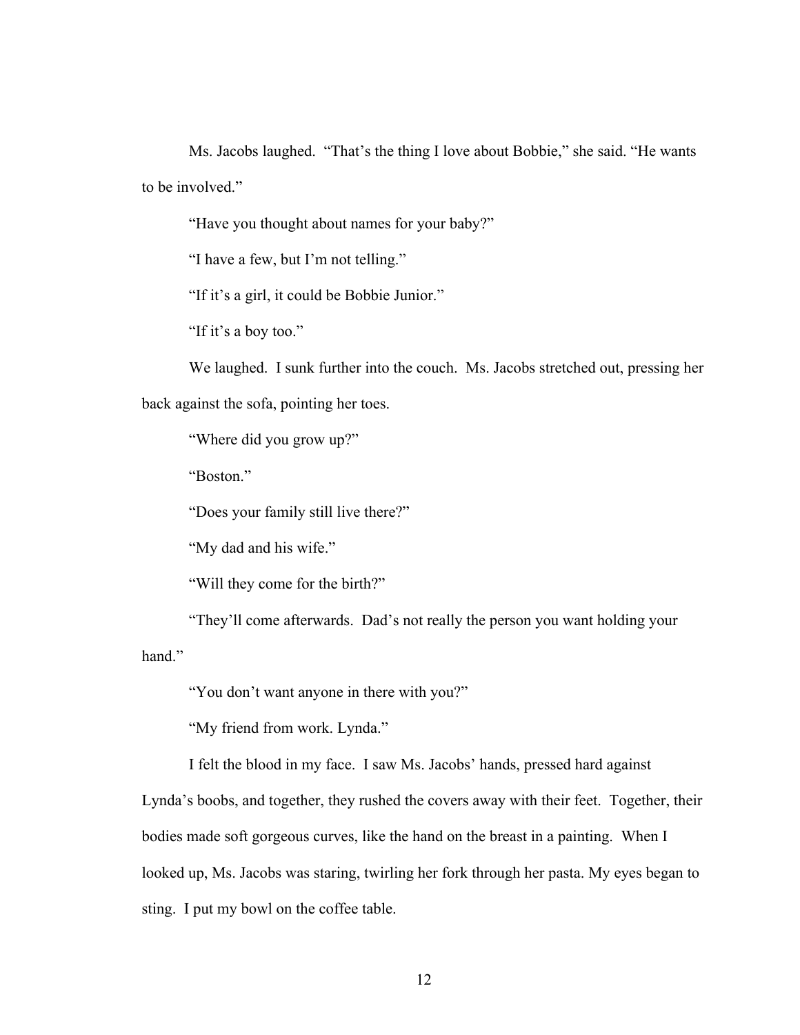Ms. Jacobs laughed. "That's the thing I love about Bobbie," she said. "He wants to be involved."

"Have you thought about names for your baby?"

"I have a few, but I'm not telling."

"If it's a girl, it could be Bobbie Junior."

"If it's a boy too."

We laughed. I sunk further into the couch. Ms. Jacobs stretched out, pressing her back against the sofa, pointing her toes.

"Where did you grow up?"

"Boston."

"Does your family still live there?"

"My dad and his wife."

"Will they come for the birth?"

"They'll come afterwards. Dad's not really the person you want holding your hand."

"You don't want anyone in there with you?"

"My friend from work. Lynda."

I felt the blood in my face. I saw Ms. Jacobs' hands, pressed hard against Lynda's boobs, and together, they rushed the covers away with their feet. Together, their bodies made soft gorgeous curves, like the hand on the breast in a painting. When I looked up, Ms. Jacobs was staring, twirling her fork through her pasta. My eyes began to sting. I put my bowl on the coffee table.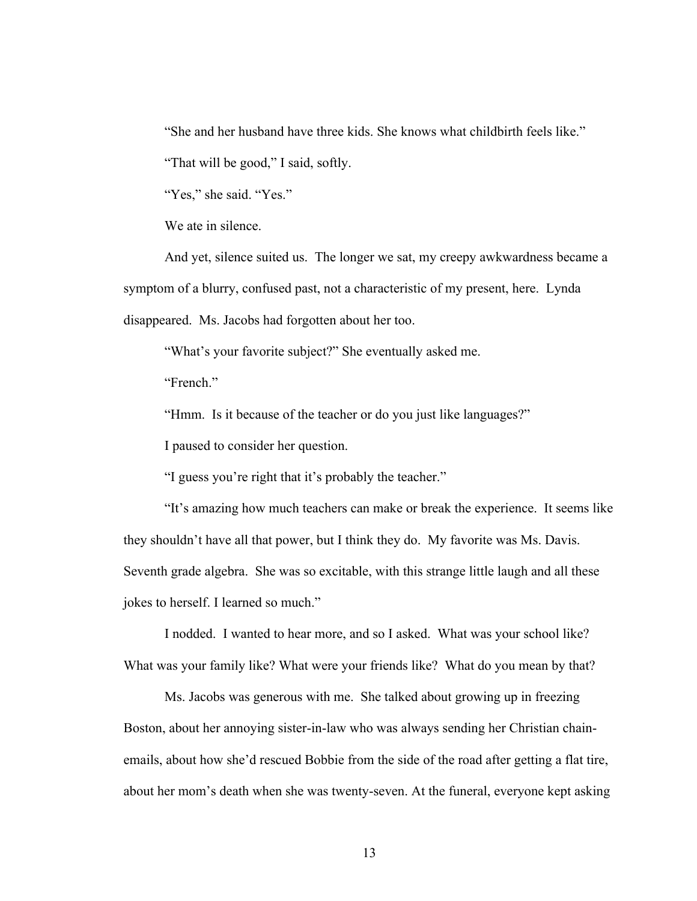"She and her husband have three kids. She knows what childbirth feels like."

"That will be good," I said, softly.

"Yes," she said. "Yes."

We ate in silence.

And yet, silence suited us. The longer we sat, my creepy awkwardness became a symptom of a blurry, confused past, not a characteristic of my present, here. Lynda disappeared. Ms. Jacobs had forgotten about her too.

"What's your favorite subject?" She eventually asked me.

"French."

"Hmm. Is it because of the teacher or do you just like languages?"

I paused to consider her question.

"I guess you're right that it's probably the teacher."

"It's amazing how much teachers can make or break the experience. It seems like they shouldn't have all that power, but I think they do. My favorite was Ms. Davis. Seventh grade algebra. She was so excitable, with this strange little laugh and all these jokes to herself. I learned so much."

I nodded. I wanted to hear more, and so I asked. What was your school like? What was your family like? What were your friends like? What do you mean by that?

Ms. Jacobs was generous with me. She talked about growing up in freezing Boston, about her annoying sister-in-law who was always sending her Christian chain-emails, about how she'd rescued Bobbie from the side of the road after getting a flat tire, about her mom's death when she was twenty-seven. At the funeral, everyone kept asking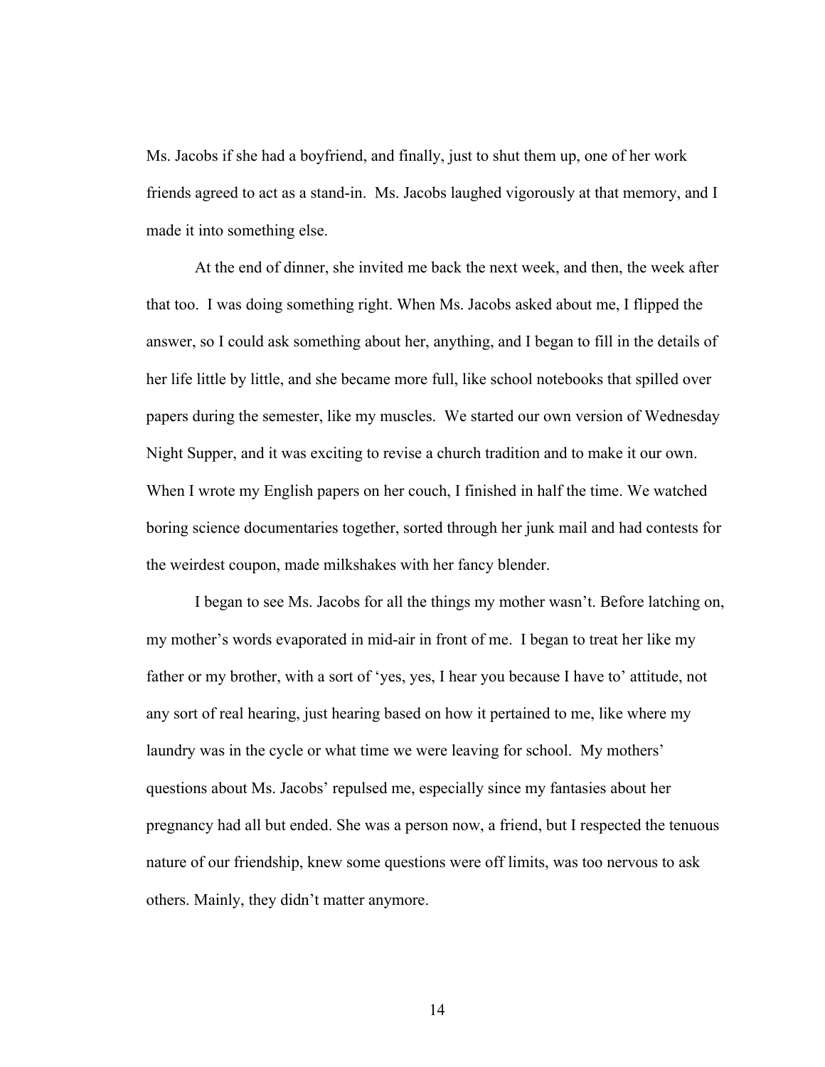Ms. Jacobs if she had a boyfriend, and finally, just to shut them up, one of her work friends agreed to act as a stand-in. Ms. Jacobs laughed vigorously at that memory, and I made it into something else.

At the end of dinner, she invited me back the next week, and then, the week after that too. I was doing something right. When Ms. Jacobs asked about me, I flipped the answer, so I could ask something about her, anything, and I began to fill in the details of her life little by little, and she became more full, like school notebooks that spilled over papers during the semester, like my muscles. We started our own version of Wednesday Night Supper, and it was exciting to revise a church tradition and to make it our own. When I wrote my English papers on her couch, I finished in half the time. We watched boring science documentaries together, sorted through her junk mail and had contests for the weirdest coupon, made milkshakes with her fancy blender.

I began to see Ms. Jacobs for all the things my mother wasn't. Before latching on, my mother's words evaporated in mid-air in front of me. I began to treat her like my father or my brother, with a sort of 'yes, yes, I hear you because I have to' attitude, not any sort of real hearing, just hearing based on how it pertained to me, like where my laundry was in the cycle or what time we were leaving for school. My mothers' questions about Ms. Jacobs' repulsed me, especially since my fantasies about her pregnancy had all but ended. She was a person now, a friend, but I respected the tenuous nature of our friendship, knew some questions were off limits, was too nervous to ask others. Mainly, they didn't matter anymore.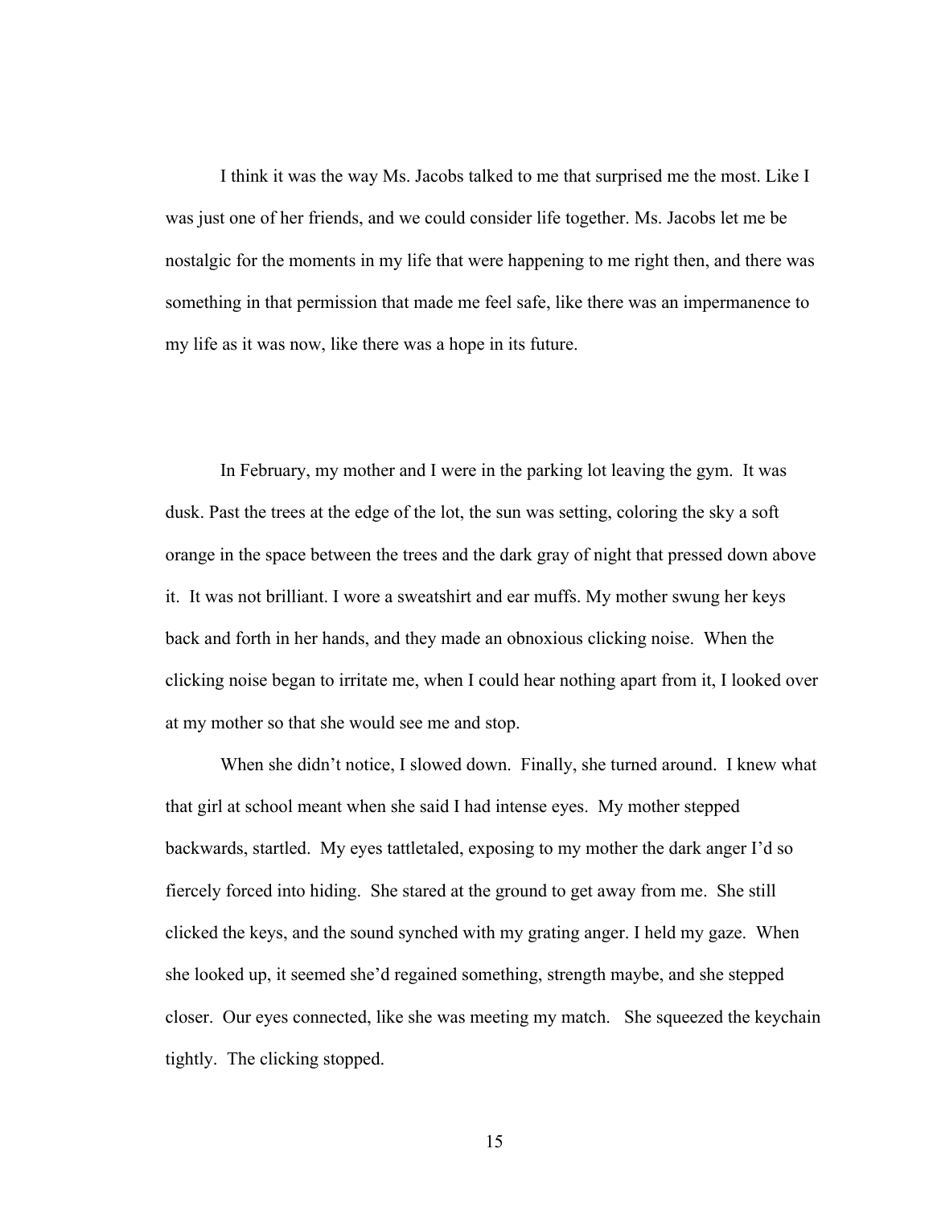I think it was the way Ms. Jacobs talked to me that surprised me the most. Like I was just one of her friends, and we could consider life together. Ms. Jacobs let me be nostalgic for the moments in my life that were happening to me right then, and there was something in that permission that made me feel safe, like there was an impermanence to my life as it was now, like there was a hope in its future.

In February, my mother and I were in the parking lot leaving the gym. It was dusk. Past the trees at the edge of the lot, the sun was setting, coloring the sky a soft orange in the space between the trees and the dark gray of night that pressed down above it. It was not brilliant. I wore a sweatshirt and ear muffs. My mother swung her keys back and forth in her hands, and they made an obnoxious clicking noise. When the clicking noise began to irritate me, when I could hear nothing apart from it, I looked over at my mother so that she would see me and stop.

When she didn't notice, I slowed down. Finally, she turned around. I knew what that girl at school meant when she said I had intense eyes. My mother stepped backwards, startled. My eyes tattletaled, exposing to my mother the dark anger I'd so fiercely forced into hiding. She stared at the ground to get away from me. She still clicked the keys, and the sound synched with my grating anger. I held my gaze. When she looked up, it seemed she'd regained something, strength maybe, and she stepped closer. Our eyes connected, like she was meeting my match. She squeezed the keychain tightly. The clicking stopped.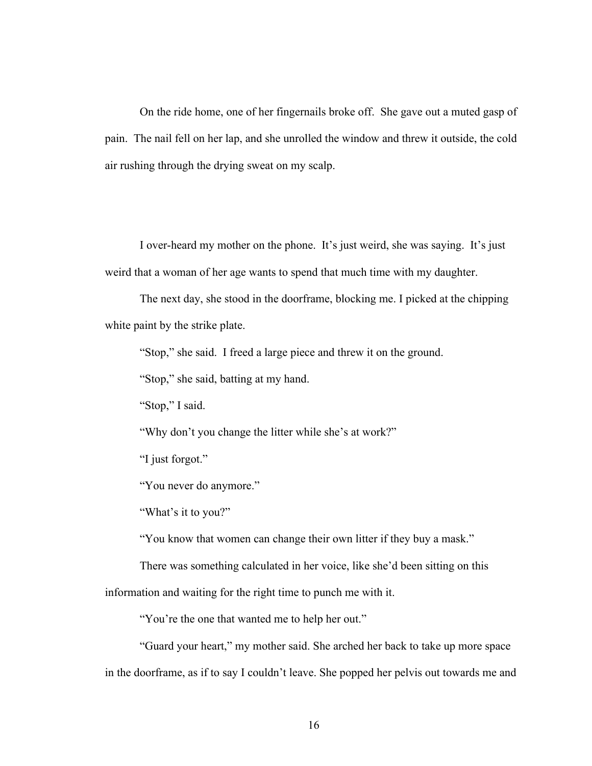On the ride home, one of her fingernails broke off. She gave out a muted gasp of pain. The nail fell on her lap, and she unrolled the window and threw it outside, the cold air rushing through the drying sweat on my scalp.

I over-heard my mother on the phone. It's just weird, she was saying. It's just weird that a woman of her age wants to spend that much time with my daughter.

The next day, she stood in the doorframe, blocking me. I picked at the chipping white paint by the strike plate.

"Stop," she said. I freed a large piece and threw it on the ground.

"Stop," she said, batting at my hand.

"Stop," I said.

"Why don't you change the litter while she's at work?"

"I just forgot."

"You never do anymore."

"What's it to you?"

"You know that women can change their own litter if they buy a mask."

There was something calculated in her voice, like she'd been sitting on this information and waiting for the right time to punch me with it.

"You're the one that wanted me to help her out."

"Guard your heart," my mother said. She arched her back to take up more space in the doorframe, as if to say I couldn't leave. She popped her pelvis out towards me and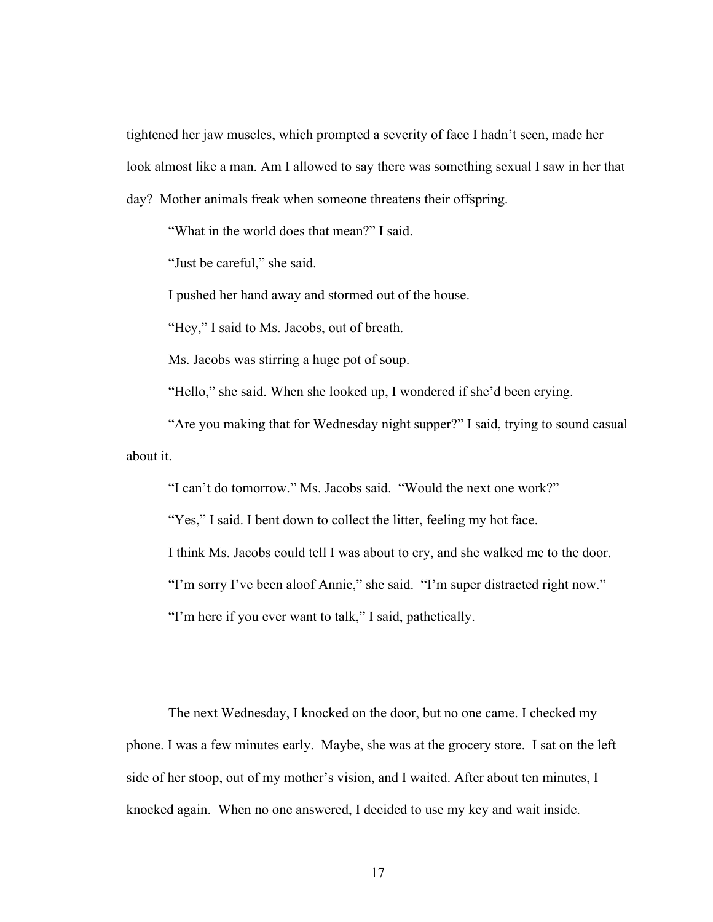tightened her jaw muscles, which prompted a severity of face I hadn't seen, made her look almost like a man. Am I allowed to say there was something sexual I saw in her that day? Mother animals freak when someone threatens their offspring.

"What in the world does that mean?" I said.

"Just be careful," she said.

I pushed her hand away and stormed out of the house.

"Hey," I said to Ms. Jacobs, out of breath.

Ms. Jacobs was stirring a huge pot of soup.

"Hello," she said. When she looked up, I wondered if she'd been crying.

"Are you making that for Wednesday night supper?" I said, trying to sound casual about it.

"I can't do tomorrow." Ms. Jacobs said. "Would the next one work?"

"Yes," I said. I bent down to collect the litter, feeling my hot face.

I think Ms. Jacobs could tell I was about to cry, and she walked me to the door.

"I'm sorry I've been aloof Annie," she said. "I'm super distracted right now."

"I'm here if you ever want to talk," I said, pathetically.

The next Wednesday, I knocked on the door, but no one came. I checked my phone. I was a few minutes early. Maybe, she was at the grocery store. I sat on the left side of her stoop, out of my mother's vision, and I waited. After about ten minutes, I knocked again. When no one answered, I decided to use my key and wait inside.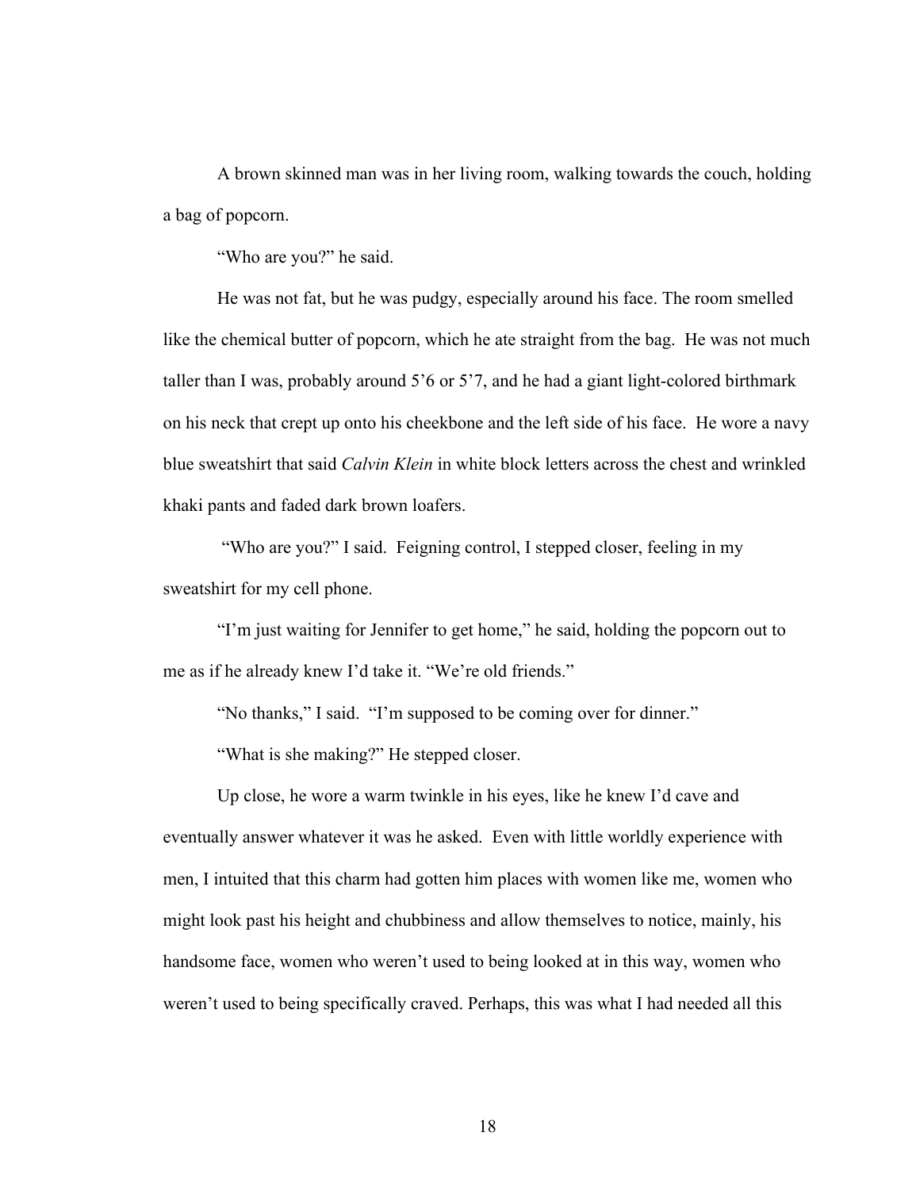A brown skinned man was in her living room, walking towards the couch, holding a bag of popcorn.

"Who are you?" he said.

He was not fat, but he was pudgy, especially around his face. The room smelled like the chemical butter of popcorn, which he ate straight from the bag. He was not much taller than I was, probably around 5'6 or 5'7, and he had a giant light-colored birthmark on his neck that crept up onto his cheekbone and the left side of his face. He wore a navy blue sweatshirt that said *Calvin Klein* in white block letters across the chest and wrinkled khaki pants and faded dark brown loafers.

"Who are you?" I said. Feigning control, I stepped closer, feeling in my sweatshirt for my cell phone.

"I'm just waiting for Jennifer to get home," he said, holding the popcorn out to me as if he already knew I'd take it. "We're old friends."

"No thanks," I said. "I'm supposed to be coming over for dinner."

"What is she making?" He stepped closer.

Up close, he wore a warm twinkle in his eyes, like he knew I'd cave and eventually answer whatever it was he asked. Even with little worldly experience with men, I intuited that this charm had gotten him places with women like me, women who might look past his height and chubbiness and allow themselves to notice, mainly, his handsome face, women who weren't used to being looked at in this way, women who weren't used to being specifically craved. Perhaps, this was what I had needed all this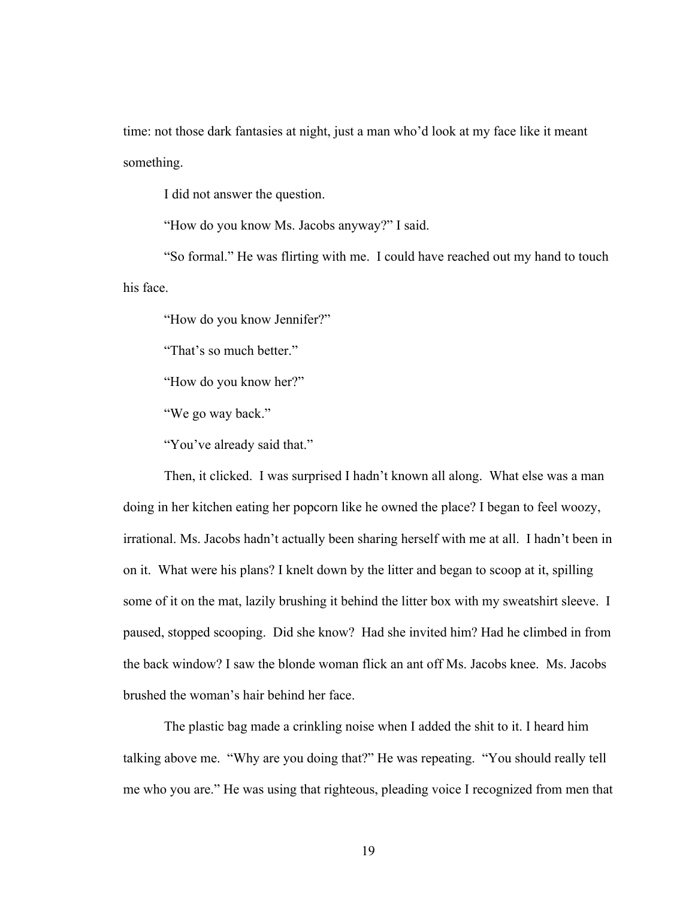time: not those dark fantasies at night, just a man who'd look at my face like it meant something.

I did not answer the question.

"How do you know Ms. Jacobs anyway?" I said.

"So formal." He was flirting with me. I could have reached out my hand to touch his face.

"How do you know Jennifer?"

"That's so much better."

"How do you know her?"

"We go way back."

"You've already said that."

Then, it clicked. I was surprised I hadn't known all along. What else was a man doing in her kitchen eating her popcorn like he owned the place? I began to feel woozy, irrational. Ms. Jacobs hadn't actually been sharing herself with me at all. I hadn't been in on it. What were his plans? I knelt down by the litter and began to scoop at it, spilling some of it on the mat, lazily brushing it behind the litter box with my sweatshirt sleeve. I paused, stopped scooping. Did she know? Had she invited him? Had he climbed in from the back window? I saw the blonde woman flick an ant off Ms. Jacobs knee. Ms. Jacobs brushed the woman's hair behind her face.

The plastic bag made a crinkling noise when I added the shit to it. I heard him talking above me. "Why are you doing that?" He was repeating. "You should really tell me who you are." He was using that righteous, pleading voice I recognized from men that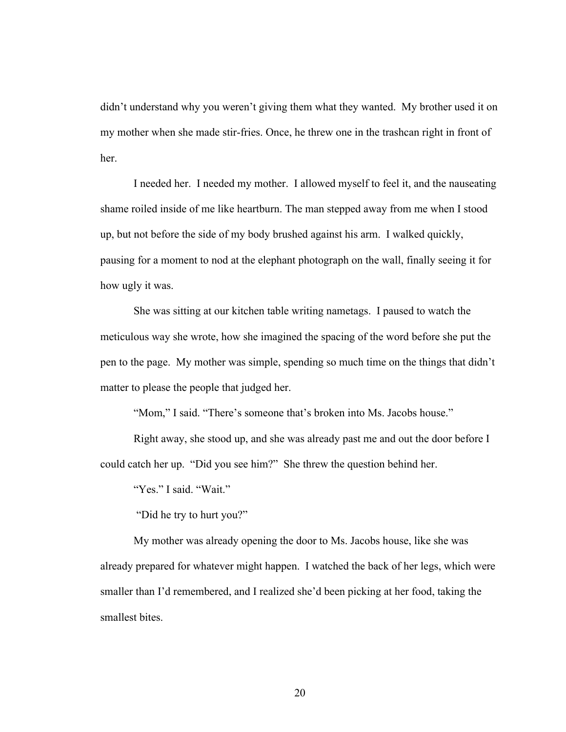didn't understand why you weren't giving them what they wanted. My brother used it on my mother when she made stir-fries. Once, he threw one in the trashcan right in front of her.

I needed her. I needed my mother. I allowed myself to feel it, and the nauseating shame roiled inside of me like heartburn. The man stepped away from me when I stood up, but not before the side of my body brushed against his arm. I walked quickly, pausing for a moment to nod at the elephant photograph on the wall, finally seeing it for how ugly it was.

She was sitting at our kitchen table writing nametags. I paused to watch the meticulous way she wrote, how she imagined the spacing of the word before she put the pen to the page. My mother was simple, spending so much time on the things that didn't matter to please the people that judged her.

"Mom," I said. "There's someone that's broken into Ms. Jacobs house."

Right away, she stood up, and she was already past me and out the door before I could catch her up. "Did you see him?" She threw the question behind her.

"Yes." I said. "Wait."

"Did he try to hurt you?"

My mother was already opening the door to Ms. Jacobs house, like she was already prepared for whatever might happen. I watched the back of her legs, which were smaller than I'd remembered, and I realized she'd been picking at her food, taking the smallest bites.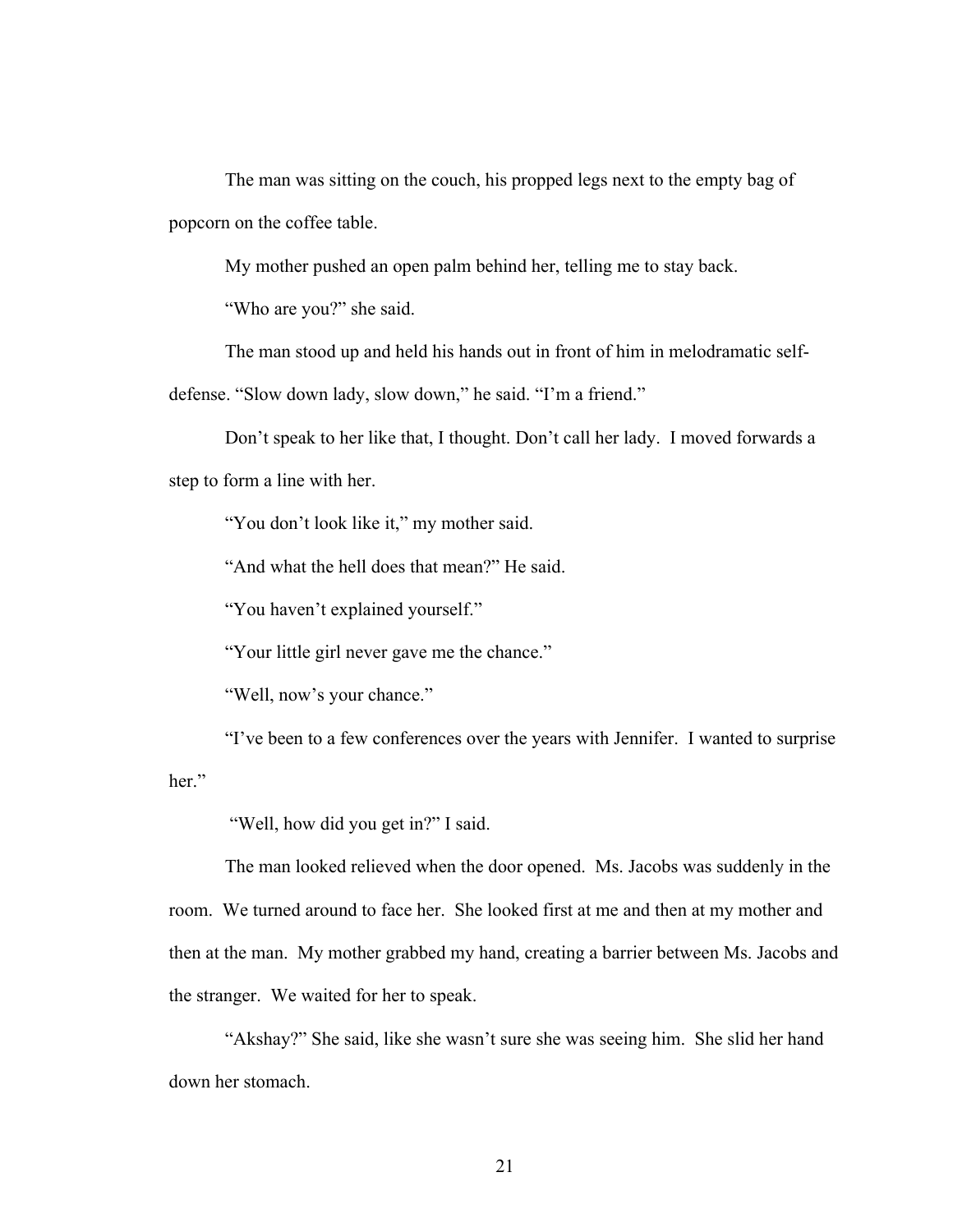The man was sitting on the couch, his propped legs next to the empty bag of popcorn on the coffee table.

My mother pushed an open palm behind her, telling me to stay back.

"Who are you?" she said.

The man stood up and held his hands out in front of him in melodramatic self-defense. "Slow down lady, slow down," he said. "I'm a friend."

Don't speak to her like that, I thought. Don't call her lady. I moved forwards a step to form a line with her.

"You don't look like it," my mother said.

"And what the hell does that mean?" He said.

"You haven't explained yourself."

"Your little girl never gave me the chance."

"Well, now's your chance."

"I've been to a few conferences over the years with Jennifer. I wanted to surprise her."

"Well, how did you get in?" I said.

The man looked relieved when the door opened. Ms. Jacobs was suddenly in the room. We turned around to face her. She looked first at me and then at my mother and then at the man. My mother grabbed my hand, creating a barrier between Ms. Jacobs and the stranger. We waited for her to speak.

"Akshay?" She said, like she wasn't sure she was seeing him. She slid her hand down her stomach.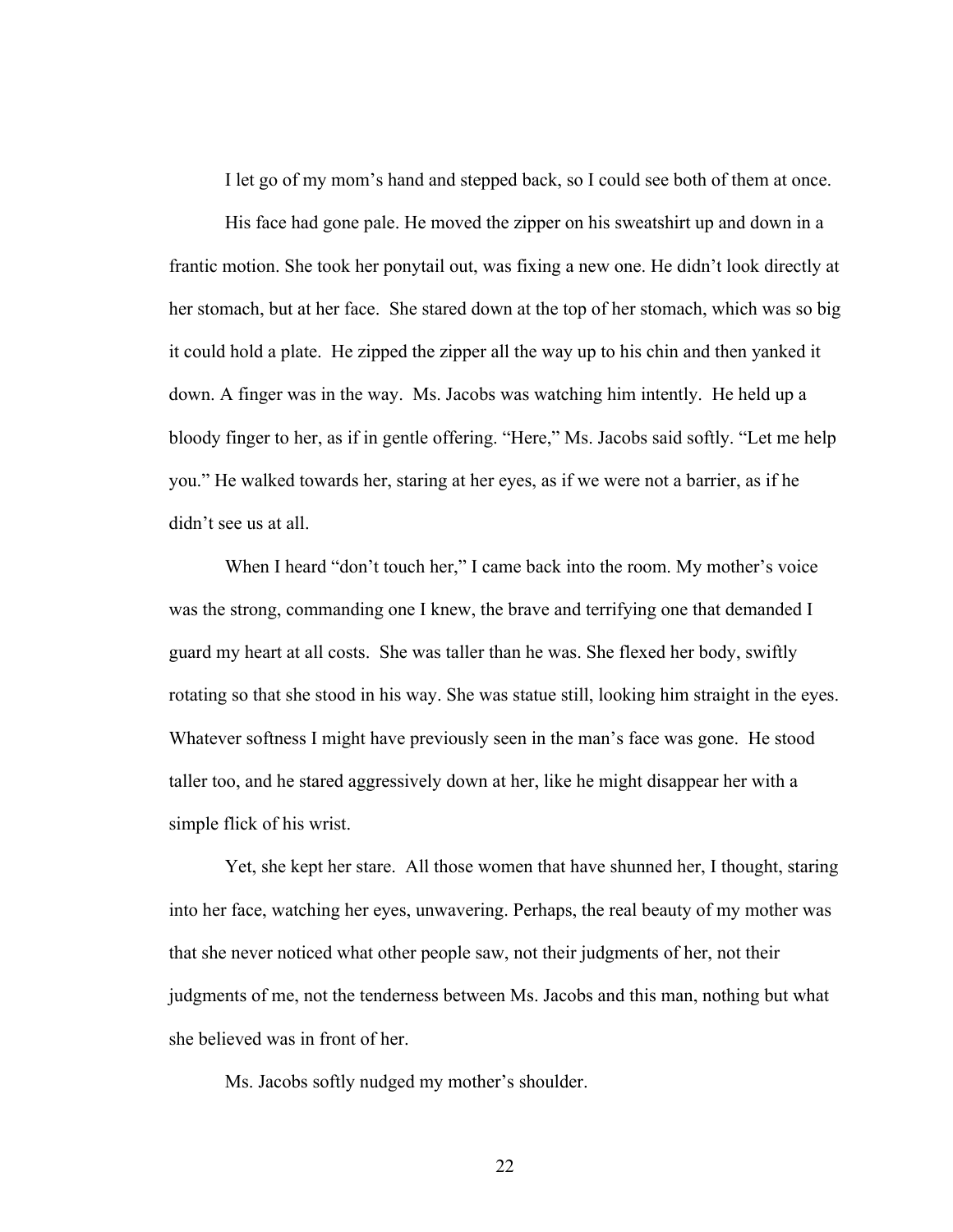I let go of my mom's hand and stepped back, so I could see both of them at once.

His face had gone pale. He moved the zipper on his sweatshirt up and down in a frantic motion. She took her ponytail out, was fixing a new one. He didn't look directly at her stomach, but at her face. She stared down at the top of her stomach, which was so big it could hold a plate. He zipped the zipper all the way up to his chin and then yanked it down. A finger was in the way. Ms. Jacobs was watching him intently. He held up a bloody finger to her, as if in gentle offering. "Here," Ms. Jacobs said softly. "Let me help you." He walked towards her, staring at her eyes, as if we were not a barrier, as if he didn't see us at all.

When I heard "don't touch her," I came back into the room. My mother's voice was the strong, commanding one I knew, the brave and terrifying one that demanded I guard my heart at all costs. She was taller than he was. She flexed her body, swiftly rotating so that she stood in his way. She was statue still, looking him straight in the eyes. Whatever softness I might have previously seen in the man's face was gone. He stood taller too, and he stared aggressively down at her, like he might disappear her with a simple flick of his wrist.

Yet, she kept her stare. All those women that have shunned her, I thought, staring into her face, watching her eyes, unwavering. Perhaps, the real beauty of my mother was that she never noticed what other people saw, not their judgments of her, not their judgments of me, not the tenderness between Ms. Jacobs and this man, nothing but what she believed was in front of her.

Ms. Jacobs softly nudged my mother's shoulder.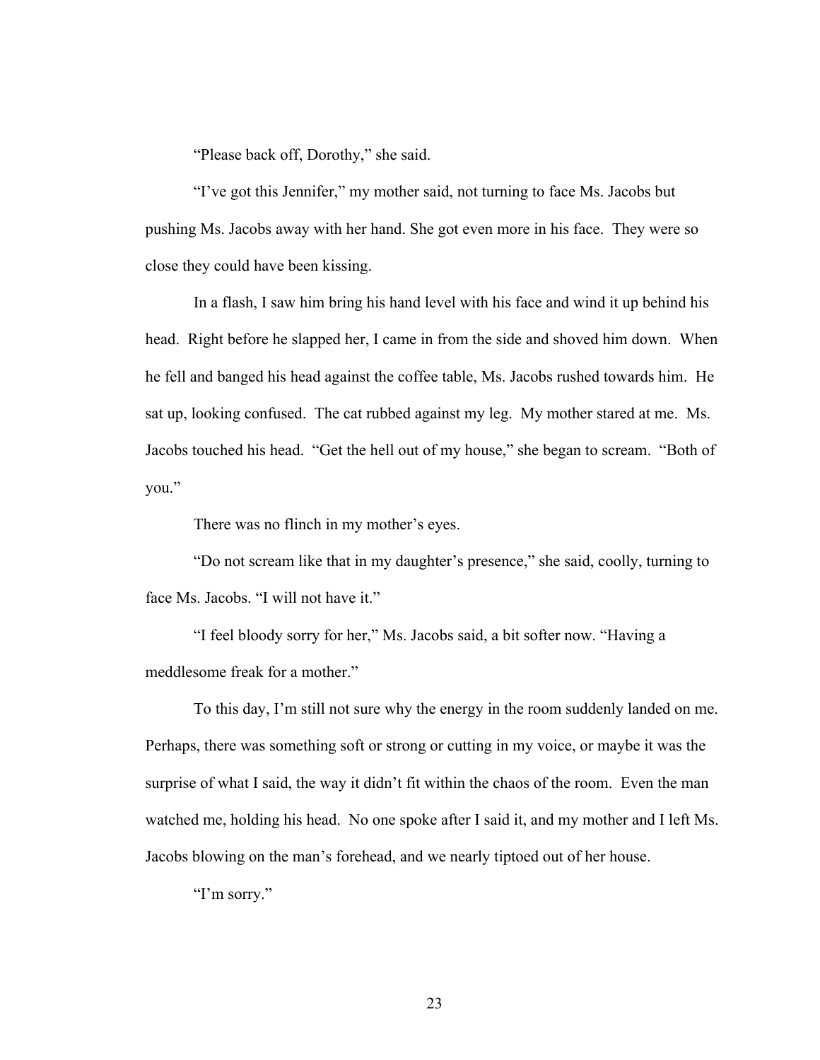"Please back off, Dorothy," she said.

"I've got this Jennifer," my mother said, not turning to face Ms. Jacobs but pushing Ms. Jacobs away with her hand. She got even more in his face. They were so close they could have been kissing.

In a flash, I saw him bring his hand level with his face and wind it up behind his head. Right before he slapped her, I came in from the side and shoved him down. When he fell and banged his head against the coffee table, Ms. Jacobs rushed towards him. He sat up, looking confused. The cat rubbed against my leg. My mother stared at me. Ms. Jacobs touched his head. "Get the hell out of my house," she began to scream. "Both of you."

There was no flinch in my mother's eyes.

"Do not scream like that in my daughter's presence," she said, coolly, turning to face Ms. Jacobs. "I will not have it."

"I feel bloody sorry for her," Ms. Jacobs said, a bit softer now. "Having a meddlesome freak for a mother."

To this day, I'm still not sure why the energy in the room suddenly landed on me. Perhaps, there was something soft or strong or cutting in my voice, or maybe it was the surprise of what I said, the way it didn't fit within the chaos of the room. Even the man watched me, holding his head. No one spoke after I said it, and my mother and I left Ms. Jacobs blowing on the man's forehead, and we nearly tiptoed out of her house.

"I'm sorry."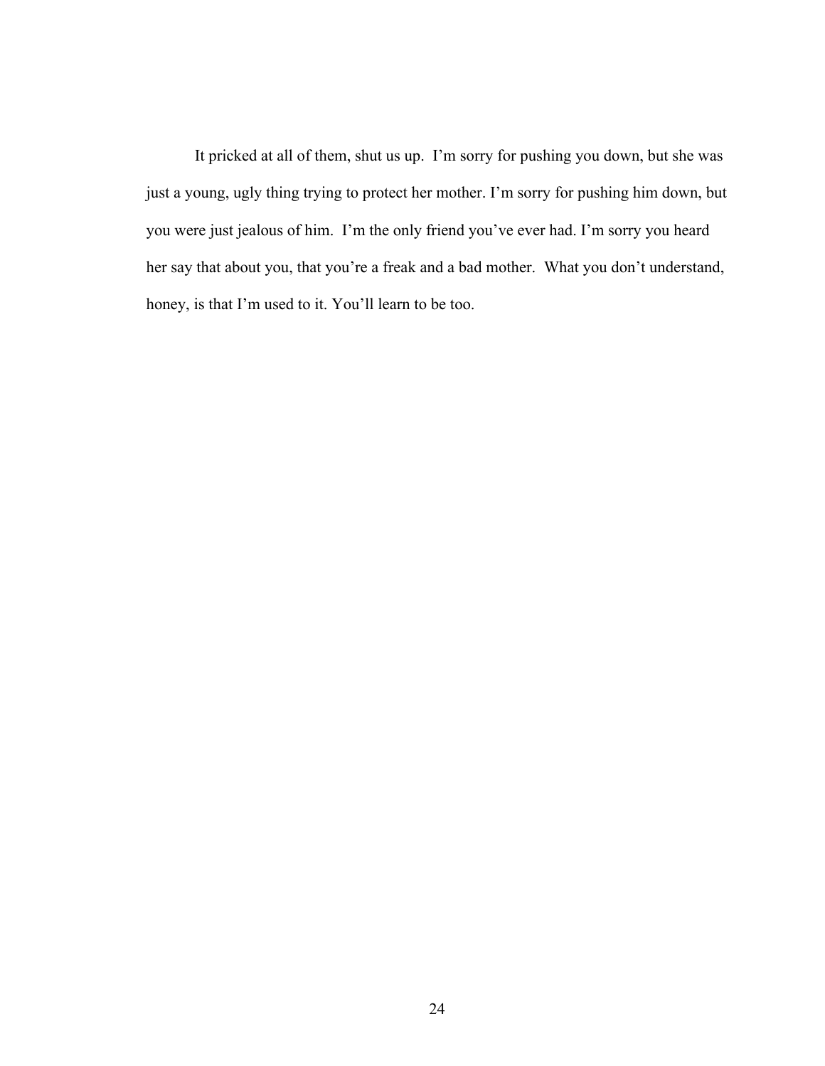It pricked at all of them, shut us up. I'm sorry for pushing you down, but she was just a young, ugly thing trying to protect her mother. I'm sorry for pushing him down, but you were just jealous of him. I'm the only friend you've ever had. I'm sorry you heard her say that about you, that you're a freak and a bad mother. What you don't understand, honey, is that I'm used to it. You'll learn to be too.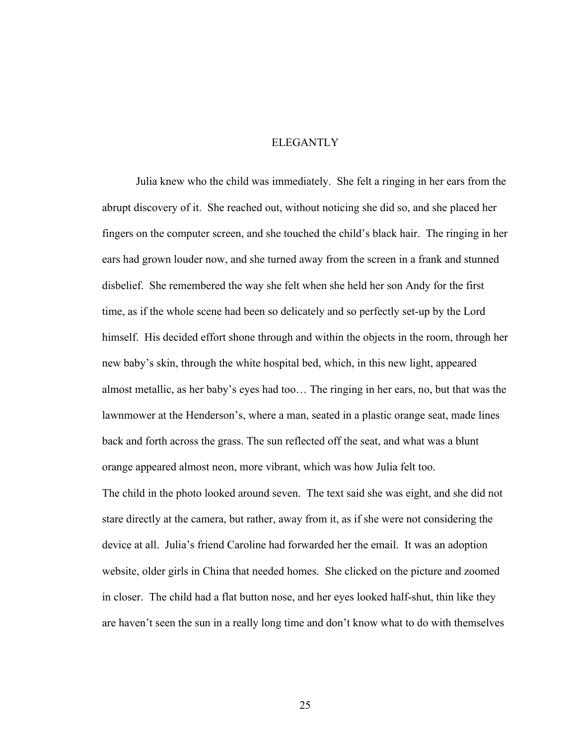# ELEGANTLY

Julia knew who the child was immediately. She felt a ringing in her ears from the abrupt discovery of it. She reached out, without noticing she did so, and she placed her fingers on the computer screen, and she touched the child's black hair. The ringing in her ears had grown louder now, and she turned away from the screen in a frank and stunned disbelief. She remembered the way she felt when she held her son Andy for the first time, as if the whole scene had been so delicately and so perfectly set-up by the Lord himself. His decided effort shone through and within the objects in the room, through her new baby's skin, through the white hospital bed, which, in this new light, appeared almost metallic, as her baby's eyes had too… The ringing in her ears, no, but that was the lawnmower at the Henderson's, where a man, seated in a plastic orange seat, made lines back and forth across the grass. The sun reflected off the seat, and what was a blunt orange appeared almost neon, more vibrant, which was how Julia felt too.

The child in the photo looked around seven. The text said she was eight, and she did not stare directly at the camera, but rather, away from it, as if she were not considering the device at all. Julia's friend Caroline had forwarded her the email. It was an adoption website, older girls in China that needed homes. She clicked on the picture and zoomed in closer. The child had a flat button nose, and her eyes looked half-shut, thin like they are haven't seen the sun in a really long time and don't know what to do with themselves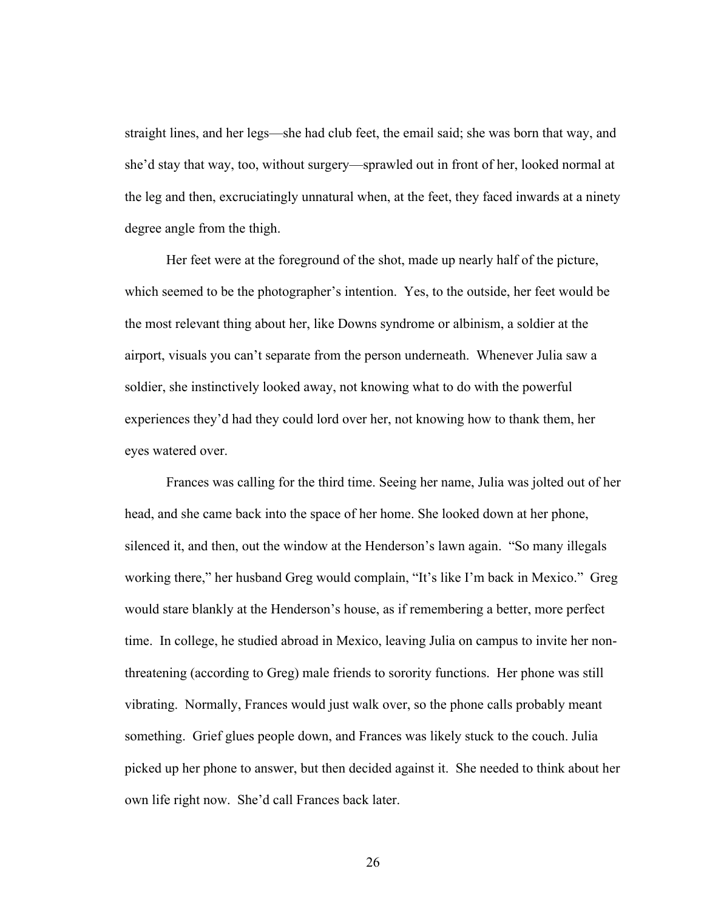straight lines, and her legs—she had club feet, the email said; she was born that way, and she'd stay that way, too, without surgery—sprawled out in front of her, looked normal at the leg and then, excruciatingly unnatural when, at the feet, they faced inwards at a ninety degree angle from the thigh.

Her feet were at the foreground of the shot, made up nearly half of the picture, which seemed to be the photographer's intention. Yes, to the outside, her feet would be the most relevant thing about her, like Downs syndrome or albinism, a soldier at the airport, visuals you can't separate from the person underneath. Whenever Julia saw a soldier, she instinctively looked away, not knowing what to do with the powerful experiences they'd had they could lord over her, not knowing how to thank them, her eyes watered over.

Frances was calling for the third time. Seeing her name, Julia was jolted out of her head, and she came back into the space of her home. She looked down at her phone, silenced it, and then, out the window at the Henderson's lawn again. "So many illegals working there," her husband Greg would complain, "It's like I'm back in Mexico." Greg would stare blankly at the Henderson's house, as if remembering a better, more perfect time. In college, he studied abroad in Mexico, leaving Julia on campus to invite her non-threatening (according to Greg) male friends to sorority functions. Her phone was still vibrating. Normally, Frances would just walk over, so the phone calls probably meant something. Grief glues people down, and Frances was likely stuck to the couch. Julia picked up her phone to answer, but then decided against it. She needed to think about her own life right now. She'd call Frances back later.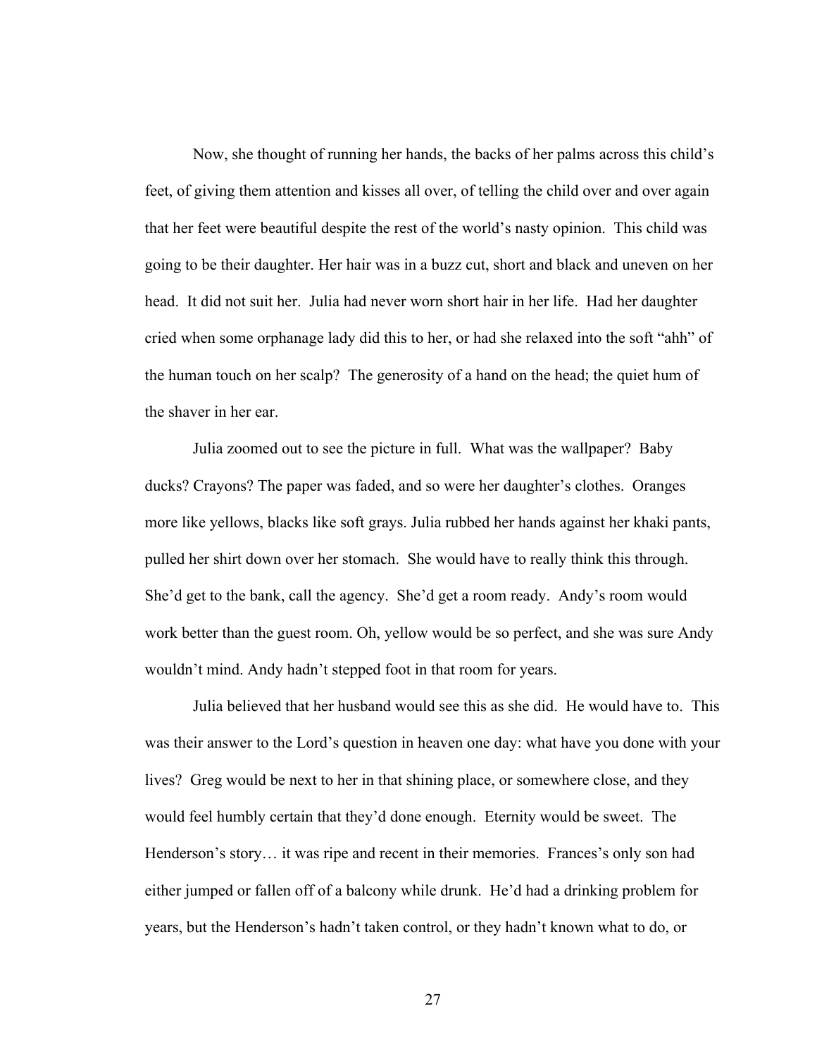Now, she thought of running her hands, the backs of her palms across this child's feet, of giving them attention and kisses all over, of telling the child over and over again that her feet were beautiful despite the rest of the world's nasty opinion. This child was going to be their daughter. Her hair was in a buzz cut, short and black and uneven on her head. It did not suit her. Julia had never worn short hair in her life. Had her daughter cried when some orphanage lady did this to her, or had she relaxed into the soft "ahh" of the human touch on her scalp? The generosity of a hand on the head; the quiet hum of the shaver in her ear.

Julia zoomed out to see the picture in full. What was the wallpaper? Baby ducks? Crayons? The paper was faded, and so were her daughter's clothes. Oranges more like yellows, blacks like soft grays. Julia rubbed her hands against her khaki pants, pulled her shirt down over her stomach. She would have to really think this through. She'd get to the bank, call the agency. She'd get a room ready. Andy's room would work better than the guest room. Oh, yellow would be so perfect, and she was sure Andy wouldn't mind. Andy hadn't stepped foot in that room for years.

Julia believed that her husband would see this as she did. He would have to. This was their answer to the Lord's question in heaven one day: what have you done with your lives? Greg would be next to her in that shining place, or somewhere close, and they would feel humbly certain that they'd done enough. Eternity would be sweet. The Henderson's story… it was ripe and recent in their memories. Frances's only son had either jumped or fallen off of a balcony while drunk. He'd had a drinking problem for years, but the Henderson's hadn't taken control, or they hadn't known what to do, or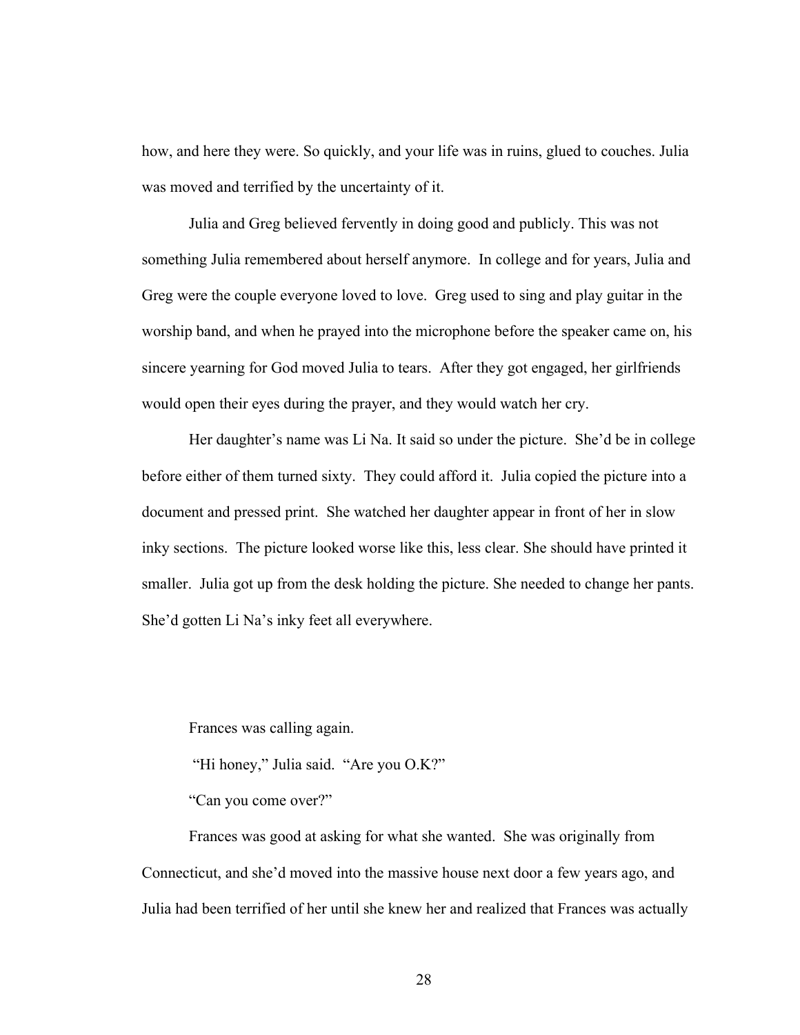how, and here they were. So quickly, and your life was in ruins, glued to couches. Julia was moved and terrified by the uncertainty of it.

Julia and Greg believed fervently in doing good and publicly. This was not something Julia remembered about herself anymore. In college and for years, Julia and Greg were the couple everyone loved to love. Greg used to sing and play guitar in the worship band, and when he prayed into the microphone before the speaker came on, his sincere yearning for God moved Julia to tears. After they got engaged, her girlfriends would open their eyes during the prayer, and they would watch her cry.

Her daughter's name was Li Na. It said so under the picture. She'd be in college before either of them turned sixty. They could afford it. Julia copied the picture into a document and pressed print. She watched her daughter appear in front of her in slow inky sections. The picture looked worse like this, less clear. She should have printed it smaller. Julia got up from the desk holding the picture. She needed to change her pants. She'd gotten Li Na's inky feet all everywhere.

Frances was calling again.

"Hi honey," Julia said. "Are you O.K?"

"Can you come over?"

Frances was good at asking for what she wanted. She was originally from Connecticut, and she'd moved into the massive house next door a few years ago, and Julia had been terrified of her until she knew her and realized that Frances was actually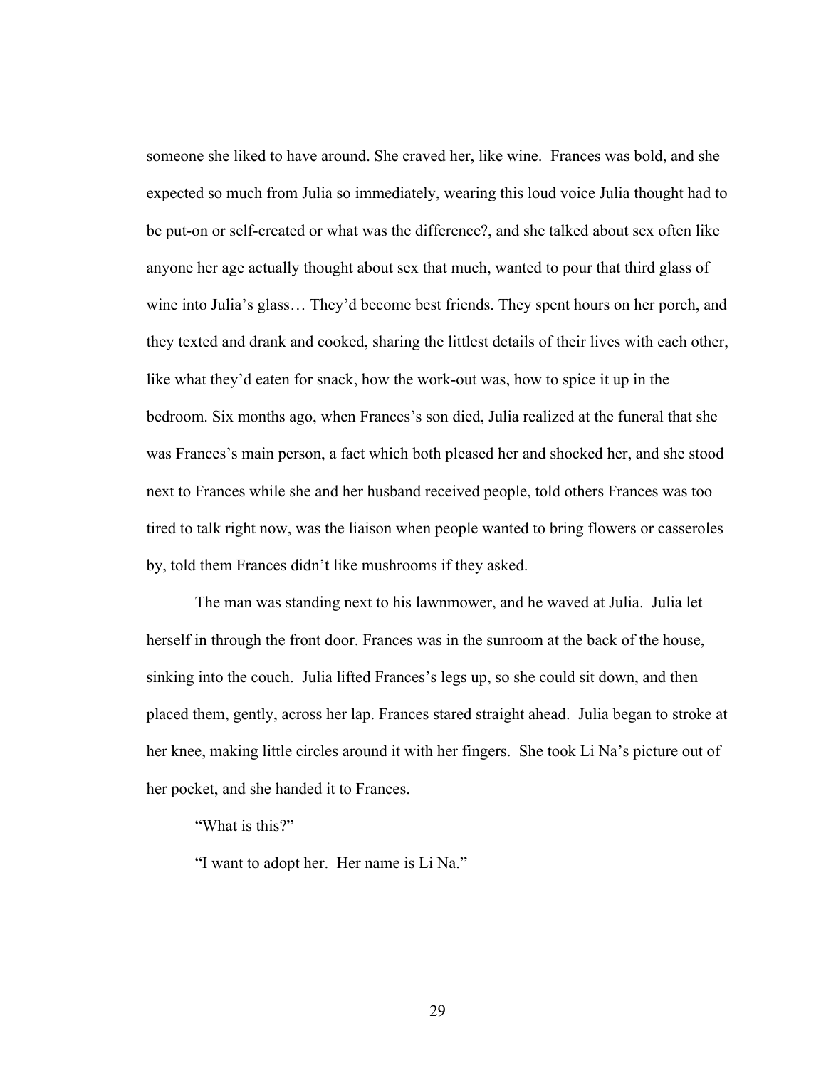someone she liked to have around. She craved her, like wine. Frances was bold, and she expected so much from Julia so immediately, wearing this loud voice Julia thought had to be put-on or self-created or what was the difference?, and she talked about sex often like anyone her age actually thought about sex that much, wanted to pour that third glass of wine into Julia's glass… They'd become best friends. They spent hours on her porch, and they texted and drank and cooked, sharing the littlest details of their lives with each other, like what they'd eaten for snack, how the work-out was, how to spice it up in the bedroom. Six months ago, when Frances's son died, Julia realized at the funeral that she was Frances's main person, a fact which both pleased her and shocked her, and she stood next to Frances while she and her husband received people, told others Frances was too tired to talk right now, was the liaison when people wanted to bring flowers or casseroles by, told them Frances didn't like mushrooms if they asked.

The man was standing next to his lawnmower, and he waved at Julia. Julia let herself in through the front door. Frances was in the sunroom at the back of the house, sinking into the couch. Julia lifted Frances's legs up, so she could sit down, and then placed them, gently, across her lap. Frances stared straight ahead. Julia began to stroke at her knee, making little circles around it with her fingers. She took Li Na's picture out of her pocket, and she handed it to Frances.

"What is this?"

"I want to adopt her. Her name is Li Na."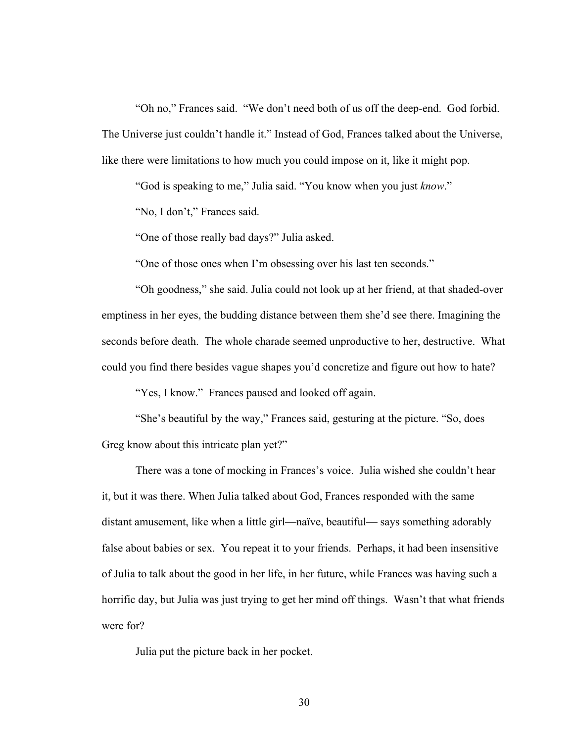"Oh no," Frances said. "We don't need both of us off the deep-end. God forbid. The Universe just couldn't handle it." Instead of God, Frances talked about the Universe, like there were limitations to how much you could impose on it, like it might pop.

"God is speaking to me," Julia said. "You know when you just *know*."

"No, I don't," Frances said.

"One of those really bad days?" Julia asked.

"One of those ones when I'm obsessing over his last ten seconds."

"Oh goodness," she said. Julia could not look up at her friend, at that shaded-over emptiness in her eyes, the budding distance between them she'd see there. Imagining the seconds before death. The whole charade seemed unproductive to her, destructive. What could you find there besides vague shapes you'd concretize and figure out how to hate?

"Yes, I know." Frances paused and looked off again.

"She's beautiful by the way," Frances said, gesturing at the picture. "So, does Greg know about this intricate plan yet?"

There was a tone of mocking in Frances's voice. Julia wished she couldn't hear it, but it was there. When Julia talked about God, Frances responded with the same distant amusement, like when a little girl—naïve, beautiful— says something adorably false about babies or sex. You repeat it to your friends. Perhaps, it had been insensitive of Julia to talk about the good in her life, in her future, while Frances was having such a horrific day, but Julia was just trying to get her mind off things. Wasn't that what friends were for?

Julia put the picture back in her pocket.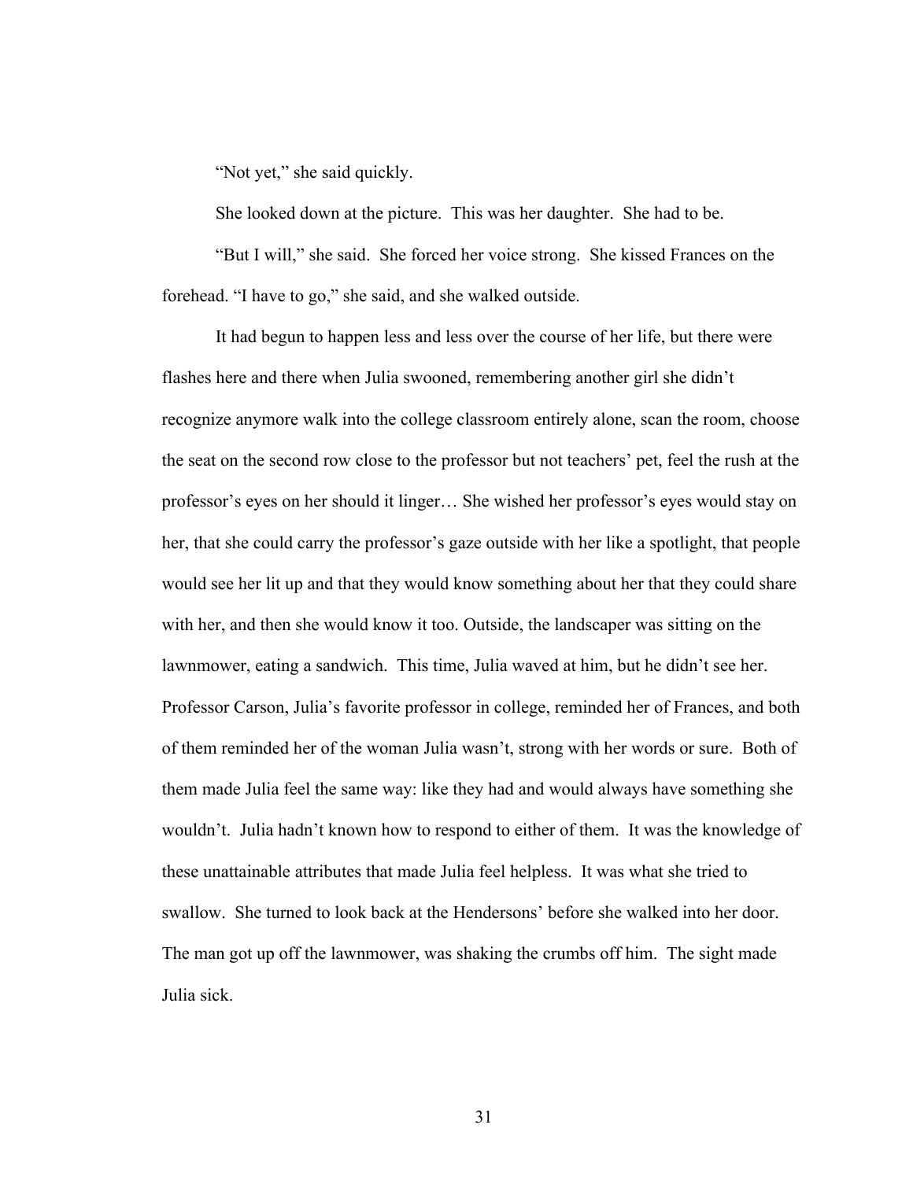"Not yet," she said quickly.

She looked down at the picture. This was her daughter. She had to be.

"But I will," she said. She forced her voice strong. She kissed Frances on the forehead. "I have to go," she said, and she walked outside.

It had begun to happen less and less over the course of her life, but there were flashes here and there when Julia swooned, remembering another girl she didn't recognize anymore walk into the college classroom entirely alone, scan the room, choose the seat on the second row close to the professor but not teachers' pet, feel the rush at the professor's eyes on her should it linger… She wished her professor's eyes would stay on her, that she could carry the professor's gaze outside with her like a spotlight, that people would see her lit up and that they would know something about her that they could share with her, and then she would know it too. Outside, the landscaper was sitting on the lawnmower, eating a sandwich. This time, Julia waved at him, but he didn't see her. Professor Carson, Julia's favorite professor in college, reminded her of Frances, and both of them reminded her of the woman Julia wasn't, strong with her words or sure. Both of them made Julia feel the same way: like they had and would always have something she wouldn't. Julia hadn't known how to respond to either of them. It was the knowledge of these unattainable attributes that made Julia feel helpless. It was what she tried to swallow. She turned to look back at the Hendersons' before she walked into her door. The man got up off the lawnmower, was shaking the crumbs off him. The sight made Julia sick.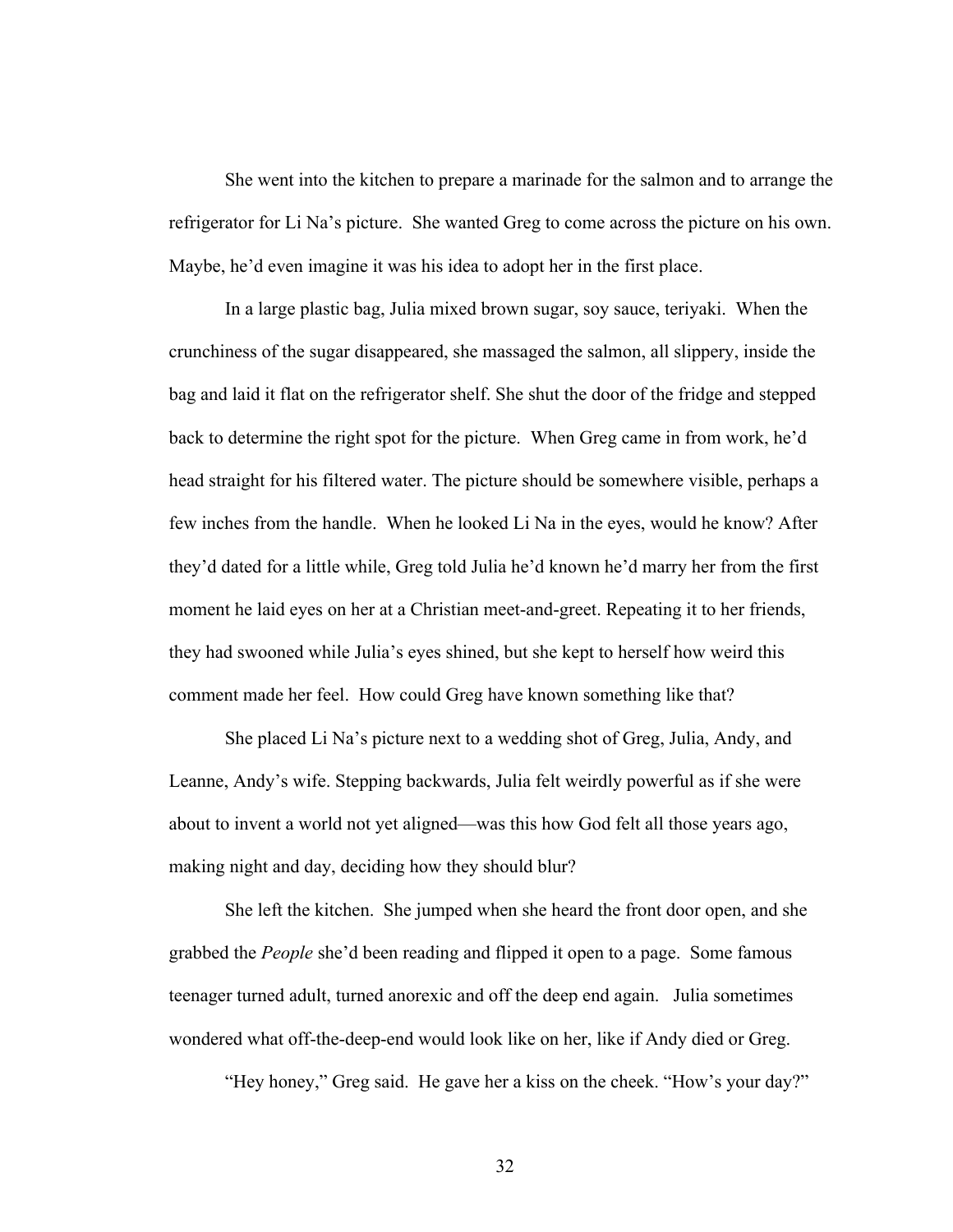She went into the kitchen to prepare a marinade for the salmon and to arrange the refrigerator for Li Na's picture. She wanted Greg to come across the picture on his own. Maybe, he'd even imagine it was his idea to adopt her in the first place.

In a large plastic bag, Julia mixed brown sugar, soy sauce, teriyaki. When the crunchiness of the sugar disappeared, she massaged the salmon, all slippery, inside the bag and laid it flat on the refrigerator shelf. She shut the door of the fridge and stepped back to determine the right spot for the picture. When Greg came in from work, he'd head straight for his filtered water. The picture should be somewhere visible, perhaps a few inches from the handle. When he looked Li Na in the eyes, would he know? After they'd dated for a little while, Greg told Julia he'd known he'd marry her from the first moment he laid eyes on her at a Christian meet-and-greet. Repeating it to her friends, they had swooned while Julia's eyes shined, but she kept to herself how weird this comment made her feel. How could Greg have known something like that?

She placed Li Na's picture next to a wedding shot of Greg, Julia, Andy, and Leanne, Andy's wife. Stepping backwards, Julia felt weirdly powerful as if she were about to invent a world not yet aligned—was this how God felt all those years ago, making night and day, deciding how they should blur?

She left the kitchen. She jumped when she heard the front door open, and she grabbed the *People* she'd been reading and flipped it open to a page. Some famous teenager turned adult, turned anorexic and off the deep end again. Julia sometimes wondered what off-the-deep-end would look like on her, like if Andy died or Greg.

"Hey honey," Greg said. He gave her a kiss on the cheek. "How's your day?"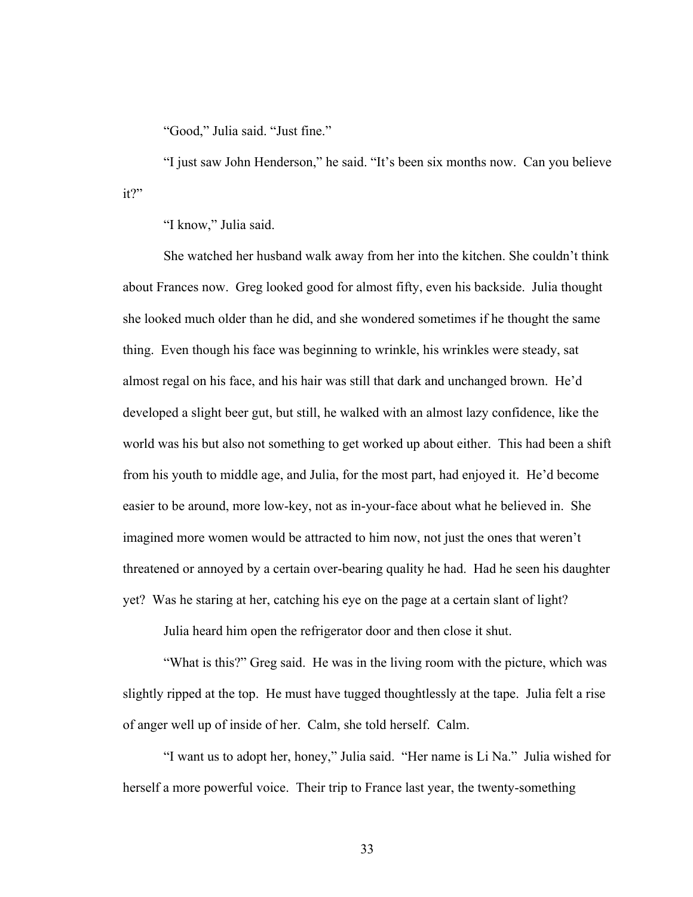"Good," Julia said. "Just fine."

"I just saw John Henderson," he said. "It's been six months now. Can you believe it?"

"I know," Julia said.

She watched her husband walk away from her into the kitchen. She couldn't think about Frances now. Greg looked good for almost fifty, even his backside. Julia thought she looked much older than he did, and she wondered sometimes if he thought the same thing. Even though his face was beginning to wrinkle, his wrinkles were steady, sat almost regal on his face, and his hair was still that dark and unchanged brown. He'd developed a slight beer gut, but still, he walked with an almost lazy confidence, like the world was his but also not something to get worked up about either. This had been a shift from his youth to middle age, and Julia, for the most part, had enjoyed it. He'd become easier to be around, more low-key, not as in-your-face about what he believed in. She imagined more women would be attracted to him now, not just the ones that weren't threatened or annoyed by a certain over-bearing quality he had. Had he seen his daughter yet? Was he staring at her, catching his eye on the page at a certain slant of light?

Julia heard him open the refrigerator door and then close it shut.

"What is this?" Greg said. He was in the living room with the picture, which was slightly ripped at the top. He must have tugged thoughtlessly at the tape. Julia felt a rise of anger well up of inside of her. Calm, she told herself. Calm.

"I want us to adopt her, honey," Julia said. "Her name is Li Na." Julia wished for herself a more powerful voice. Their trip to France last year, the twenty-something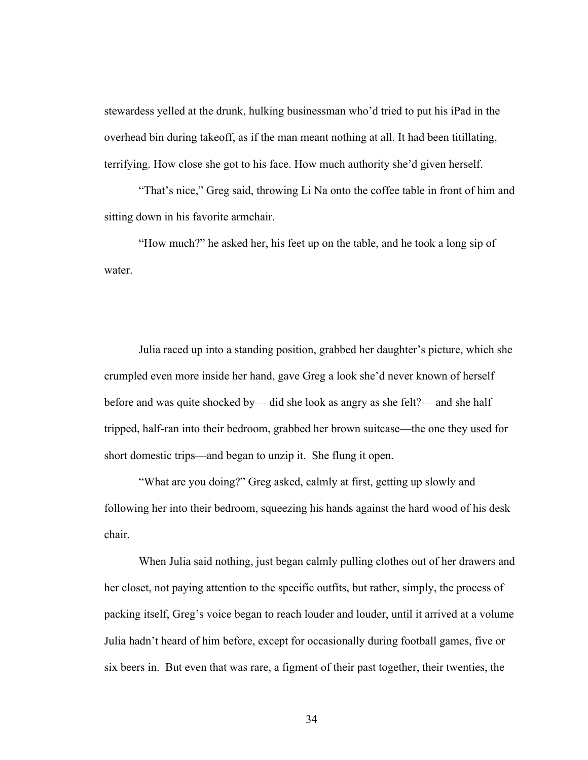stewardess yelled at the drunk, hulking businessman who'd tried to put his iPad in the overhead bin during takeoff, as if the man meant nothing at all. It had been titillating, terrifying. How close she got to his face. How much authority she'd given herself.

"That's nice," Greg said, throwing Li Na onto the coffee table in front of him and sitting down in his favorite armchair.

"How much?" he asked her, his feet up on the table, and he took a long sip of water.

Julia raced up into a standing position, grabbed her daughter's picture, which she crumpled even more inside her hand, gave Greg a look she'd never known of herself before and was quite shocked by— did she look as angry as she felt?— and she half tripped, half-ran into their bedroom, grabbed her brown suitcase—the one they used for short domestic trips—and began to unzip it. She flung it open.

"What are you doing?" Greg asked, calmly at first, getting up slowly and following her into their bedroom, squeezing his hands against the hard wood of his desk chair.

When Julia said nothing, just began calmly pulling clothes out of her drawers and her closet, not paying attention to the specific outfits, but rather, simply, the process of packing itself, Greg's voice began to reach louder and louder, until it arrived at a volume Julia hadn't heard of him before, except for occasionally during football games, five or six beers in. But even that was rare, a figment of their past together, their twenties, the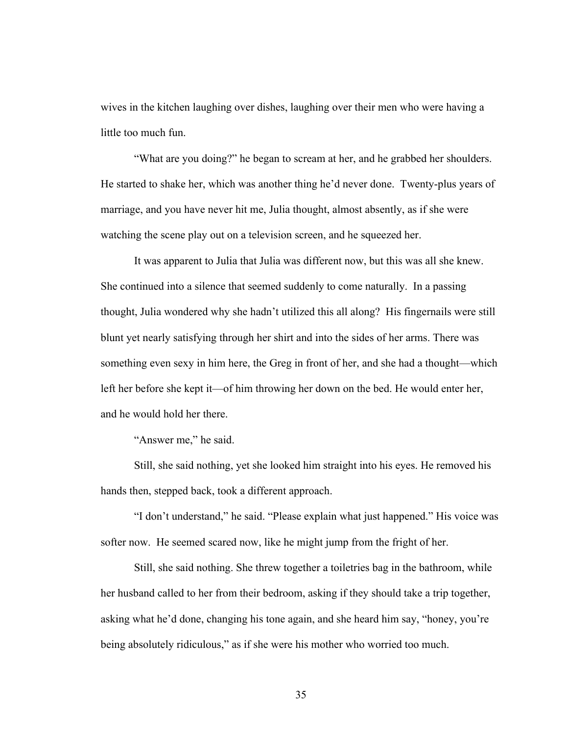wives in the kitchen laughing over dishes, laughing over their men who were having a little too much fun.

"What are you doing?" he began to scream at her, and he grabbed her shoulders. He started to shake her, which was another thing he'd never done. Twenty-plus years of marriage, and you have never hit me, Julia thought, almost absently, as if she were watching the scene play out on a television screen, and he squeezed her.

It was apparent to Julia that Julia was different now, but this was all she knew. She continued into a silence that seemed suddenly to come naturally. In a passing thought, Julia wondered why she hadn't utilized this all along? His fingernails were still blunt yet nearly satisfying through her shirt and into the sides of her arms. There was something even sexy in him here, the Greg in front of her, and she had a thought—which left her before she kept it—of him throwing her down on the bed. He would enter her, and he would hold her there.

"Answer me," he said.

Still, she said nothing, yet she looked him straight into his eyes. He removed his hands then, stepped back, took a different approach.

"I don't understand," he said. "Please explain what just happened." His voice was softer now. He seemed scared now, like he might jump from the fright of her.

Still, she said nothing. She threw together a toiletries bag in the bathroom, while her husband called to her from their bedroom, asking if they should take a trip together, asking what he'd done, changing his tone again, and she heard him say, "honey, you're being absolutely ridiculous," as if she were his mother who worried too much.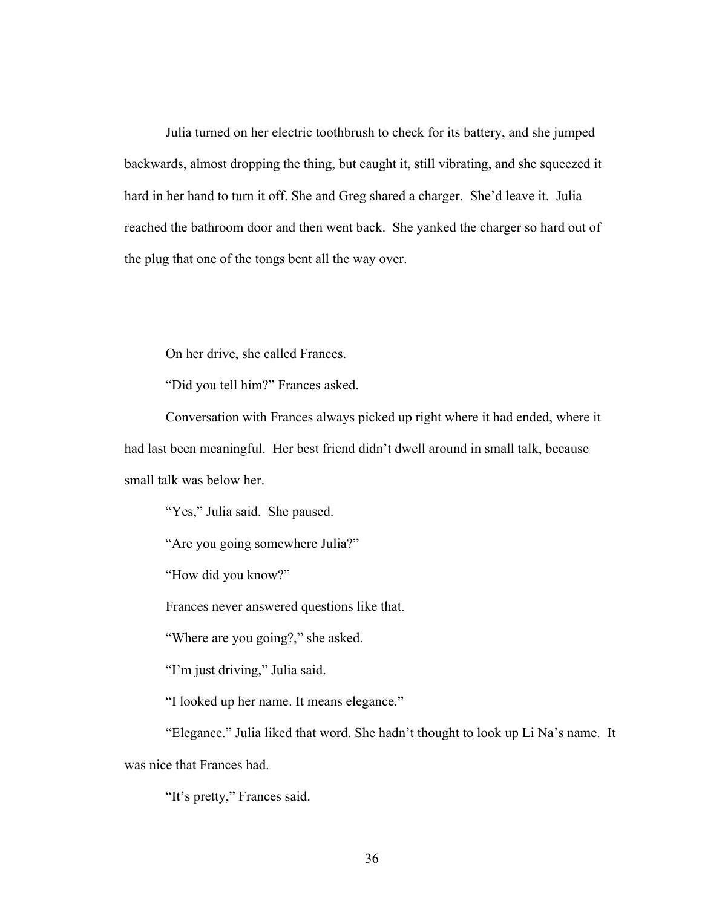Julia turned on her electric toothbrush to check for its battery, and she jumped backwards, almost dropping the thing, but caught it, still vibrating, and she squeezed it hard in her hand to turn it off. She and Greg shared a charger. She'd leave it. Julia reached the bathroom door and then went back. She yanked the charger so hard out of the plug that one of the tongs bent all the way over.

On her drive, she called Frances.

"Did you tell him?" Frances asked.

Conversation with Frances always picked up right where it had ended, where it had last been meaningful. Her best friend didn't dwell around in small talk, because small talk was below her.

"Yes," Julia said. She paused.

"Are you going somewhere Julia?"

"How did you know?"

Frances never answered questions like that.

"Where are you going?," she asked.

"I'm just driving," Julia said.

"I looked up her name. It means elegance."

"Elegance." Julia liked that word. She hadn't thought to look up Li Na's name. It was nice that Frances had.

"It's pretty," Frances said.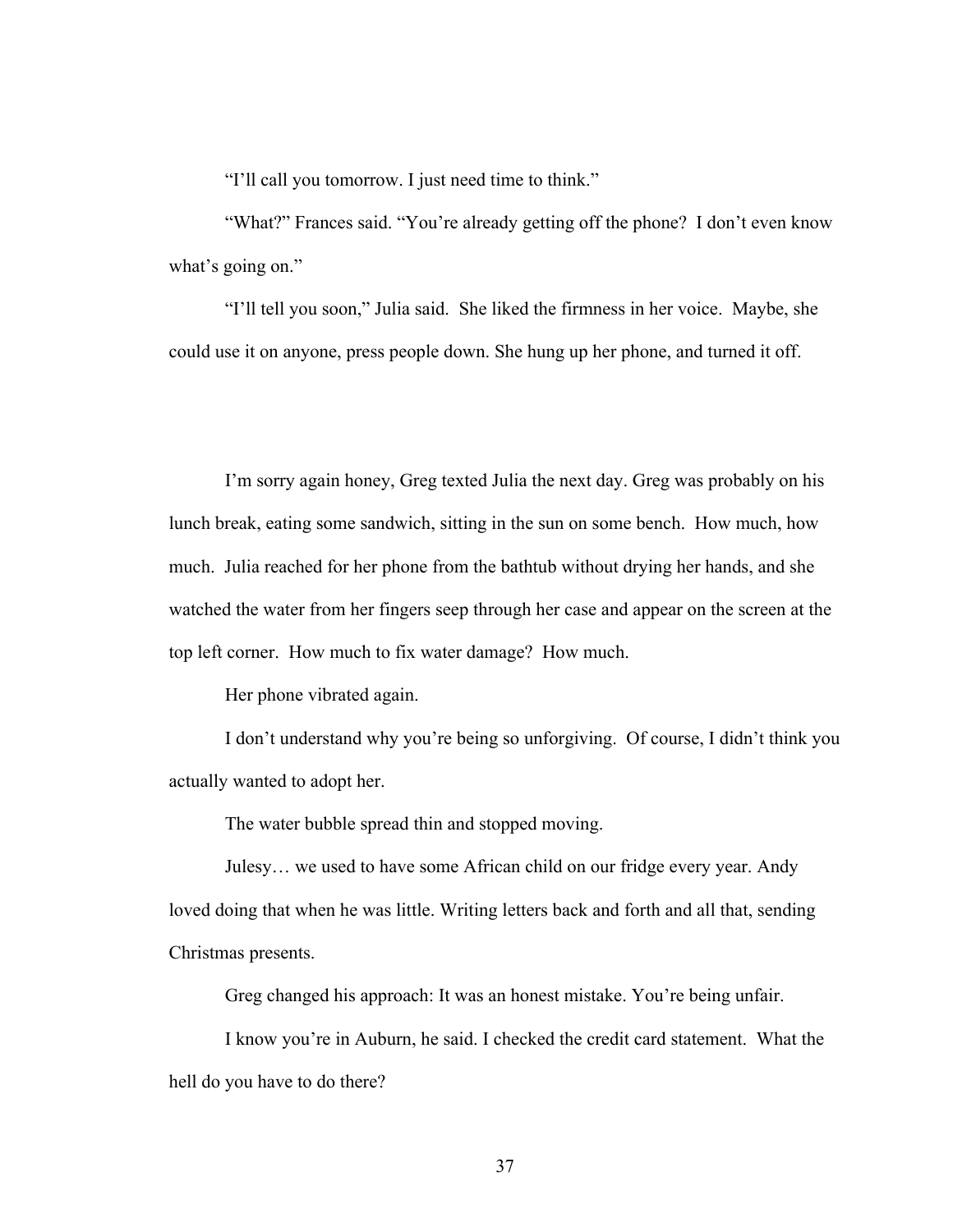"I'll call you tomorrow. I just need time to think."

"What?" Frances said. "You're already getting off the phone? I don't even know what's going on."

"I'll tell you soon," Julia said. She liked the firmness in her voice. Maybe, she could use it on anyone, press people down. She hung up her phone, and turned it off.

I'm sorry again honey, Greg texted Julia the next day. Greg was probably on his lunch break, eating some sandwich, sitting in the sun on some bench. How much, how much. Julia reached for her phone from the bathtub without drying her hands, and she watched the water from her fingers seep through her case and appear on the screen at the top left corner. How much to fix water damage? How much.

Her phone vibrated again.

I don't understand why you're being so unforgiving. Of course, I didn't think you actually wanted to adopt her.

The water bubble spread thin and stopped moving.

Julesy… we used to have some African child on our fridge every year. Andy loved doing that when he was little. Writing letters back and forth and all that, sending Christmas presents.

Greg changed his approach: It was an honest mistake. You're being unfair.

I know you're in Auburn, he said. I checked the credit card statement. What the hell do you have to do there?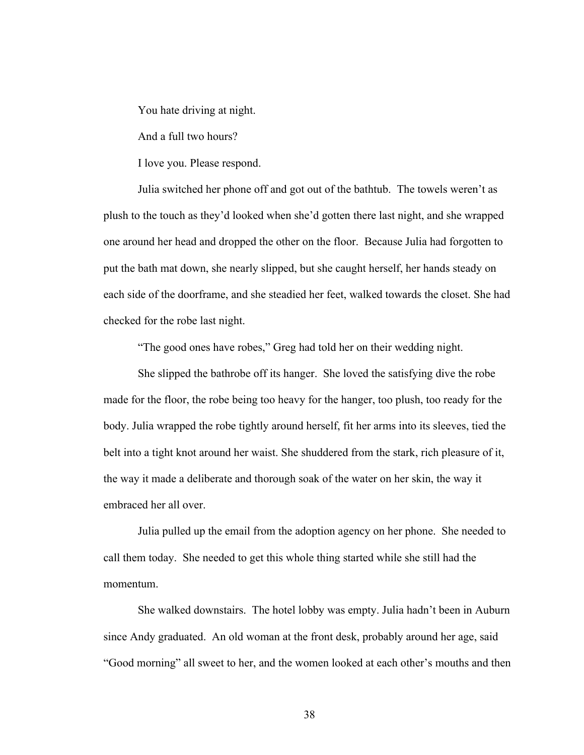You hate driving at night.

And a full two hours?

I love you. Please respond.

Julia switched her phone off and got out of the bathtub. The towels weren't as plush to the touch as they'd looked when she'd gotten there last night, and she wrapped one around her head and dropped the other on the floor. Because Julia had forgotten to put the bath mat down, she nearly slipped, but she caught herself, her hands steady on each side of the doorframe, and she steadied her feet, walked towards the closet. She had checked for the robe last night.

"The good ones have robes," Greg had told her on their wedding night.

She slipped the bathrobe off its hanger. She loved the satisfying dive the robe made for the floor, the robe being too heavy for the hanger, too plush, too ready for the body. Julia wrapped the robe tightly around herself, fit her arms into its sleeves, tied the belt into a tight knot around her waist. She shuddered from the stark, rich pleasure of it, the way it made a deliberate and thorough soak of the water on her skin, the way it embraced her all over.

Julia pulled up the email from the adoption agency on her phone. She needed to call them today. She needed to get this whole thing started while she still had the momentum.

She walked downstairs. The hotel lobby was empty. Julia hadn't been in Auburn since Andy graduated. An old woman at the front desk, probably around her age, said "Good morning" all sweet to her, and the women looked at each other's mouths and then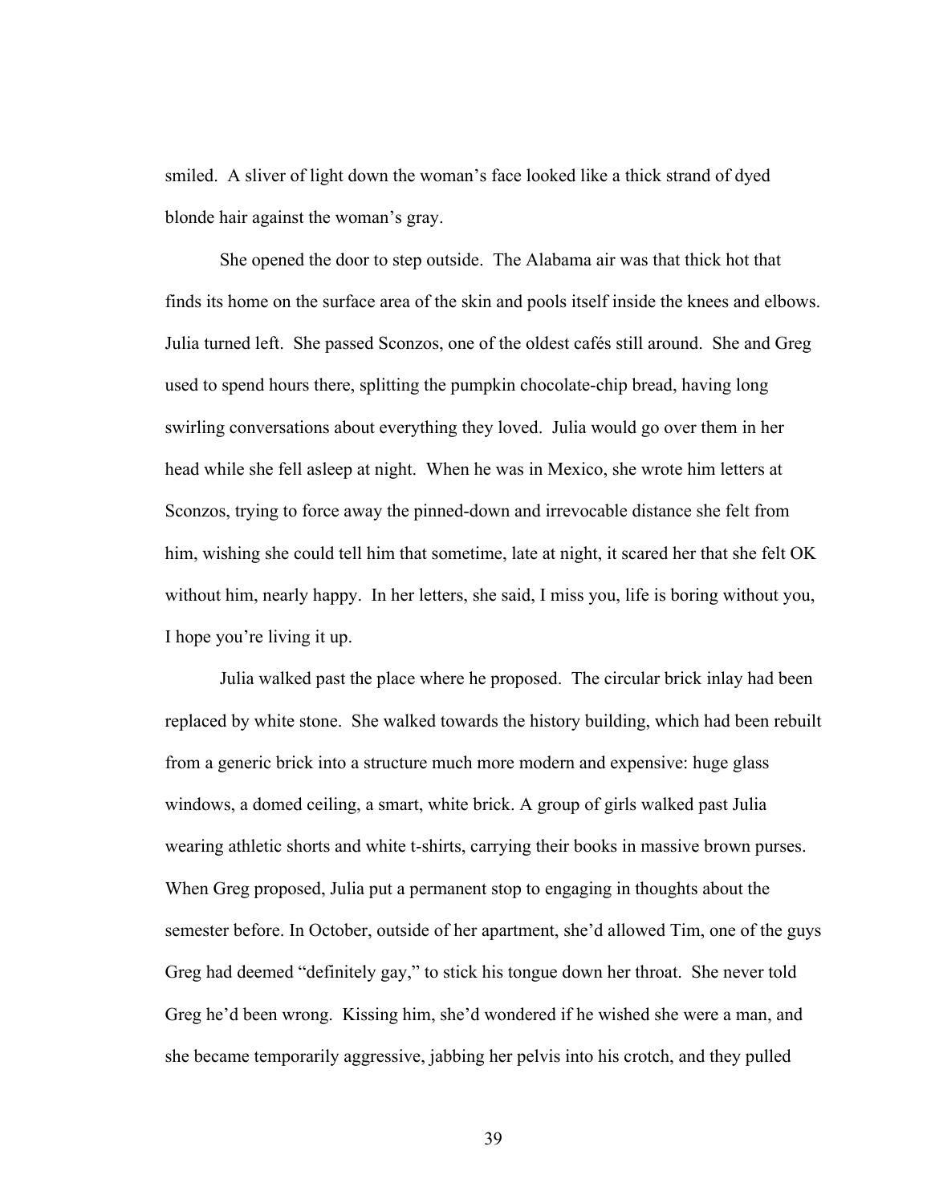smiled. A sliver of light down the woman's face looked like a thick strand of dyed blonde hair against the woman's gray.

She opened the door to step outside. The Alabama air was that thick hot that finds its home on the surface area of the skin and pools itself inside the knees and elbows. Julia turned left. She passed Sconzos, one of the oldest cafés still around. She and Greg used to spend hours there, splitting the pumpkin chocolate-chip bread, having long swirling conversations about everything they loved. Julia would go over them in her head while she fell asleep at night. When he was in Mexico, she wrote him letters at Sconzos, trying to force away the pinned-down and irrevocable distance she felt from him, wishing she could tell him that sometime, late at night, it scared her that she felt OK without him, nearly happy. In her letters, she said, I miss you, life is boring without you, I hope you're living it up.

Julia walked past the place where he proposed. The circular brick inlay had been replaced by white stone. She walked towards the history building, which had been rebuilt from a generic brick into a structure much more modern and expensive: huge glass windows, a domed ceiling, a smart, white brick. A group of girls walked past Julia wearing athletic shorts and white t-shirts, carrying their books in massive brown purses. When Greg proposed, Julia put a permanent stop to engaging in thoughts about the semester before. In October, outside of her apartment, she'd allowed Tim, one of the guys Greg had deemed "definitely gay," to stick his tongue down her throat. She never told Greg he'd been wrong. Kissing him, she'd wondered if he wished she were a man, and she became temporarily aggressive, jabbing her pelvis into his crotch, and they pulled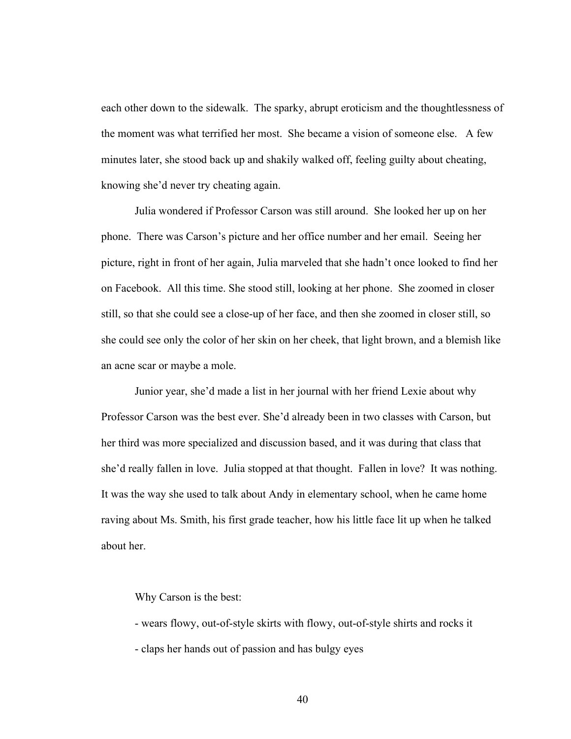each other down to the sidewalk. The sparky, abrupt eroticism and the thoughtlessness of the moment was what terrified her most. She became a vision of someone else. A few minutes later, she stood back up and shakily walked off, feeling guilty about cheating, knowing she'd never try cheating again.

Julia wondered if Professor Carson was still around. She looked her up on her phone. There was Carson's picture and her office number and her email. Seeing her picture, right in front of her again, Julia marveled that she hadn't once looked to find her on Facebook. All this time. She stood still, looking at her phone. She zoomed in closer still, so that she could see a close-up of her face, and then she zoomed in closer still, so she could see only the color of her skin on her cheek, that light brown, and a blemish like an acne scar or maybe a mole.

Junior year, she'd made a list in her journal with her friend Lexie about why Professor Carson was the best ever. She'd already been in two classes with Carson, but her third was more specialized and discussion based, and it was during that class that she'd really fallen in love. Julia stopped at that thought. Fallen in love? It was nothing. It was the way she used to talk about Andy in elementary school, when he came home raving about Ms. Smith, his first grade teacher, how his little face lit up when he talked about her.

Why Carson is the best:

- wears flowy, out-of-style skirts with flowy, out-of-style shirts and rocks it
- claps her hands out of passion and has bulgy eyes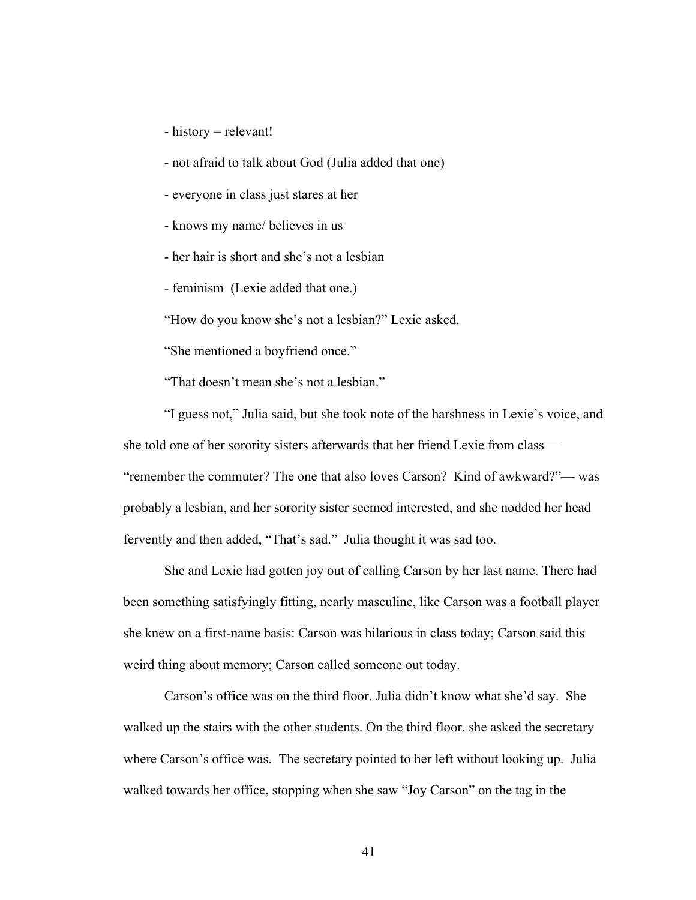- history = relevant!

- not afraid to talk about God (Julia added that one)

- everyone in class just stares at her

- knows my name/ believes in us

- her hair is short and she's not a lesbian

- feminism (Lexie added that one.)

"How do you know she's not a lesbian?" Lexie asked.

"She mentioned a boyfriend once."

"That doesn't mean she's not a lesbian."

"I guess not," Julia said, but she took note of the harshness in Lexie's voice, and she told one of her sorority sisters afterwards that her friend Lexie from class— "remember the commuter? The one that also loves Carson? Kind of awkward?"— was probably a lesbian, and her sorority sister seemed interested, and she nodded her head fervently and then added, "That's sad." Julia thought it was sad too.

She and Lexie had gotten joy out of calling Carson by her last name. There had been something satisfyingly fitting, nearly masculine, like Carson was a football player she knew on a first-name basis: Carson was hilarious in class today; Carson said this weird thing about memory; Carson called someone out today.

Carson's office was on the third floor. Julia didn't know what she'd say. She walked up the stairs with the other students. On the third floor, she asked the secretary where Carson's office was. The secretary pointed to her left without looking up. Julia walked towards her office, stopping when she saw "Joy Carson" on the tag in the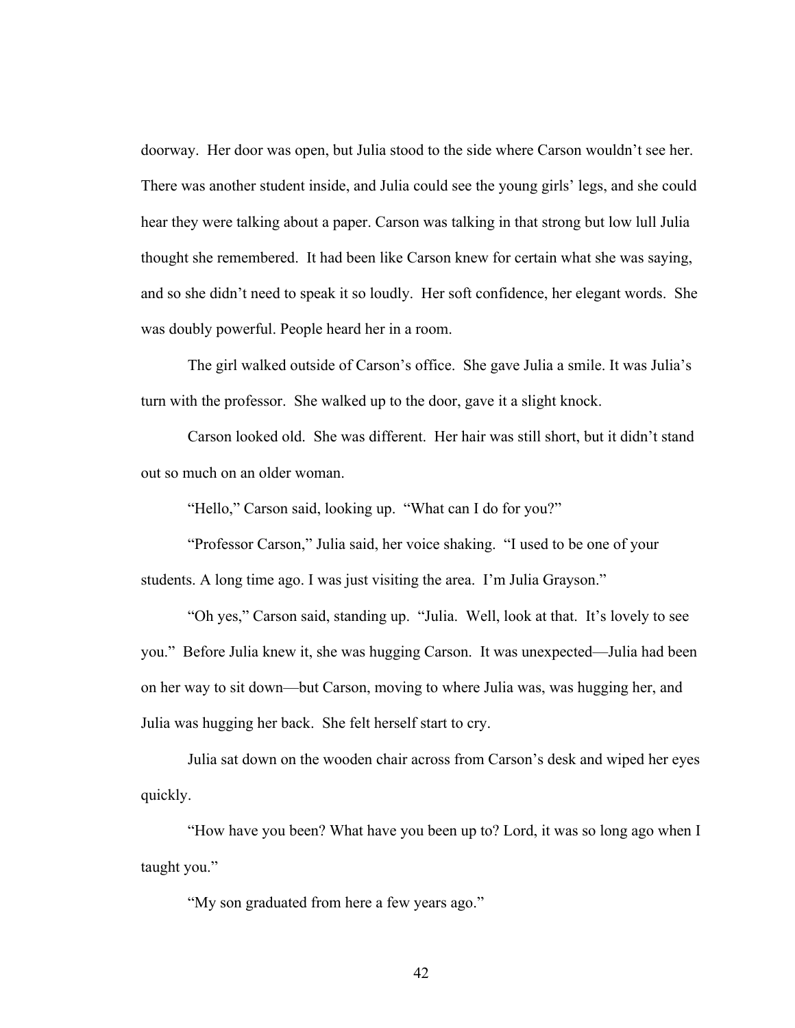doorway. Her door was open, but Julia stood to the side where Carson wouldn't see her. There was another student inside, and Julia could see the young girls' legs, and she could hear they were talking about a paper. Carson was talking in that strong but low lull Julia thought she remembered. It had been like Carson knew for certain what she was saying, and so she didn't need to speak it so loudly. Her soft confidence, her elegant words. She was doubly powerful. People heard her in a room.

The girl walked outside of Carson's office. She gave Julia a smile. It was Julia's turn with the professor. She walked up to the door, gave it a slight knock.

Carson looked old. She was different. Her hair was still short, but it didn't stand out so much on an older woman.

"Hello," Carson said, looking up. "What can I do for you?"

"Professor Carson," Julia said, her voice shaking. "I used to be one of your students. A long time ago. I was just visiting the area. I'm Julia Grayson."

"Oh yes," Carson said, standing up. "Julia. Well, look at that. It's lovely to see you." Before Julia knew it, she was hugging Carson. It was unexpected—Julia had been on her way to sit down—but Carson, moving to where Julia was, was hugging her, and Julia was hugging her back. She felt herself start to cry.

Julia sat down on the wooden chair across from Carson's desk and wiped her eyes quickly.

"How have you been? What have you been up to? Lord, it was so long ago when I taught you."

"My son graduated from here a few years ago."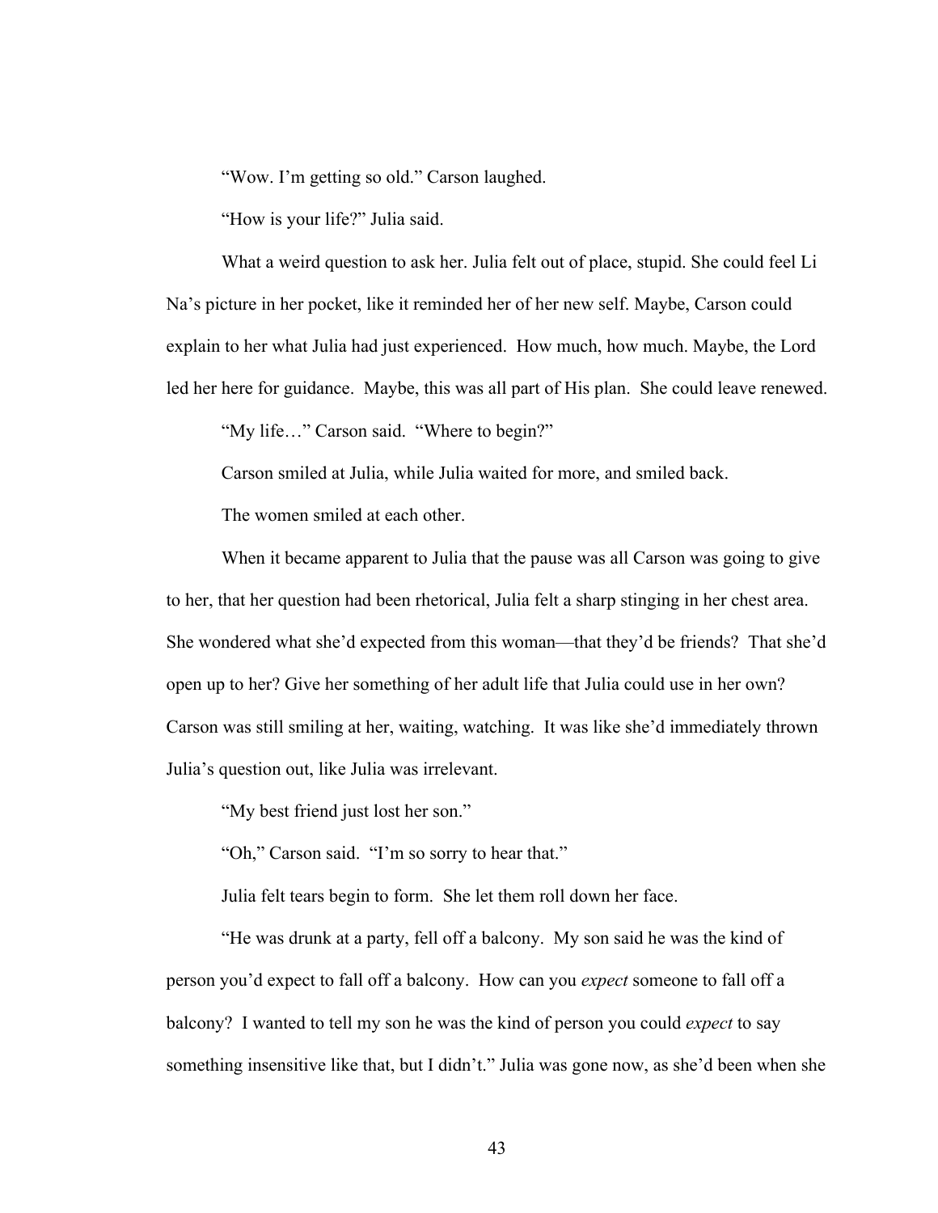"Wow. I'm getting so old." Carson laughed.

"How is your life?" Julia said.

What a weird question to ask her. Julia felt out of place, stupid. She could feel Li Na's picture in her pocket, like it reminded her of her new self. Maybe, Carson could explain to her what Julia had just experienced. How much, how much. Maybe, the Lord led her here for guidance. Maybe, this was all part of His plan. She could leave renewed.

"My life…" Carson said. "Where to begin?"

Carson smiled at Julia, while Julia waited for more, and smiled back.

The women smiled at each other.

When it became apparent to Julia that the pause was all Carson was going to give to her, that her question had been rhetorical, Julia felt a sharp stinging in her chest area. She wondered what she'd expected from this woman—that they'd be friends? That she'd open up to her? Give her something of her adult life that Julia could use in her own? Carson was still smiling at her, waiting, watching. It was like she'd immediately thrown Julia's question out, like Julia was irrelevant.

"My best friend just lost her son."

"Oh," Carson said. "I'm so sorry to hear that."

Julia felt tears begin to form. She let them roll down her face.

"He was drunk at a party, fell off a balcony. My son said he was the kind of person you'd expect to fall off a balcony. How can you *expect* someone to fall off a balcony? I wanted to tell my son he was the kind of person you could *expect* to say something insensitive like that, but I didn't." Julia was gone now, as she'd been when she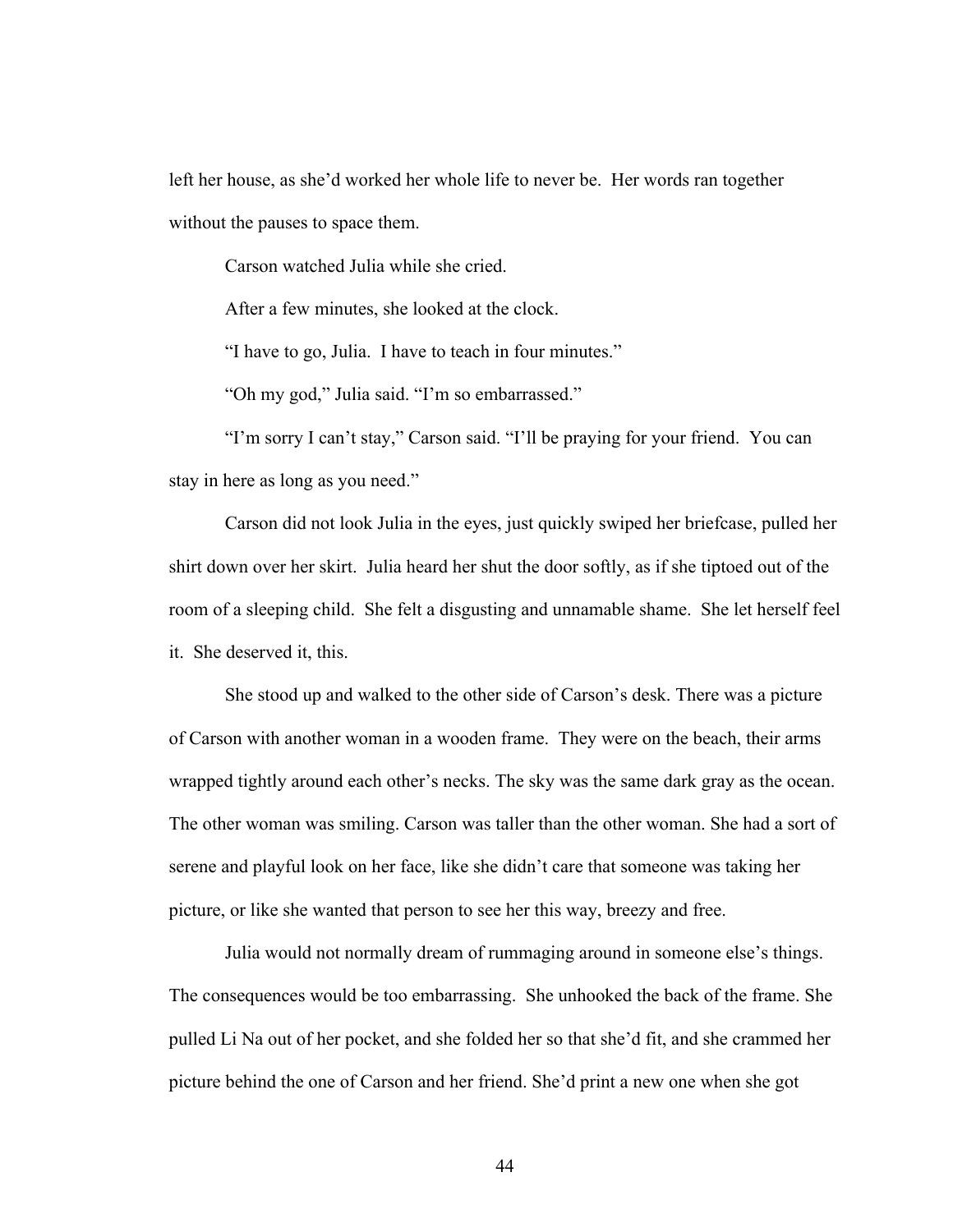left her house, as she'd worked her whole life to never be. Her words ran together without the pauses to space them.

Carson watched Julia while she cried.

After a few minutes, she looked at the clock.

"I have to go, Julia. I have to teach in four minutes."

"Oh my god," Julia said. "I'm so embarrassed."

"I'm sorry I can't stay," Carson said. "I'll be praying for your friend. You can stay in here as long as you need."

Carson did not look Julia in the eyes, just quickly swiped her briefcase, pulled her shirt down over her skirt. Julia heard her shut the door softly, as if she tiptoed out of the room of a sleeping child. She felt a disgusting and unnamable shame. She let herself feel it. She deserved it, this.

She stood up and walked to the other side of Carson's desk. There was a picture of Carson with another woman in a wooden frame. They were on the beach, their arms wrapped tightly around each other's necks. The sky was the same dark gray as the ocean. The other woman was smiling. Carson was taller than the other woman. She had a sort of serene and playful look on her face, like she didn't care that someone was taking her picture, or like she wanted that person to see her this way, breezy and free.

Julia would not normally dream of rummaging around in someone else's things. The consequences would be too embarrassing. She unhooked the back of the frame. She pulled Li Na out of her pocket, and she folded her so that she'd fit, and she crammed her picture behind the one of Carson and her friend. She'd print a new one when she got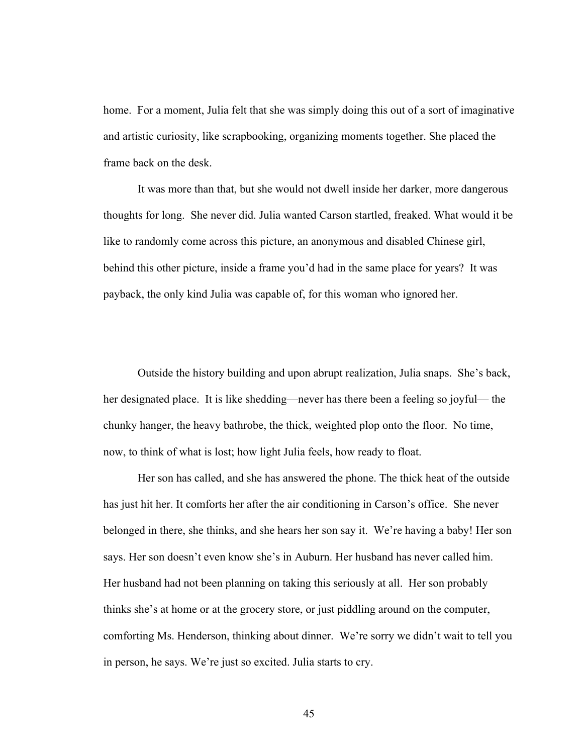home. For a moment, Julia felt that she was simply doing this out of a sort of imaginative and artistic curiosity, like scrapbooking, organizing moments together. She placed the frame back on the desk.

It was more than that, but she would not dwell inside her darker, more dangerous thoughts for long. She never did. Julia wanted Carson startled, freaked. What would it be like to randomly come across this picture, an anonymous and disabled Chinese girl, behind this other picture, inside a frame you'd had in the same place for years? It was payback, the only kind Julia was capable of, for this woman who ignored her.

Outside the history building and upon abrupt realization, Julia snaps. She's back, her designated place. It is like shedding—never has there been a feeling so joyful— the chunky hanger, the heavy bathrobe, the thick, weighted plop onto the floor. No time, now, to think of what is lost; how light Julia feels, how ready to float.

Her son has called, and she has answered the phone. The thick heat of the outside has just hit her. It comforts her after the air conditioning in Carson's office. She never belonged in there, she thinks, and she hears her son say it. We're having a baby! Her son says. Her son doesn't even know she's in Auburn. Her husband has never called him. Her husband had not been planning on taking this seriously at all. Her son probably thinks she's at home or at the grocery store, or just piddling around on the computer, comforting Ms. Henderson, thinking about dinner. We're sorry we didn't wait to tell you in person, he says. We're just so excited. Julia starts to cry.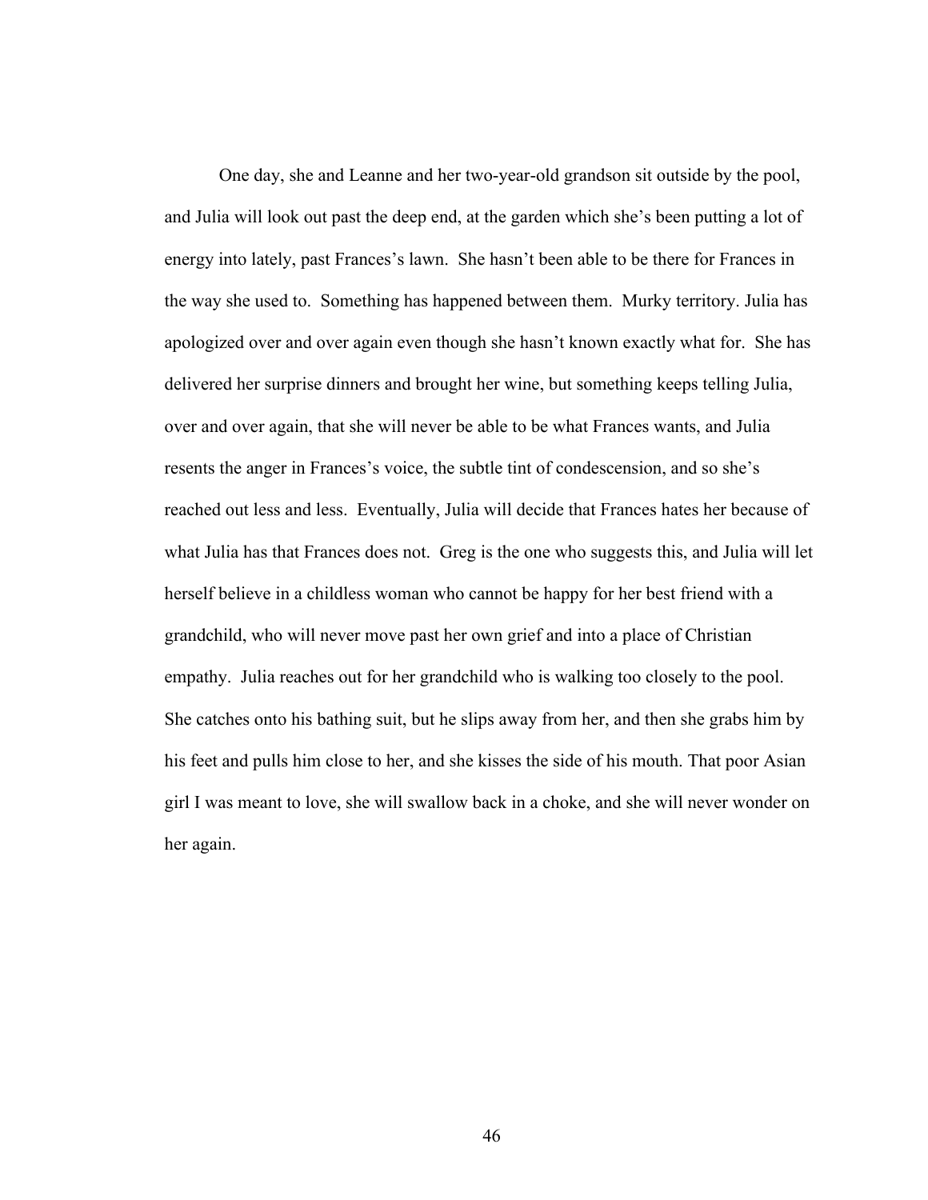One day, she and Leanne and her two-year-old grandson sit outside by the pool, and Julia will look out past the deep end, at the garden which she's been putting a lot of energy into lately, past Frances's lawn. She hasn't been able to be there for Frances in the way she used to. Something has happened between them. Murky territory. Julia has apologized over and over again even though she hasn't known exactly what for. She has delivered her surprise dinners and brought her wine, but something keeps telling Julia, over and over again, that she will never be able to be what Frances wants, and Julia resents the anger in Frances's voice, the subtle tint of condescension, and so she's reached out less and less. Eventually, Julia will decide that Frances hates her because of what Julia has that Frances does not. Greg is the one who suggests this, and Julia will let herself believe in a childless woman who cannot be happy for her best friend with a grandchild, who will never move past her own grief and into a place of Christian empathy. Julia reaches out for her grandchild who is walking too closely to the pool. She catches onto his bathing suit, but he slips away from her, and then she grabs him by his feet and pulls him close to her, and she kisses the side of his mouth. That poor Asian girl I was meant to love, she will swallow back in a choke, and she will never wonder on her again.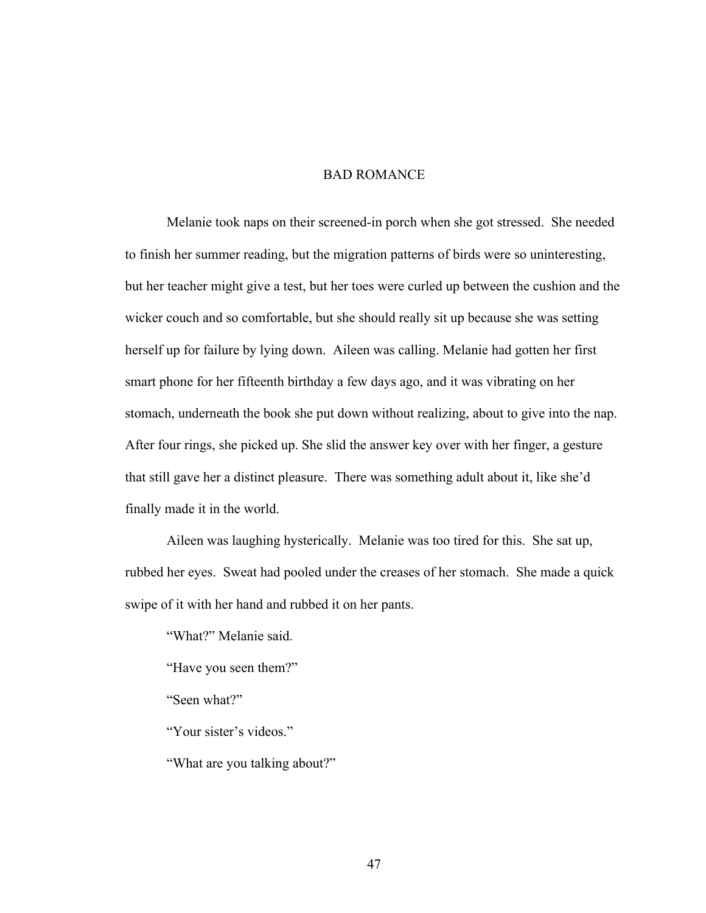# BAD ROMANCE

Melanie took naps on their screened-in porch when she got stressed. She needed to finish her summer reading, but the migration patterns of birds were so uninteresting, but her teacher might give a test, but her toes were curled up between the cushion and the wicker couch and so comfortable, but she should really sit up because she was setting herself up for failure by lying down. Aileen was calling. Melanie had gotten her first smart phone for her fifteenth birthday a few days ago, and it was vibrating on her stomach, underneath the book she put down without realizing, about to give into the nap. After four rings, she picked up. She slid the answer key over with her finger, a gesture that still gave her a distinct pleasure. There was something adult about it, like she'd finally made it in the world.

Aileen was laughing hysterically. Melanie was too tired for this. She sat up, rubbed her eyes. Sweat had pooled under the creases of her stomach. She made a quick swipe of it with her hand and rubbed it on her pants.

"What?" Melanie said.

"Have you seen them?"

"Seen what?"

"Your sister's videos."

"What are you talking about?"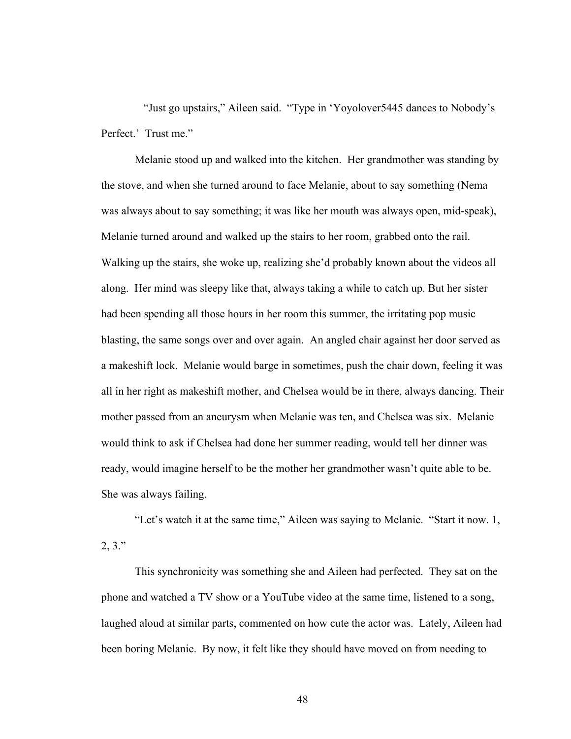"Just go upstairs," Aileen said. "Type in 'Yoyolover5445 dances to Nobody's Perfect.' Trust me."

Melanie stood up and walked into the kitchen. Her grandmother was standing by the stove, and when she turned around to face Melanie, about to say something (Nema was always about to say something; it was like her mouth was always open, mid-speak), Melanie turned around and walked up the stairs to her room, grabbed onto the rail. Walking up the stairs, she woke up, realizing she'd probably known about the videos all along. Her mind was sleepy like that, always taking a while to catch up. But her sister had been spending all those hours in her room this summer, the irritating pop music blasting, the same songs over and over again. An angled chair against her door served as a makeshift lock. Melanie would barge in sometimes, push the chair down, feeling it was all in her right as makeshift mother, and Chelsea would be in there, always dancing. Their mother passed from an aneurysm when Melanie was ten, and Chelsea was six. Melanie would think to ask if Chelsea had done her summer reading, would tell her dinner was ready, would imagine herself to be the mother her grandmother wasn't quite able to be. She was always failing.

"Let's watch it at the same time," Aileen was saying to Melanie. "Start it now. 1, 2, 3."

This synchronicity was something she and Aileen had perfected. They sat on the phone and watched a TV show or a YouTube video at the same time, listened to a song, laughed aloud at similar parts, commented on how cute the actor was. Lately, Aileen had been boring Melanie. By now, it felt like they should have moved on from needing to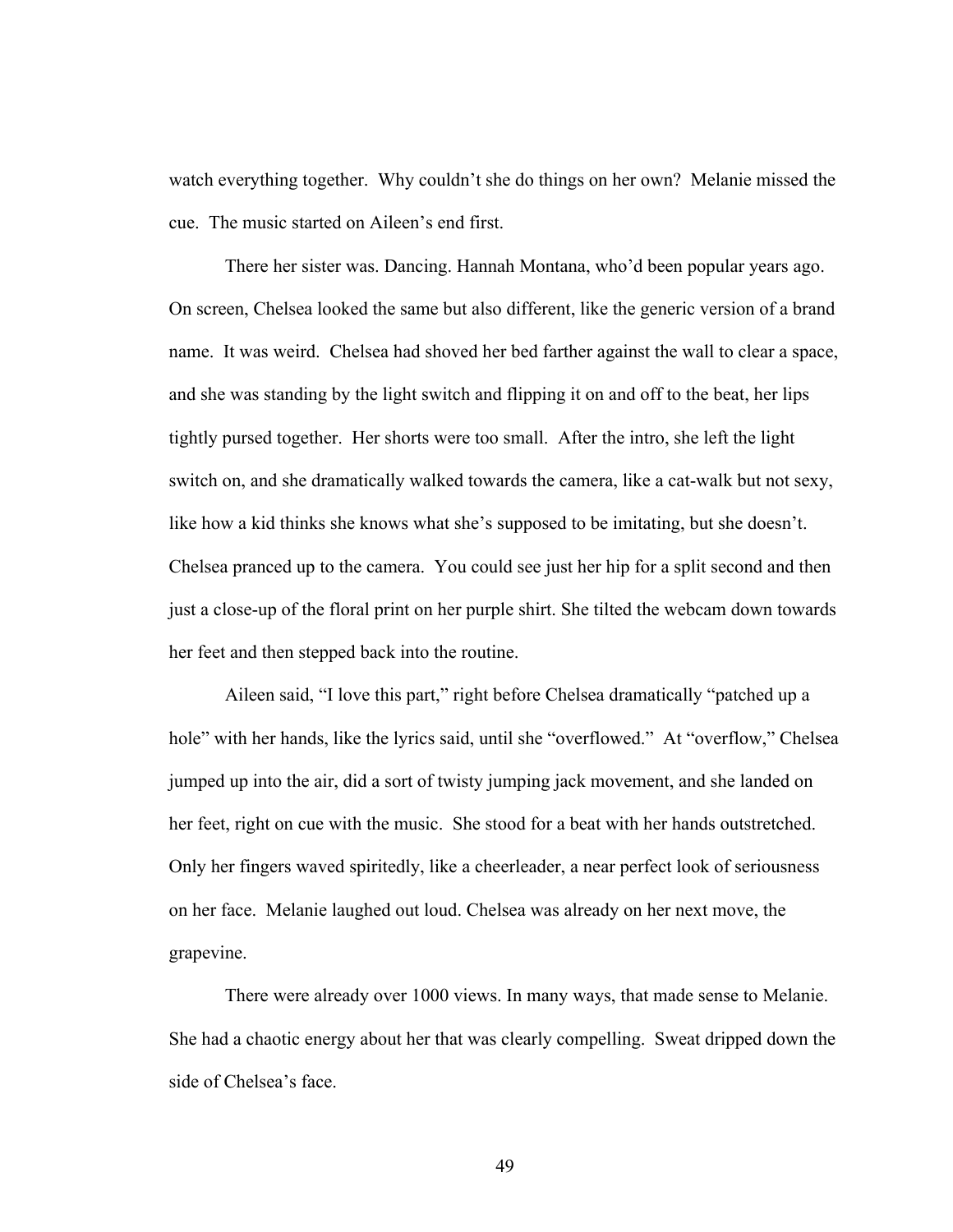watch everything together. Why couldn't she do things on her own? Melanie missed the cue. The music started on Aileen's end first.

There her sister was. Dancing. Hannah Montana, who'd been popular years ago. On screen, Chelsea looked the same but also different, like the generic version of a brand name. It was weird. Chelsea had shoved her bed farther against the wall to clear a space, and she was standing by the light switch and flipping it on and off to the beat, her lips tightly pursed together. Her shorts were too small. After the intro, she left the light switch on, and she dramatically walked towards the camera, like a cat-walk but not sexy, like how a kid thinks she knows what she's supposed to be imitating, but she doesn't. Chelsea pranced up to the camera. You could see just her hip for a split second and then just a close-up of the floral print on her purple shirt. She tilted the webcam down towards her feet and then stepped back into the routine.

Aileen said, "I love this part," right before Chelsea dramatically "patched up a hole" with her hands, like the lyrics said, until she "overflowed." At "overflow," Chelsea jumped up into the air, did a sort of twisty jumping jack movement, and she landed on her feet, right on cue with the music. She stood for a beat with her hands outstretched. Only her fingers waved spiritedly, like a cheerleader, a near perfect look of seriousness on her face. Melanie laughed out loud. Chelsea was already on her next move, the grapevine.

There were already over 1000 views. In many ways, that made sense to Melanie. She had a chaotic energy about her that was clearly compelling. Sweat dripped down the side of Chelsea's face.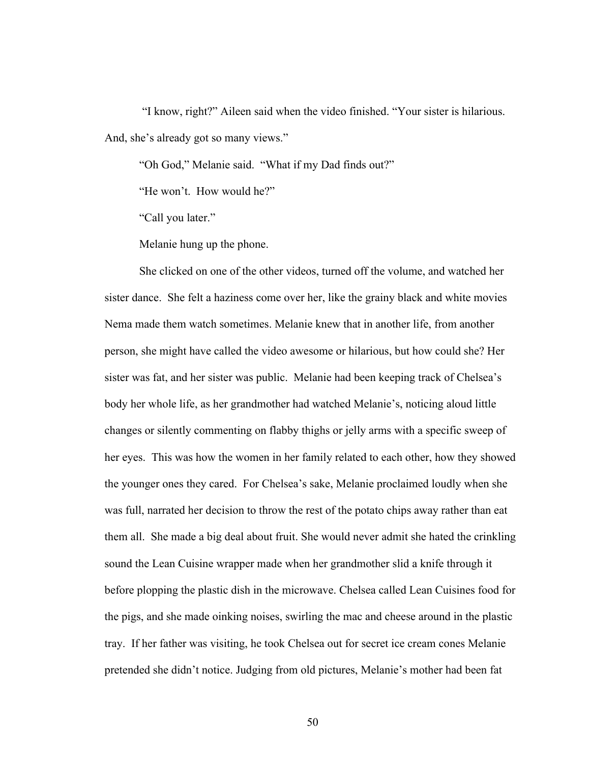"I know, right?" Aileen said when the video finished. "Your sister is hilarious. And, she's already got so many views."

"Oh God," Melanie said. "What if my Dad finds out?"

"He won't. How would he?"

"Call you later."

Melanie hung up the phone.

She clicked on one of the other videos, turned off the volume, and watched her sister dance. She felt a haziness come over her, like the grainy black and white movies Nema made them watch sometimes. Melanie knew that in another life, from another person, she might have called the video awesome or hilarious, but how could she? Her sister was fat, and her sister was public. Melanie had been keeping track of Chelsea's body her whole life, as her grandmother had watched Melanie's, noticing aloud little changes or silently commenting on flabby thighs or jelly arms with a specific sweep of her eyes. This was how the women in her family related to each other, how they showed the younger ones they cared. For Chelsea's sake, Melanie proclaimed loudly when she was full, narrated her decision to throw the rest of the potato chips away rather than eat them all. She made a big deal about fruit. She would never admit she hated the crinkling sound the Lean Cuisine wrapper made when her grandmother slid a knife through it before plopping the plastic dish in the microwave. Chelsea called Lean Cuisines food for the pigs, and she made oinking noises, swirling the mac and cheese around in the plastic tray. If her father was visiting, he took Chelsea out for secret ice cream cones Melanie pretended she didn't notice. Judging from old pictures, Melanie's mother had been fat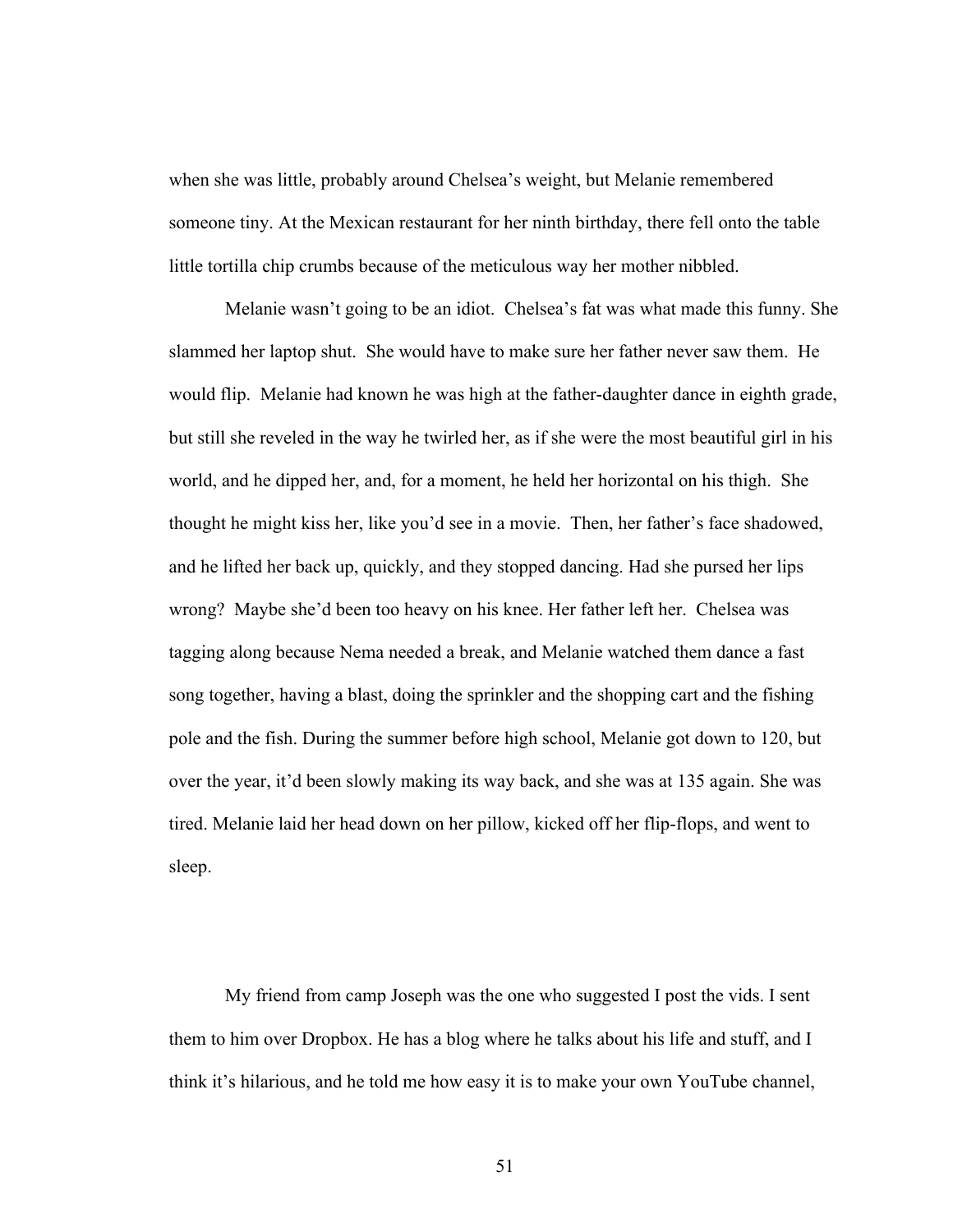when she was little, probably around Chelsea's weight, but Melanie remembered someone tiny. At the Mexican restaurant for her ninth birthday, there fell onto the table little tortilla chip crumbs because of the meticulous way her mother nibbled.

Melanie wasn't going to be an idiot. Chelsea's fat was what made this funny. She slammed her laptop shut. She would have to make sure her father never saw them. He would flip. Melanie had known he was high at the father-daughter dance in eighth grade, but still she reveled in the way he twirled her, as if she were the most beautiful girl in his world, and he dipped her, and, for a moment, he held her horizontal on his thigh. She thought he might kiss her, like you'd see in a movie. Then, her father's face shadowed, and he lifted her back up, quickly, and they stopped dancing. Had she pursed her lips wrong? Maybe she'd been too heavy on his knee. Her father left her. Chelsea was tagging along because Nema needed a break, and Melanie watched them dance a fast song together, having a blast, doing the sprinkler and the shopping cart and the fishing pole and the fish. During the summer before high school, Melanie got down to 120, but over the year, it'd been slowly making its way back, and she was at 135 again. She was tired. Melanie laid her head down on her pillow, kicked off her flip-flops, and went to sleep.

My friend from camp Joseph was the one who suggested I post the vids. I sent them to him over Dropbox. He has a blog where he talks about his life and stuff, and I think it's hilarious, and he told me how easy it is to make your own YouTube channel,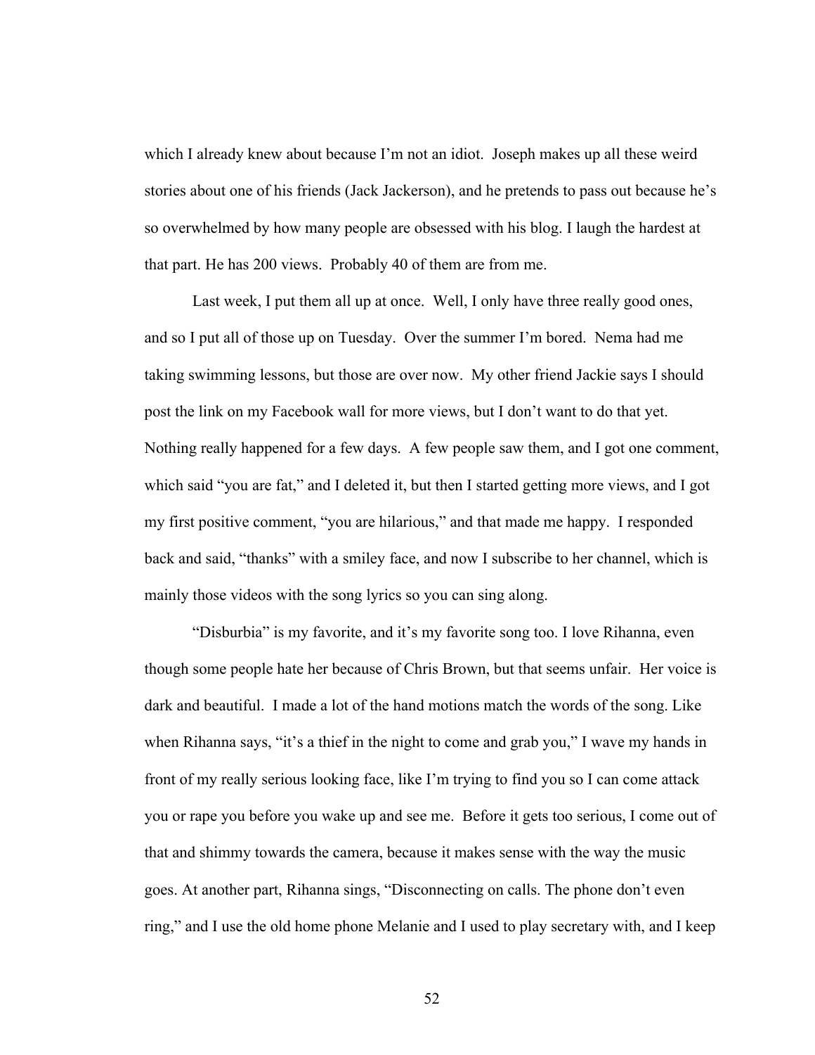which I already knew about because I'm not an idiot. Joseph makes up all these weird stories about one of his friends (Jack Jackerson), and he pretends to pass out because he's so overwhelmed by how many people are obsessed with his blog. I laugh the hardest at that part. He has 200 views. Probably 40 of them are from me.

Last week, I put them all up at once. Well, I only have three really good ones, and so I put all of those up on Tuesday. Over the summer I'm bored. Nema had me taking swimming lessons, but those are over now. My other friend Jackie says I should post the link on my Facebook wall for more views, but I don't want to do that yet. Nothing really happened for a few days. A few people saw them, and I got one comment, which said "you are fat," and I deleted it, but then I started getting more views, and I got my first positive comment, "you are hilarious," and that made me happy. I responded back and said, "thanks" with a smiley face, and now I subscribe to her channel, which is mainly those videos with the song lyrics so you can sing along.

"Disburbia" is my favorite, and it's my favorite song too. I love Rihanna, even though some people hate her because of Chris Brown, but that seems unfair. Her voice is dark and beautiful. I made a lot of the hand motions match the words of the song. Like when Rihanna says, "it's a thief in the night to come and grab you," I wave my hands in front of my really serious looking face, like I'm trying to find you so I can come attack you or rape you before you wake up and see me. Before it gets too serious, I come out of that and shimmy towards the camera, because it makes sense with the way the music goes. At another part, Rihanna sings, "Disconnecting on calls. The phone don't even ring," and I use the old home phone Melanie and I used to play secretary with, and I keep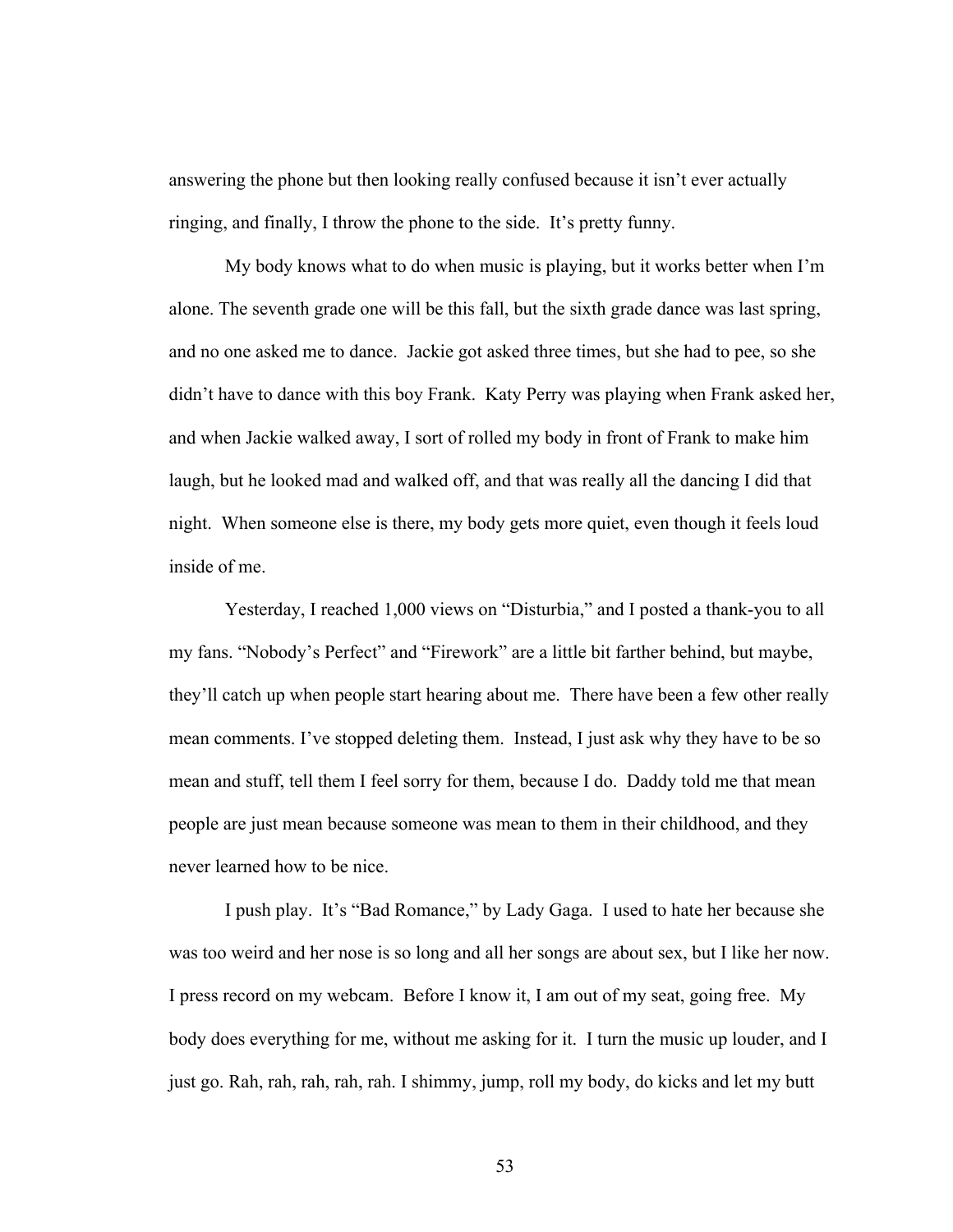answering the phone but then looking really confused because it isn't ever actually ringing, and finally, I throw the phone to the side. It's pretty funny.

My body knows what to do when music is playing, but it works better when I'm alone. The seventh grade one will be this fall, but the sixth grade dance was last spring, and no one asked me to dance. Jackie got asked three times, but she had to pee, so she didn't have to dance with this boy Frank. Katy Perry was playing when Frank asked her, and when Jackie walked away, I sort of rolled my body in front of Frank to make him laugh, but he looked mad and walked off, and that was really all the dancing I did that night. When someone else is there, my body gets more quiet, even though it feels loud inside of me.

Yesterday, I reached 1,000 views on "Disturbia," and I posted a thank-you to all my fans. "Nobody's Perfect" and "Firework" are a little bit farther behind, but maybe, they'll catch up when people start hearing about me. There have been a few other really mean comments. I've stopped deleting them. Instead, I just ask why they have to be so mean and stuff, tell them I feel sorry for them, because I do. Daddy told me that mean people are just mean because someone was mean to them in their childhood, and they never learned how to be nice.

I push play. It's "Bad Romance," by Lady Gaga. I used to hate her because she was too weird and her nose is so long and all her songs are about sex, but I like her now. I press record on my webcam. Before I know it, I am out of my seat, going free. My body does everything for me, without me asking for it. I turn the music up louder, and I just go. Rah, rah, rah, rah, rah. I shimmy, jump, roll my body, do kicks and let my butt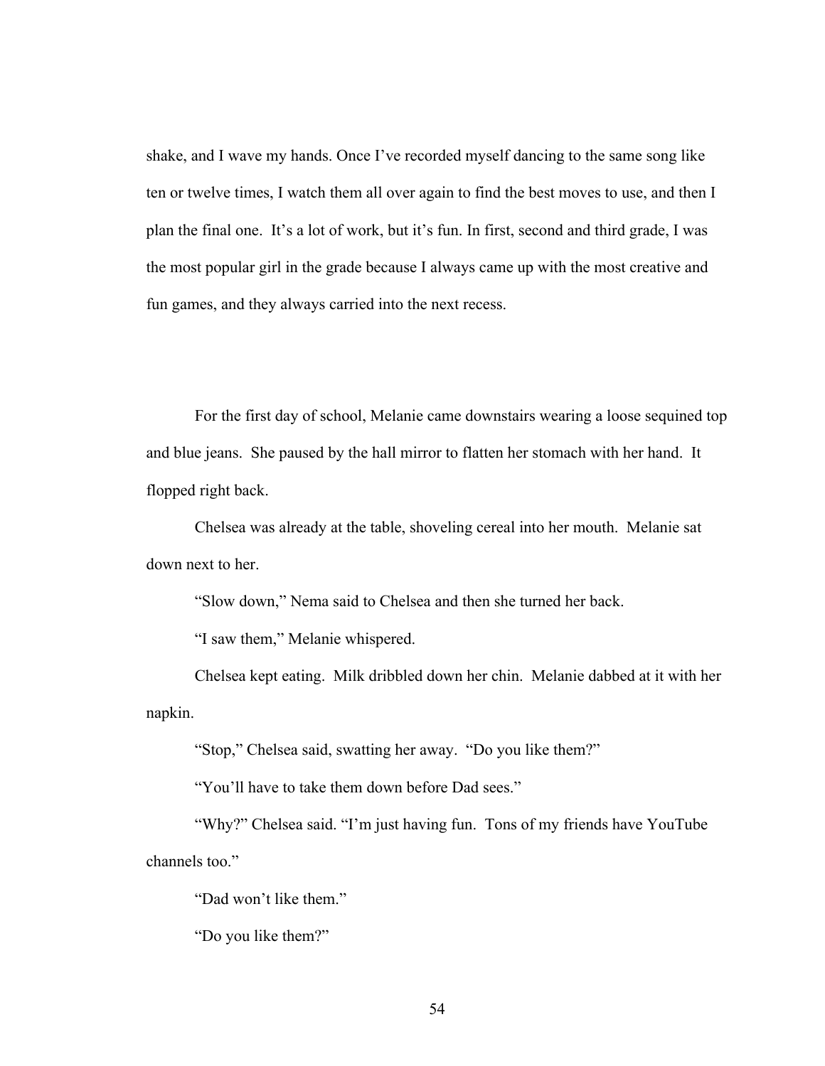shake, and I wave my hands. Once I've recorded myself dancing to the same song like ten or twelve times, I watch them all over again to find the best moves to use, and then I plan the final one. It's a lot of work, but it's fun. In first, second and third grade, I was the most popular girl in the grade because I always came up with the most creative and fun games, and they always carried into the next recess.

For the first day of school, Melanie came downstairs wearing a loose sequined top and blue jeans. She paused by the hall mirror to flatten her stomach with her hand. It flopped right back.

Chelsea was already at the table, shoveling cereal into her mouth. Melanie sat down next to her.

"Slow down," Nema said to Chelsea and then she turned her back.

"I saw them," Melanie whispered.

Chelsea kept eating. Milk dribbled down her chin. Melanie dabbed at it with her napkin.

"Stop," Chelsea said, swatting her away. "Do you like them?"

"You'll have to take them down before Dad sees."

"Why?" Chelsea said. "I'm just having fun. Tons of my friends have YouTube channels too."

"Dad won't like them."

"Do you like them?"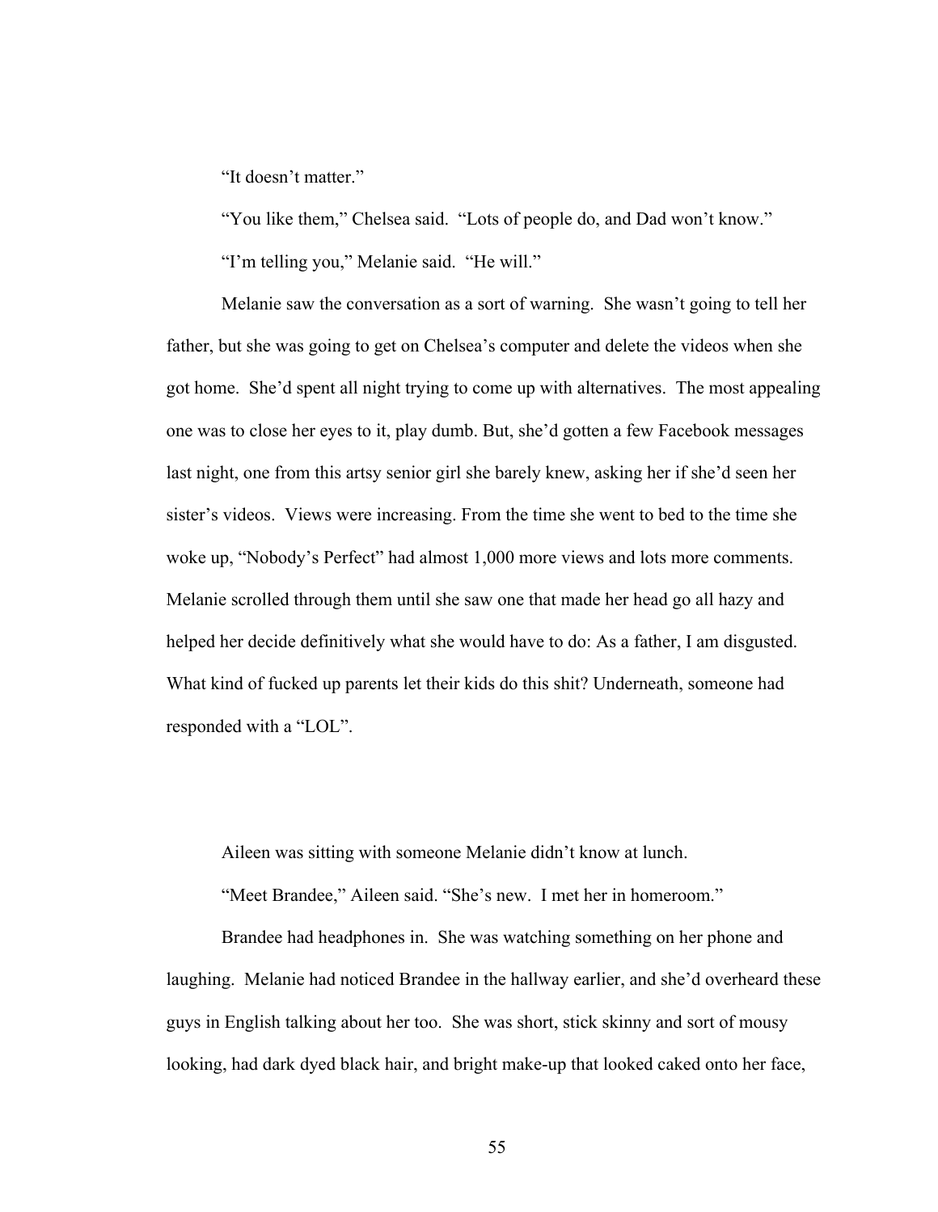"It doesn't matter."

"You like them," Chelsea said. "Lots of people do, and Dad won't know."

"I'm telling you," Melanie said. "He will."

Melanie saw the conversation as a sort of warning. She wasn't going to tell her father, but she was going to get on Chelsea's computer and delete the videos when she got home. She'd spent all night trying to come up with alternatives. The most appealing one was to close her eyes to it, play dumb. But, she'd gotten a few Facebook messages last night, one from this artsy senior girl she barely knew, asking her if she'd seen her sister's videos. Views were increasing. From the time she went to bed to the time she woke up, "Nobody's Perfect" had almost 1,000 more views and lots more comments. Melanie scrolled through them until she saw one that made her head go all hazy and helped her decide definitively what she would have to do: As a father, I am disgusted. What kind of fucked up parents let their kids do this shit? Underneath, someone had responded with a "LOL".

Aileen was sitting with someone Melanie didn't know at lunch.

"Meet Brandee," Aileen said. "She's new. I met her in homeroom."

Brandee had headphones in. She was watching something on her phone and laughing. Melanie had noticed Brandee in the hallway earlier, and she'd overheard these guys in English talking about her too. She was short, stick skinny and sort of mousy looking, had dark dyed black hair, and bright make-up that looked caked onto her face,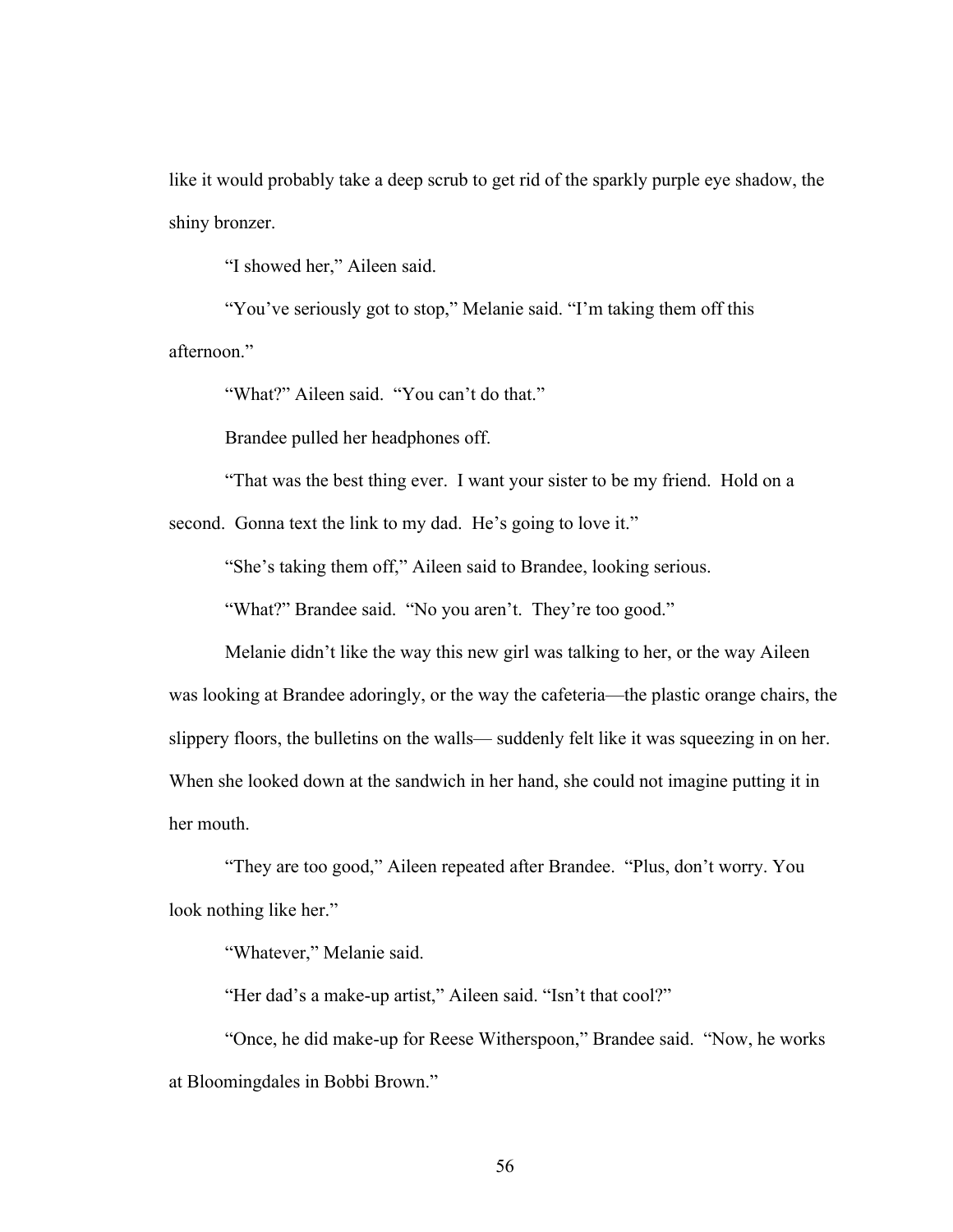like it would probably take a deep scrub to get rid of the sparkly purple eye shadow, the shiny bronzer.

"I showed her," Aileen said.

"You've seriously got to stop," Melanie said. "I'm taking them off this afternoon."

"What?" Aileen said. "You can't do that."

Brandee pulled her headphones off.

"That was the best thing ever. I want your sister to be my friend. Hold on a second. Gonna text the link to my dad. He's going to love it."

"She's taking them off," Aileen said to Brandee, looking serious.

"What?" Brandee said. "No you aren't. They're too good."

Melanie didn't like the way this new girl was talking to her, or the way Aileen was looking at Brandee adoringly, or the way the cafeteria—the plastic orange chairs, the slippery floors, the bulletins on the walls— suddenly felt like it was squeezing in on her. When she looked down at the sandwich in her hand, she could not imagine putting it in her mouth.

"They are too good," Aileen repeated after Brandee. "Plus, don't worry. You look nothing like her."

"Whatever," Melanie said.

"Her dad's a make-up artist," Aileen said. "Isn't that cool?"

"Once, he did make-up for Reese Witherspoon," Brandee said. "Now, he works at Bloomingdales in Bobbi Brown."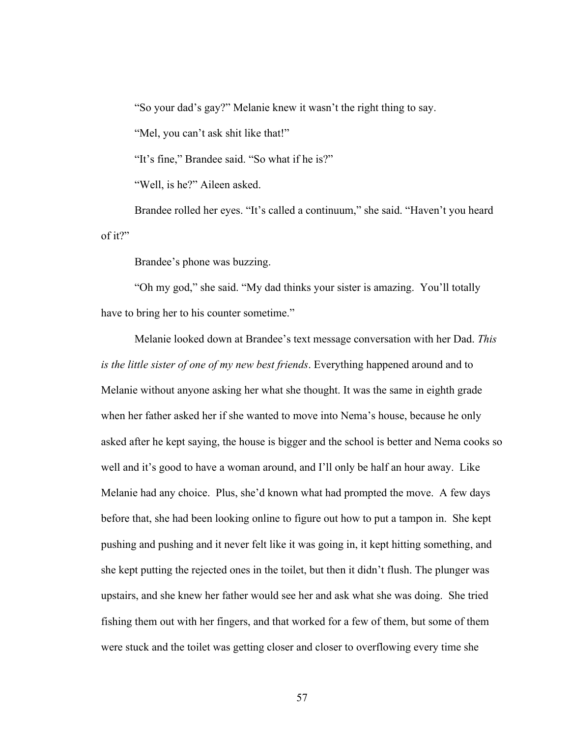"So your dad's gay?" Melanie knew it wasn't the right thing to say.

"Mel, you can't ask shit like that!"

"It's fine," Brandee said. "So what if he is?"

"Well, is he?" Aileen asked.

Brandee rolled her eyes. "It's called a continuum," she said. "Haven't you heard of it?"

Brandee's phone was buzzing.

"Oh my god," she said. "My dad thinks your sister is amazing. You'll totally have to bring her to his counter sometime."

Melanie looked down at Brandee's text message conversation with her Dad. *This is the little sister of one of my new best friends*. Everything happened around and to Melanie without anyone asking her what she thought. It was the same in eighth grade when her father asked her if she wanted to move into Nema's house, because he only asked after he kept saying, the house is bigger and the school is better and Nema cooks so well and it's good to have a woman around, and I'll only be half an hour away. Like Melanie had any choice. Plus, she'd known what had prompted the move. A few days before that, she had been looking online to figure out how to put a tampon in. She kept pushing and pushing and it never felt like it was going in, it kept hitting something, and she kept putting the rejected ones in the toilet, but then it didn't flush. The plunger was upstairs, and she knew her father would see her and ask what she was doing. She tried fishing them out with her fingers, and that worked for a few of them, but some of them were stuck and the toilet was getting closer and closer to overflowing every time she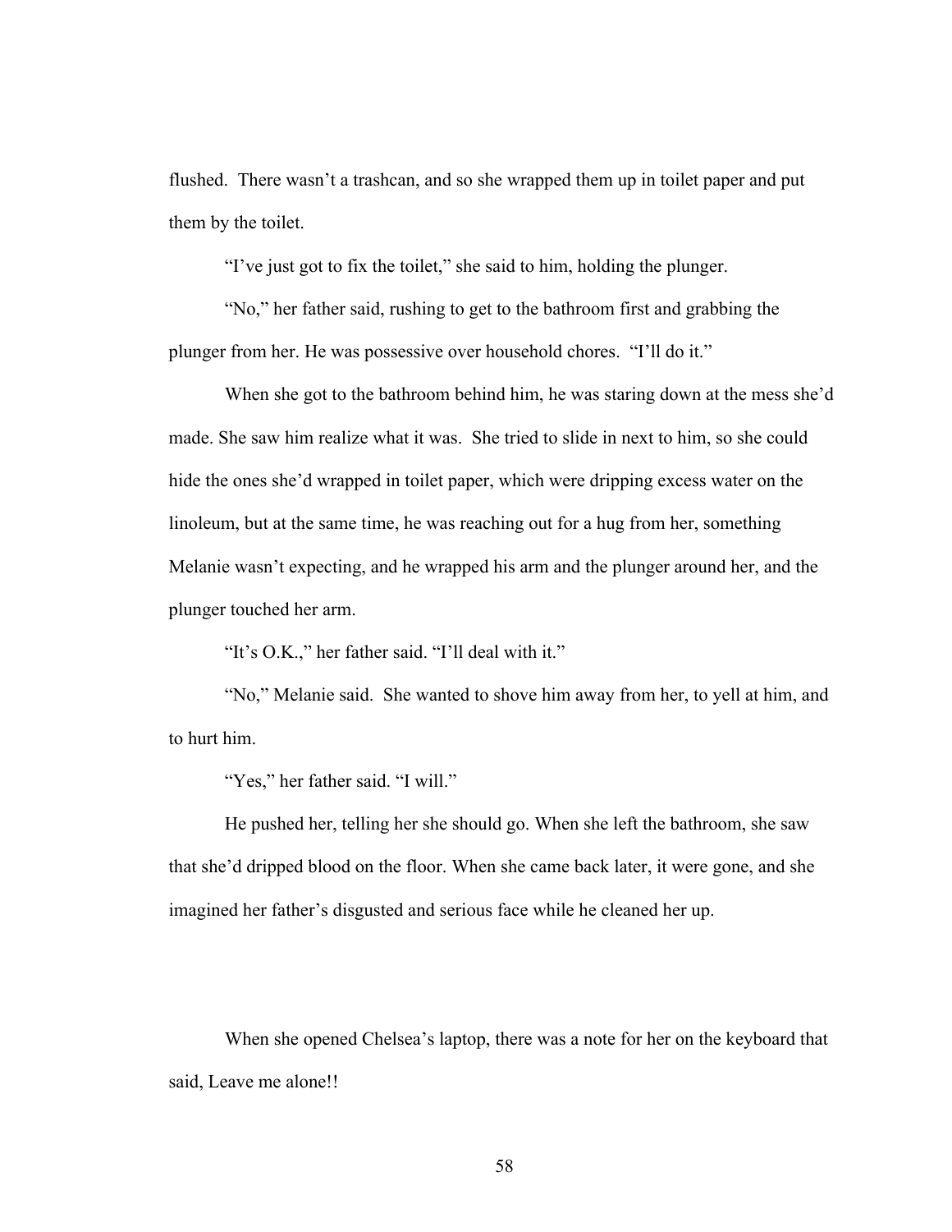flushed. There wasn't a trashcan, and so she wrapped them up in toilet paper and put them by the toilet.

"I've just got to fix the toilet," she said to him, holding the plunger.

"No," her father said, rushing to get to the bathroom first and grabbing the plunger from her. He was possessive over household chores. "I'll do it."

When she got to the bathroom behind him, he was staring down at the mess she'd made. She saw him realize what it was. She tried to slide in next to him, so she could hide the ones she'd wrapped in toilet paper, which were dripping excess water on the linoleum, but at the same time, he was reaching out for a hug from her, something Melanie wasn't expecting, and he wrapped his arm and the plunger around her, and the plunger touched her arm.

"It's O.K.," her father said. "I'll deal with it."

"No," Melanie said. She wanted to shove him away from her, to yell at him, and to hurt him.

"Yes," her father said. "I will."

He pushed her, telling her she should go. When she left the bathroom, she saw that she'd dripped blood on the floor. When she came back later, it were gone, and she imagined her father's disgusted and serious face while he cleaned her up.

When she opened Chelsea's laptop, there was a note for her on the keyboard that said, Leave me alone!!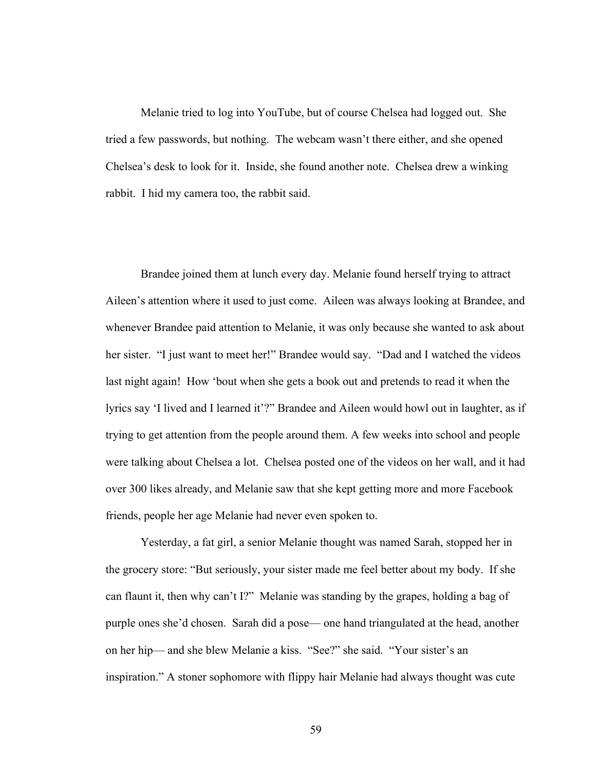Melanie tried to log into YouTube, but of course Chelsea had logged out. She tried a few passwords, but nothing. The webcam wasn't there either, and she opened Chelsea's desk to look for it. Inside, she found another note. Chelsea drew a winking rabbit. I hid my camera too, the rabbit said.

Brandee joined them at lunch every day. Melanie found herself trying to attract Aileen's attention where it used to just come. Aileen was always looking at Brandee, and whenever Brandee paid attention to Melanie, it was only because she wanted to ask about her sister. "I just want to meet her!" Brandee would say. "Dad and I watched the videos last night again! How 'bout when she gets a book out and pretends to read it when the lyrics say 'I lived and I learned it'?" Brandee and Aileen would howl out in laughter, as if trying to get attention from the people around them. A few weeks into school and people were talking about Chelsea a lot. Chelsea posted one of the videos on her wall, and it had over 300 likes already, and Melanie saw that she kept getting more and more Facebook friends, people her age Melanie had never even spoken to.

Yesterday, a fat girl, a senior Melanie thought was named Sarah, stopped her in the grocery store: "But seriously, your sister made me feel better about my body. If she can flaunt it, then why can't I?" Melanie was standing by the grapes, holding a bag of purple ones she'd chosen. Sarah did a pose— one hand triangulated at the head, another on her hip— and she blew Melanie a kiss. "See?" she said. "Your sister's an inspiration." A stoner sophomore with flippy hair Melanie had always thought was cute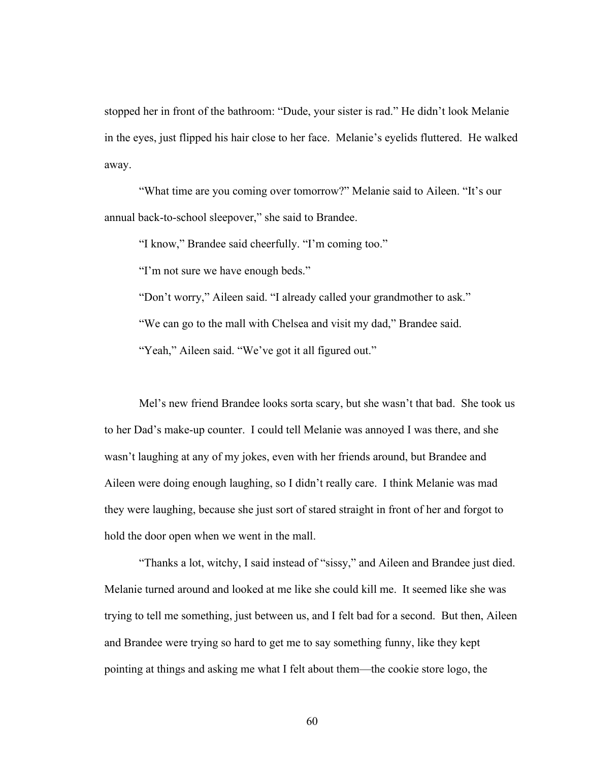stopped her in front of the bathroom: "Dude, your sister is rad." He didn't look Melanie in the eyes, just flipped his hair close to her face. Melanie's eyelids fluttered. He walked away.

"What time are you coming over tomorrow?" Melanie said to Aileen. "It's our annual back-to-school sleepover," she said to Brandee.

"I know," Brandee said cheerfully. "I'm coming too."

"I'm not sure we have enough beds."

"Don't worry," Aileen said. "I already called your grandmother to ask."

"We can go to the mall with Chelsea and visit my dad," Brandee said.

"Yeah," Aileen said. "We've got it all figured out."

Mel's new friend Brandee looks sorta scary, but she wasn't that bad. She took us to her Dad's make-up counter. I could tell Melanie was annoyed I was there, and she wasn't laughing at any of my jokes, even with her friends around, but Brandee and Aileen were doing enough laughing, so I didn't really care. I think Melanie was mad they were laughing, because she just sort of stared straight in front of her and forgot to hold the door open when we went in the mall.

"Thanks a lot, witchy, I said instead of "sissy," and Aileen and Brandee just died. Melanie turned around and looked at me like she could kill me. It seemed like she was trying to tell me something, just between us, and I felt bad for a second. But then, Aileen and Brandee were trying so hard to get me to say something funny, like they kept pointing at things and asking me what I felt about them—the cookie store logo, the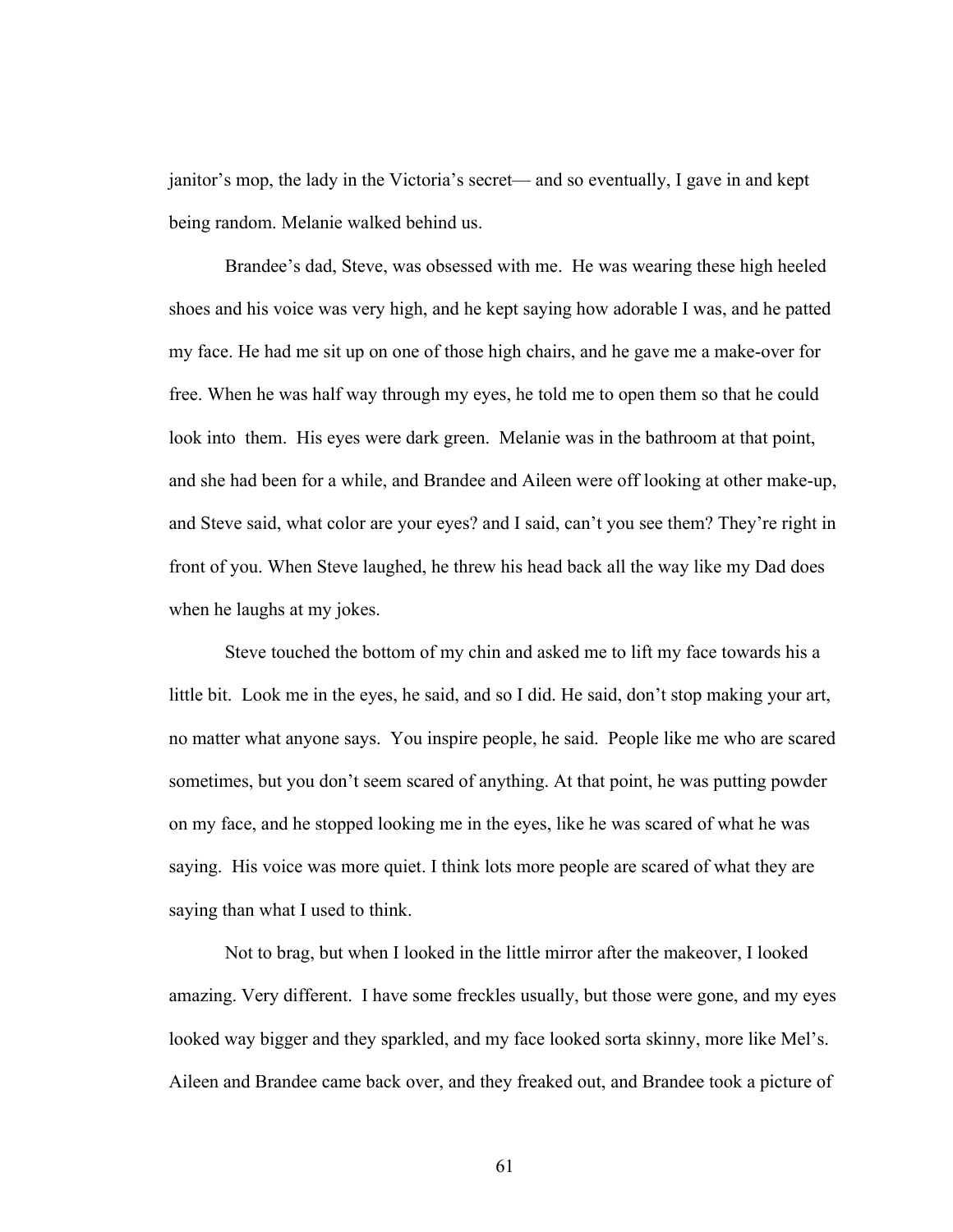janitor's mop, the lady in the Victoria's secret— and so eventually, I gave in and kept being random. Melanie walked behind us.

Brandee's dad, Steve, was obsessed with me. He was wearing these high heeled shoes and his voice was very high, and he kept saying how adorable I was, and he patted my face. He had me sit up on one of those high chairs, and he gave me a make-over for free. When he was half way through my eyes, he told me to open them so that he could look into them. His eyes were dark green. Melanie was in the bathroom at that point, and she had been for a while, and Brandee and Aileen were off looking at other make-up, and Steve said, what color are your eyes? and I said, can't you see them? They're right in front of you. When Steve laughed, he threw his head back all the way like my Dad does when he laughs at my jokes.

Steve touched the bottom of my chin and asked me to lift my face towards his a little bit. Look me in the eyes, he said, and so I did. He said, don't stop making your art, no matter what anyone says. You inspire people, he said. People like me who are scared sometimes, but you don't seem scared of anything. At that point, he was putting powder on my face, and he stopped looking me in the eyes, like he was scared of what he was saying. His voice was more quiet. I think lots more people are scared of what they are saying than what I used to think.

Not to brag, but when I looked in the little mirror after the makeover, I looked amazing. Very different. I have some freckles usually, but those were gone, and my eyes looked way bigger and they sparkled, and my face looked sorta skinny, more like Mel's. Aileen and Brandee came back over, and they freaked out, and Brandee took a picture of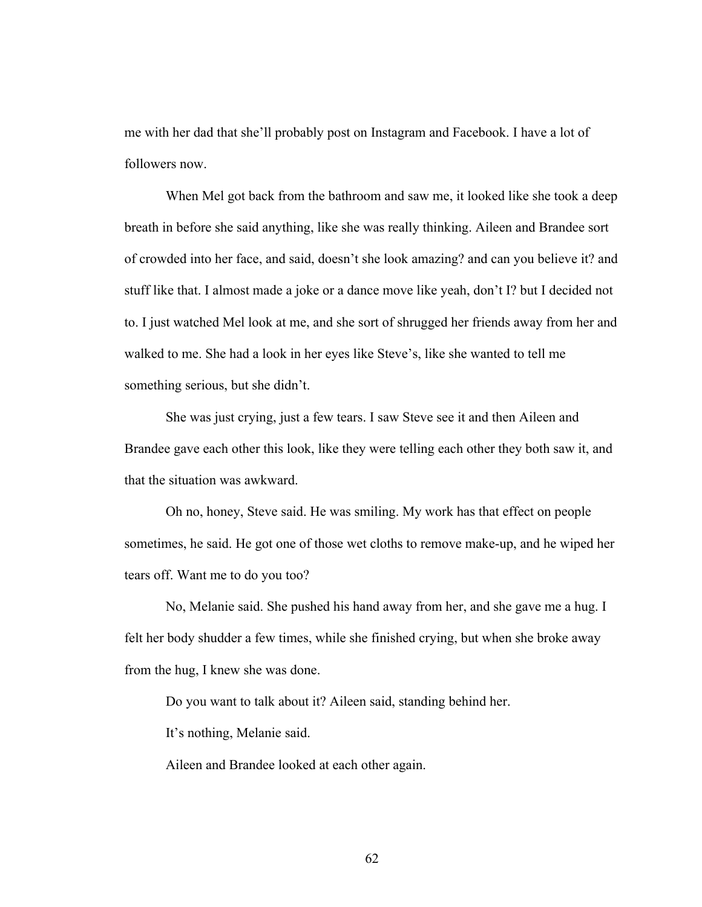me with her dad that she'll probably post on Instagram and Facebook. I have a lot of followers now.

When Mel got back from the bathroom and saw me, it looked like she took a deep breath in before she said anything, like she was really thinking. Aileen and Brandee sort of crowded into her face, and said, doesn't she look amazing? and can you believe it? and stuff like that. I almost made a joke or a dance move like yeah, don't I? but I decided not to. I just watched Mel look at me, and she sort of shrugged her friends away from her and walked to me. She had a look in her eyes like Steve's, like she wanted to tell me something serious, but she didn't.

She was just crying, just a few tears. I saw Steve see it and then Aileen and Brandee gave each other this look, like they were telling each other they both saw it, and that the situation was awkward.

Oh no, honey, Steve said. He was smiling. My work has that effect on people sometimes, he said. He got one of those wet cloths to remove make-up, and he wiped her tears off. Want me to do you too?

No, Melanie said. She pushed his hand away from her, and she gave me a hug. I felt her body shudder a few times, while she finished crying, but when she broke away from the hug, I knew she was done.

Do you want to talk about it? Aileen said, standing behind her.

It's nothing, Melanie said.

Aileen and Brandee looked at each other again.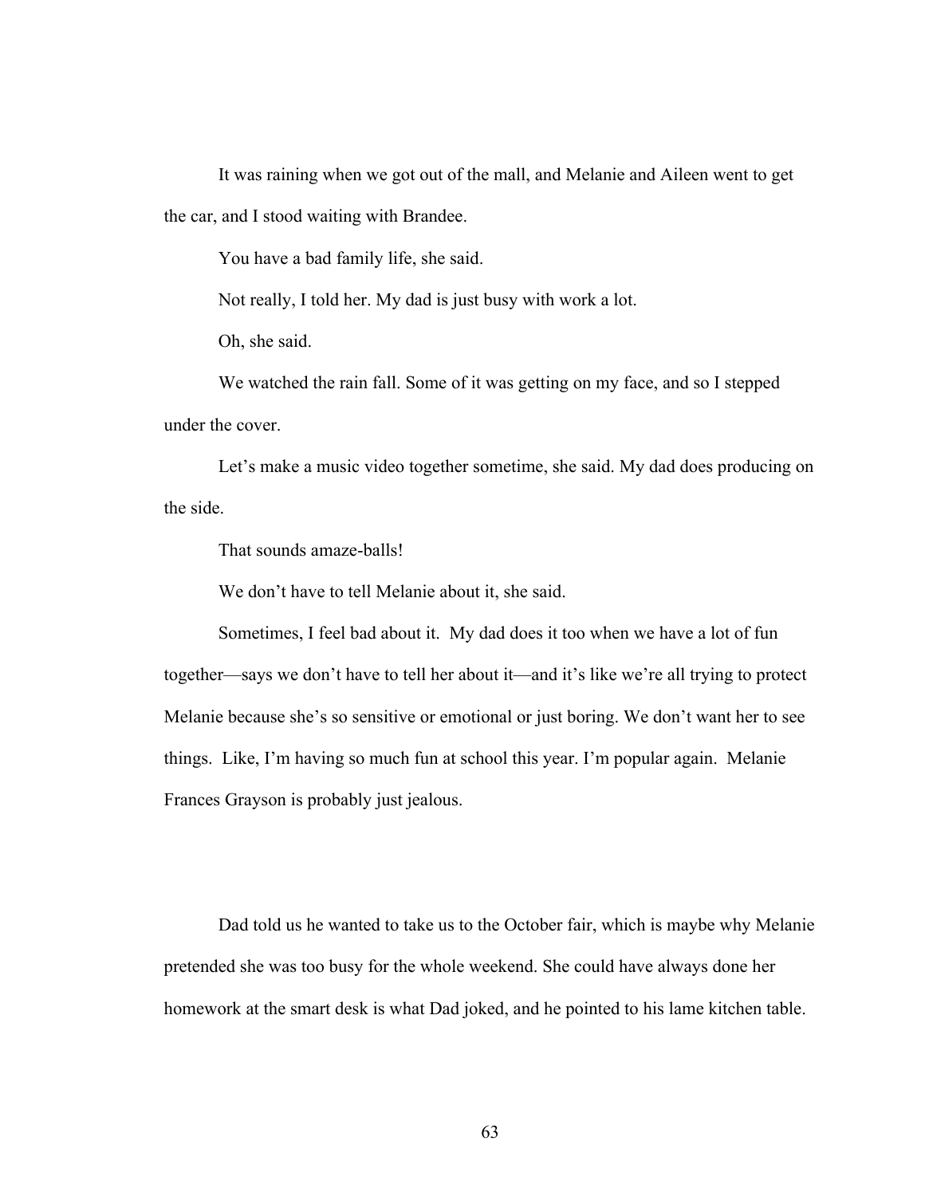It was raining when we got out of the mall, and Melanie and Aileen went to get the car, and I stood waiting with Brandee.

You have a bad family life, she said.

Not really, I told her. My dad is just busy with work a lot.

Oh, she said.

We watched the rain fall. Some of it was getting on my face, and so I stepped under the cover.

Let's make a music video together sometime, she said. My dad does producing on the side.

That sounds amaze-balls!

We don't have to tell Melanie about it, she said.

Sometimes, I feel bad about it. My dad does it too when we have a lot of fun together—says we don't have to tell her about it—and it's like we're all trying to protect Melanie because she's so sensitive or emotional or just boring. We don't want her to see things. Like, I'm having so much fun at school this year. I'm popular again. Melanie Frances Grayson is probably just jealous.

Dad told us he wanted to take us to the October fair, which is maybe why Melanie pretended she was too busy for the whole weekend. She could have always done her homework at the smart desk is what Dad joked, and he pointed to his lame kitchen table.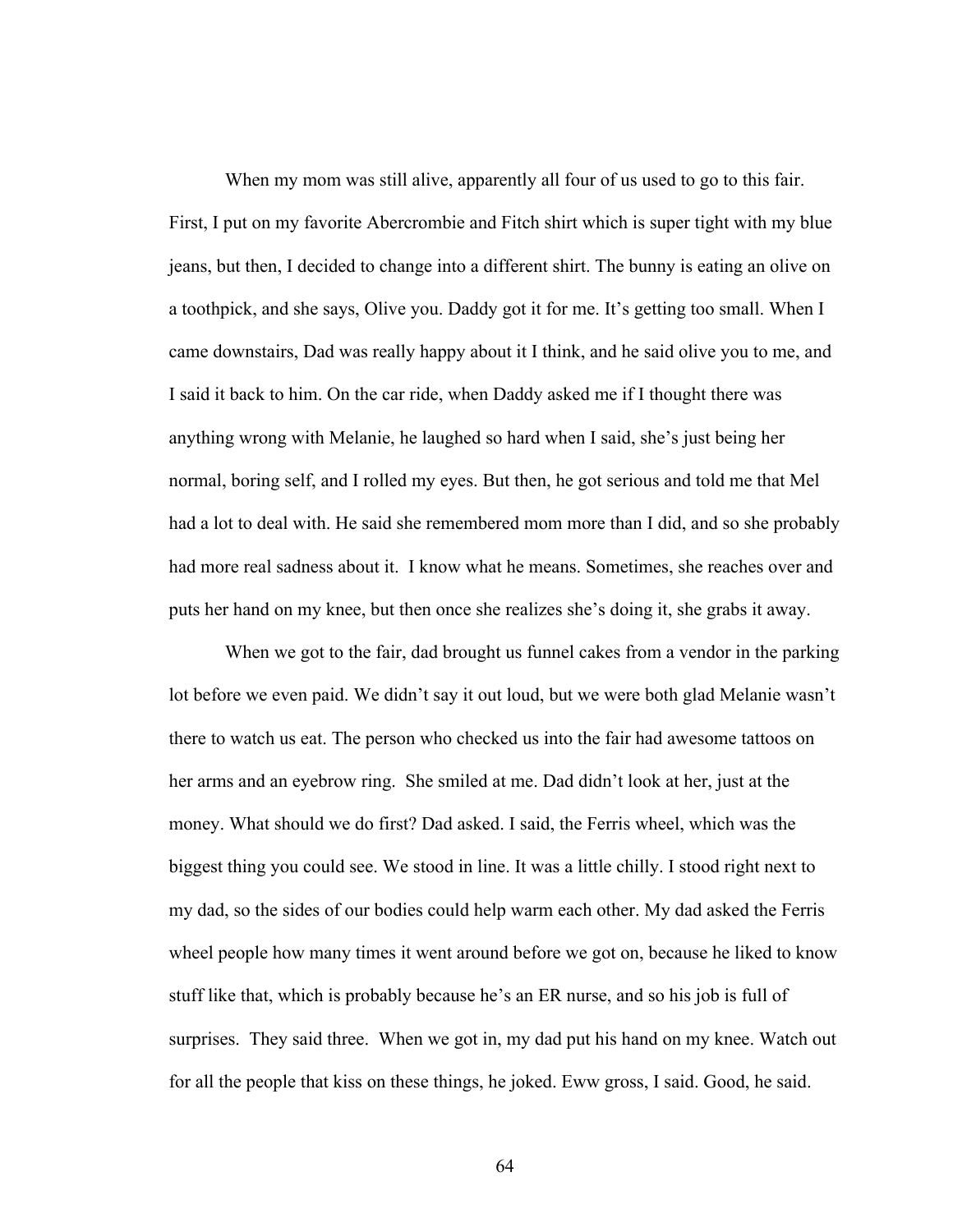When my mom was still alive, apparently all four of us used to go to this fair. First, I put on my favorite Abercrombie and Fitch shirt which is super tight with my blue jeans, but then, I decided to change into a different shirt. The bunny is eating an olive on a toothpick, and she says, Olive you. Daddy got it for me. It's getting too small. When I came downstairs, Dad was really happy about it I think, and he said olive you to me, and I said it back to him. On the car ride, when Daddy asked me if I thought there was anything wrong with Melanie, he laughed so hard when I said, she's just being her normal, boring self, and I rolled my eyes. But then, he got serious and told me that Mel had a lot to deal with. He said she remembered mom more than I did, and so she probably had more real sadness about it. I know what he means. Sometimes, she reaches over and puts her hand on my knee, but then once she realizes she's doing it, she grabs it away.

When we got to the fair, dad brought us funnel cakes from a vendor in the parking lot before we even paid. We didn't say it out loud, but we were both glad Melanie wasn't there to watch us eat. The person who checked us into the fair had awesome tattoos on her arms and an eyebrow ring. She smiled at me. Dad didn't look at her, just at the money. What should we do first? Dad asked. I said, the Ferris wheel, which was the biggest thing you could see. We stood in line. It was a little chilly. I stood right next to my dad, so the sides of our bodies could help warm each other. My dad asked the Ferris wheel people how many times it went around before we got on, because he liked to know stuff like that, which is probably because he's an ER nurse, and so his job is full of surprises. They said three. When we got in, my dad put his hand on my knee. Watch out for all the people that kiss on these things, he joked. Eww gross, I said. Good, he said.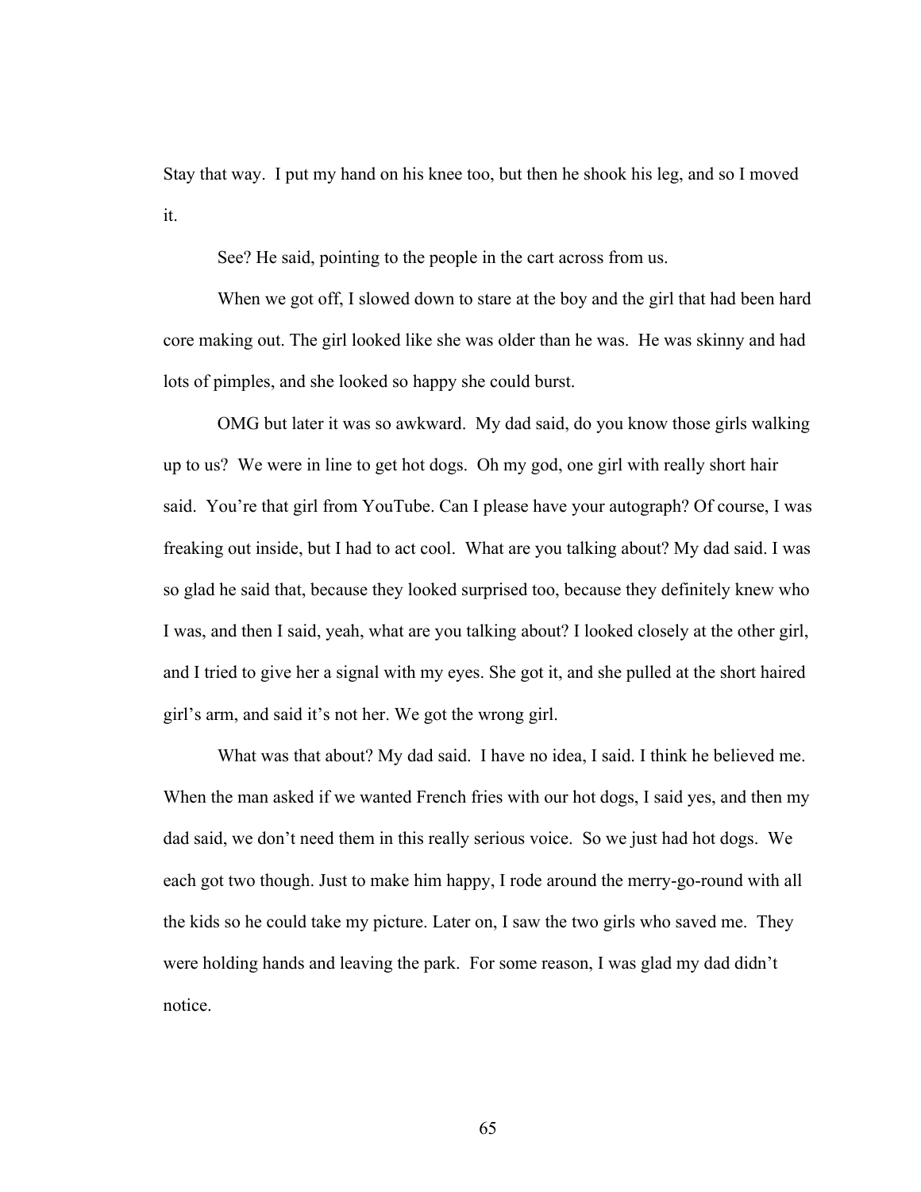Stay that way. I put my hand on his knee too, but then he shook his leg, and so I moved it.

See? He said, pointing to the people in the cart across from us.

When we got off, I slowed down to stare at the boy and the girl that had been hard core making out. The girl looked like she was older than he was. He was skinny and had lots of pimples, and she looked so happy she could burst.

OMG but later it was so awkward. My dad said, do you know those girls walking up to us? We were in line to get hot dogs. Oh my god, one girl with really short hair said. You're that girl from YouTube. Can I please have your autograph? Of course, I was freaking out inside, but I had to act cool. What are you talking about? My dad said. I was so glad he said that, because they looked surprised too, because they definitely knew who I was, and then I said, yeah, what are you talking about? I looked closely at the other girl, and I tried to give her a signal with my eyes. She got it, and she pulled at the short haired girl's arm, and said it's not her. We got the wrong girl.

What was that about? My dad said. I have no idea, I said. I think he believed me. When the man asked if we wanted French fries with our hot dogs, I said yes, and then my dad said, we don't need them in this really serious voice. So we just had hot dogs. We each got two though. Just to make him happy, I rode around the merry-go-round with all the kids so he could take my picture. Later on, I saw the two girls who saved me. They were holding hands and leaving the park. For some reason, I was glad my dad didn't notice.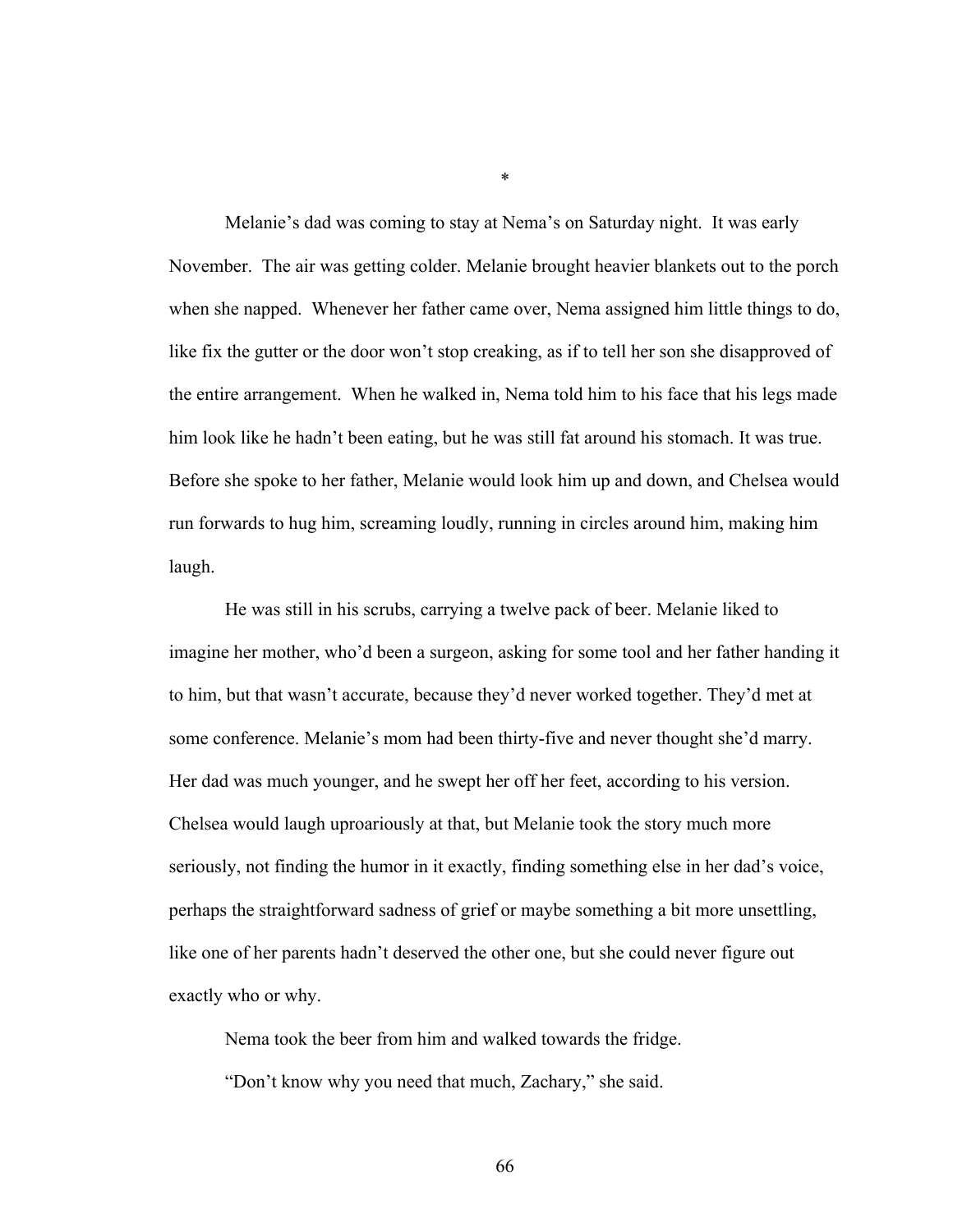*

Melanie's dad was coming to stay at Nema's on Saturday night. It was early November. The air was getting colder. Melanie brought heavier blankets out to the porch when she napped. Whenever her father came over, Nema assigned him little things to do, like fix the gutter or the door won't stop creaking, as if to tell her son she disapproved of the entire arrangement. When he walked in, Nema told him to his face that his legs made him look like he hadn't been eating, but he was still fat around his stomach. It was true. Before she spoke to her father, Melanie would look him up and down, and Chelsea would run forwards to hug him, screaming loudly, running in circles around him, making him laugh.

He was still in his scrubs, carrying a twelve pack of beer. Melanie liked to imagine her mother, who'd been a surgeon, asking for some tool and her father handing it to him, but that wasn't accurate, because they'd never worked together. They'd met at some conference. Melanie's mom had been thirty-five and never thought she'd marry. Her dad was much younger, and he swept her off her feet, according to his version. Chelsea would laugh uproariously at that, but Melanie took the story much more seriously, not finding the humor in it exactly, finding something else in her dad's voice, perhaps the straightforward sadness of grief or maybe something a bit more unsettling, like one of her parents hadn't deserved the other one, but she could never figure out exactly who or why.

Nema took the beer from him and walked towards the fridge.

"Don't know why you need that much, Zachary," she said.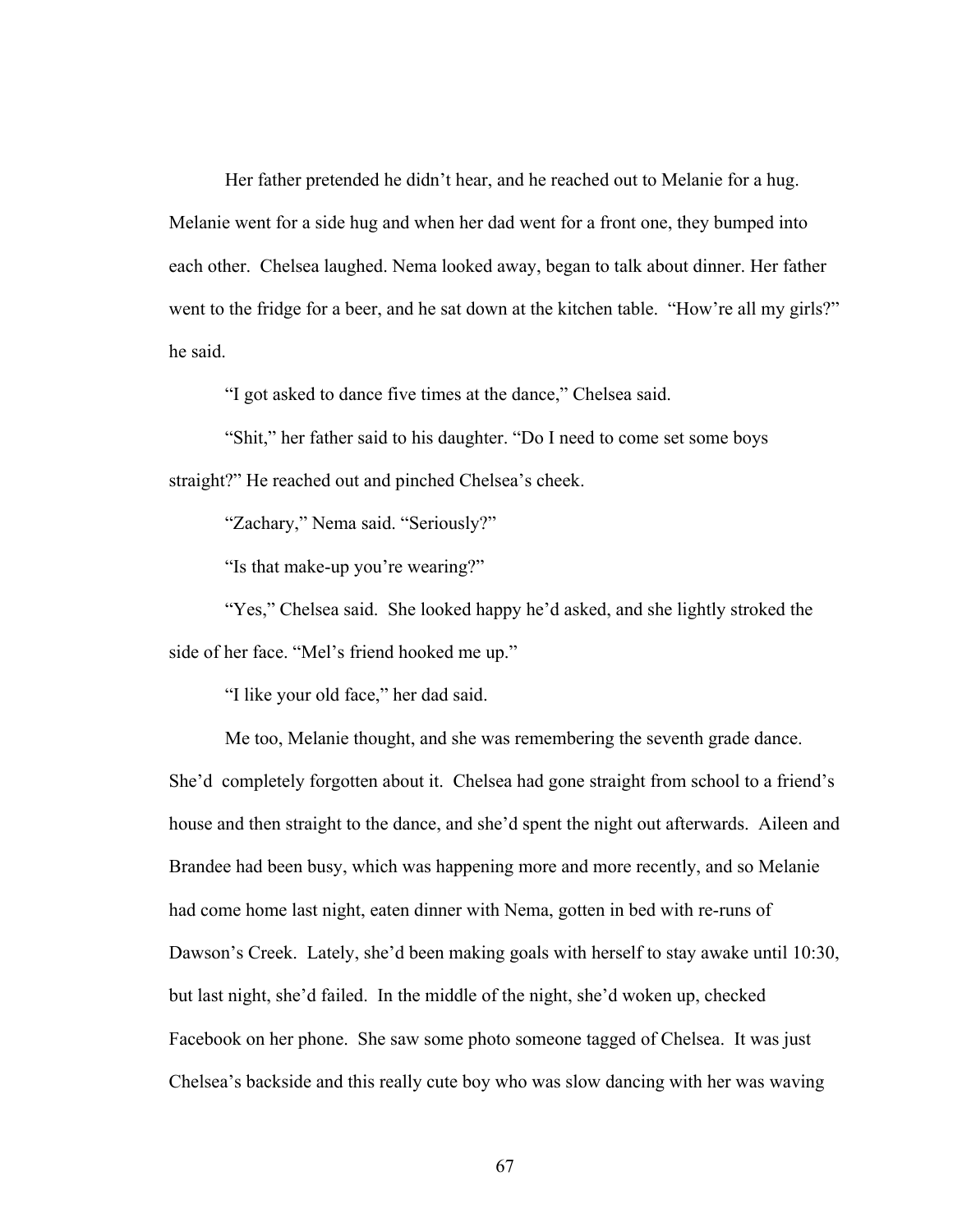Her father pretended he didn't hear, and he reached out to Melanie for a hug. Melanie went for a side hug and when her dad went for a front one, they bumped into each other. Chelsea laughed. Nema looked away, began to talk about dinner. Her father went to the fridge for a beer, and he sat down at the kitchen table. "How're all my girls?" he said.

"I got asked to dance five times at the dance," Chelsea said.

"Shit," her father said to his daughter. "Do I need to come set some boys straight?" He reached out and pinched Chelsea's cheek.

"Zachary," Nema said. "Seriously?"

"Is that make-up you're wearing?"

"Yes," Chelsea said. She looked happy he'd asked, and she lightly stroked the side of her face. "Mel's friend hooked me up."

"I like your old face," her dad said.

Me too, Melanie thought, and she was remembering the seventh grade dance. She'd completely forgotten about it. Chelsea had gone straight from school to a friend's house and then straight to the dance, and she'd spent the night out afterwards. Aileen and Brandee had been busy, which was happening more and more recently, and so Melanie had come home last night, eaten dinner with Nema, gotten in bed with re-runs of Dawson's Creek. Lately, she'd been making goals with herself to stay awake until 10:30, but last night, she'd failed. In the middle of the night, she'd woken up, checked Facebook on her phone. She saw some photo someone tagged of Chelsea. It was just Chelsea's backside and this really cute boy who was slow dancing with her was waving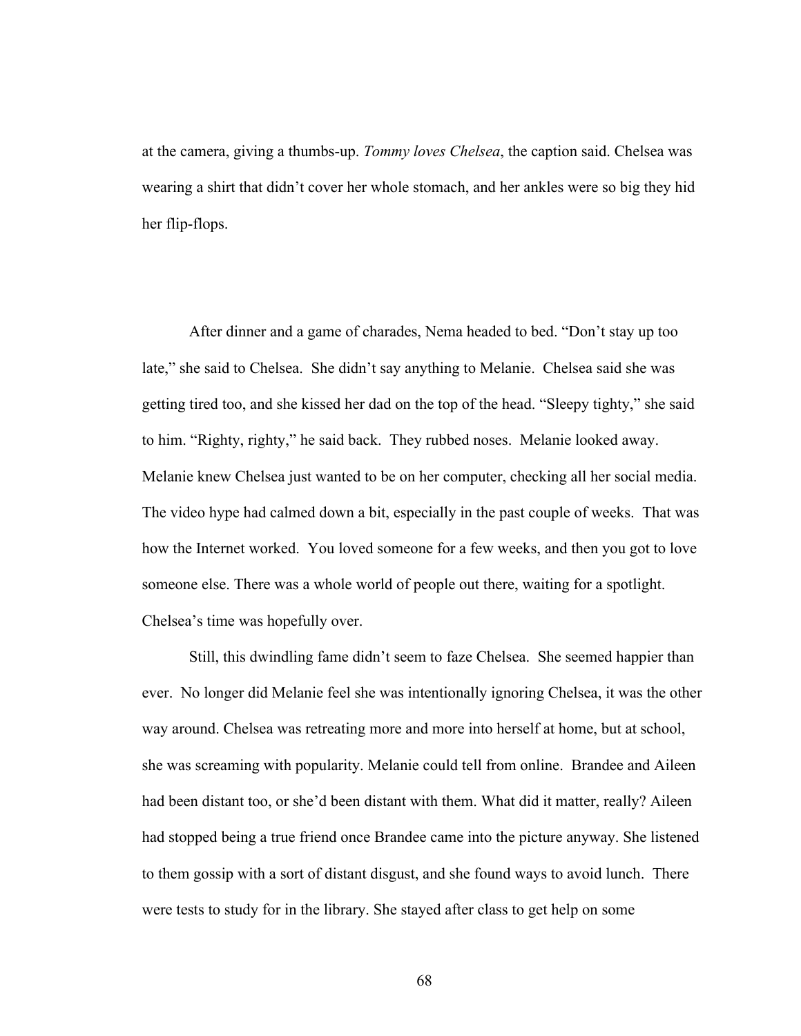at the camera, giving a thumbs-up. *Tommy loves Chelsea*, the caption said. Chelsea was wearing a shirt that didn't cover her whole stomach, and her ankles were so big they hid her flip-flops.

After dinner and a game of charades, Nema headed to bed. "Don't stay up too late," she said to Chelsea. She didn't say anything to Melanie. Chelsea said she was getting tired too, and she kissed her dad on the top of the head. "Sleepy tighty," she said to him. "Righty, righty," he said back. They rubbed noses. Melanie looked away. Melanie knew Chelsea just wanted to be on her computer, checking all her social media. The video hype had calmed down a bit, especially in the past couple of weeks. That was how the Internet worked. You loved someone for a few weeks, and then you got to love someone else. There was a whole world of people out there, waiting for a spotlight. Chelsea's time was hopefully over.

Still, this dwindling fame didn't seem to faze Chelsea. She seemed happier than ever. No longer did Melanie feel she was intentionally ignoring Chelsea, it was the other way around. Chelsea was retreating more and more into herself at home, but at school, she was screaming with popularity. Melanie could tell from online. Brandee and Aileen had been distant too, or she'd been distant with them. What did it matter, really? Aileen had stopped being a true friend once Brandee came into the picture anyway. She listened to them gossip with a sort of distant disgust, and she found ways to avoid lunch. There were tests to study for in the library. She stayed after class to get help on some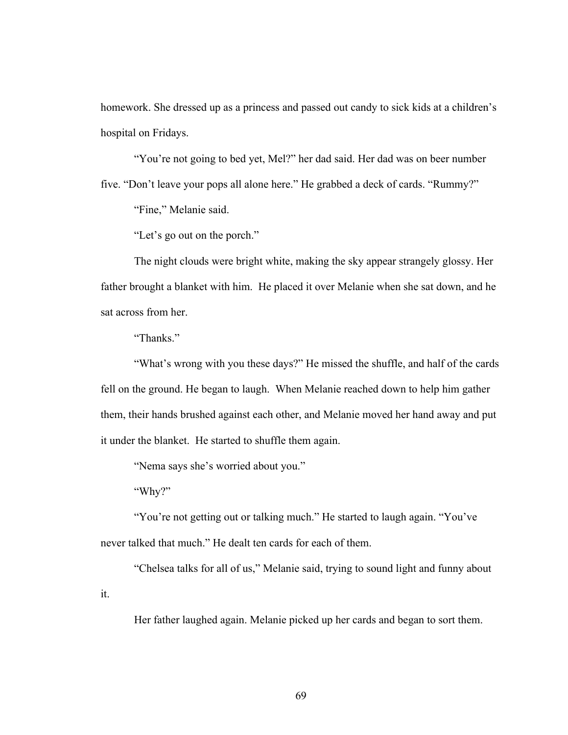homework. She dressed up as a princess and passed out candy to sick kids at a children's hospital on Fridays.

"You're not going to bed yet, Mel?" her dad said. Her dad was on beer number five. "Don't leave your pops all alone here." He grabbed a deck of cards. "Rummy?"

"Fine," Melanie said.

"Let's go out on the porch."

The night clouds were bright white, making the sky appear strangely glossy. Her father brought a blanket with him. He placed it over Melanie when she sat down, and he sat across from her.

"Thanks."

"What's wrong with you these days?" He missed the shuffle, and half of the cards fell on the ground. He began to laugh. When Melanie reached down to help him gather them, their hands brushed against each other, and Melanie moved her hand away and put it under the blanket. He started to shuffle them again.

"Nema says she's worried about you."

"Why?"

"You're not getting out or talking much." He started to laugh again. "You've never talked that much." He dealt ten cards for each of them.

"Chelsea talks for all of us," Melanie said, trying to sound light and funny about it.

Her father laughed again. Melanie picked up her cards and began to sort them.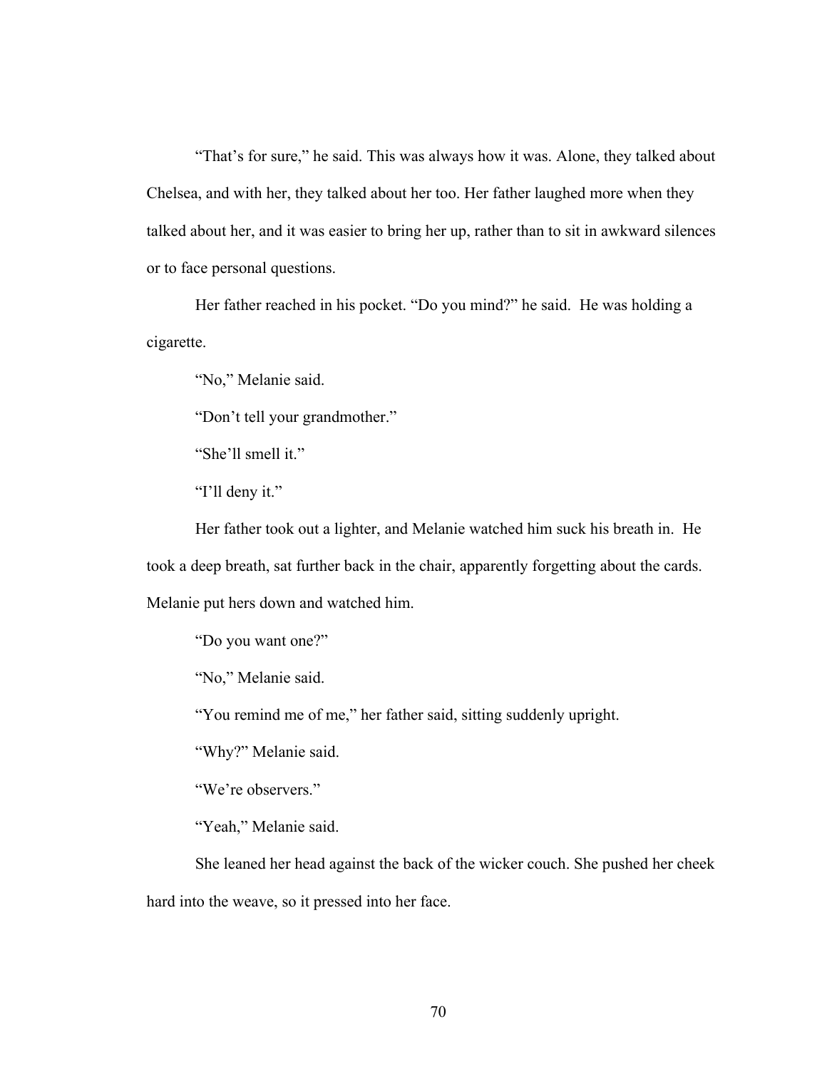"That's for sure," he said. This was always how it was. Alone, they talked about Chelsea, and with her, they talked about her too. Her father laughed more when they talked about her, and it was easier to bring her up, rather than to sit in awkward silences or to face personal questions.

Her father reached in his pocket. "Do you mind?" he said. He was holding a cigarette.

"No," Melanie said.

"Don't tell your grandmother."

"She'll smell it."

"I'll deny it."

Her father took out a lighter, and Melanie watched him suck his breath in. He took a deep breath, sat further back in the chair, apparently forgetting about the cards. Melanie put hers down and watched him.

"Do you want one?"

"No," Melanie said.

"You remind me of me," her father said, sitting suddenly upright.

"Why?" Melanie said.

"We're observers."

"Yeah," Melanie said.

She leaned her head against the back of the wicker couch. She pushed her cheek hard into the weave, so it pressed into her face.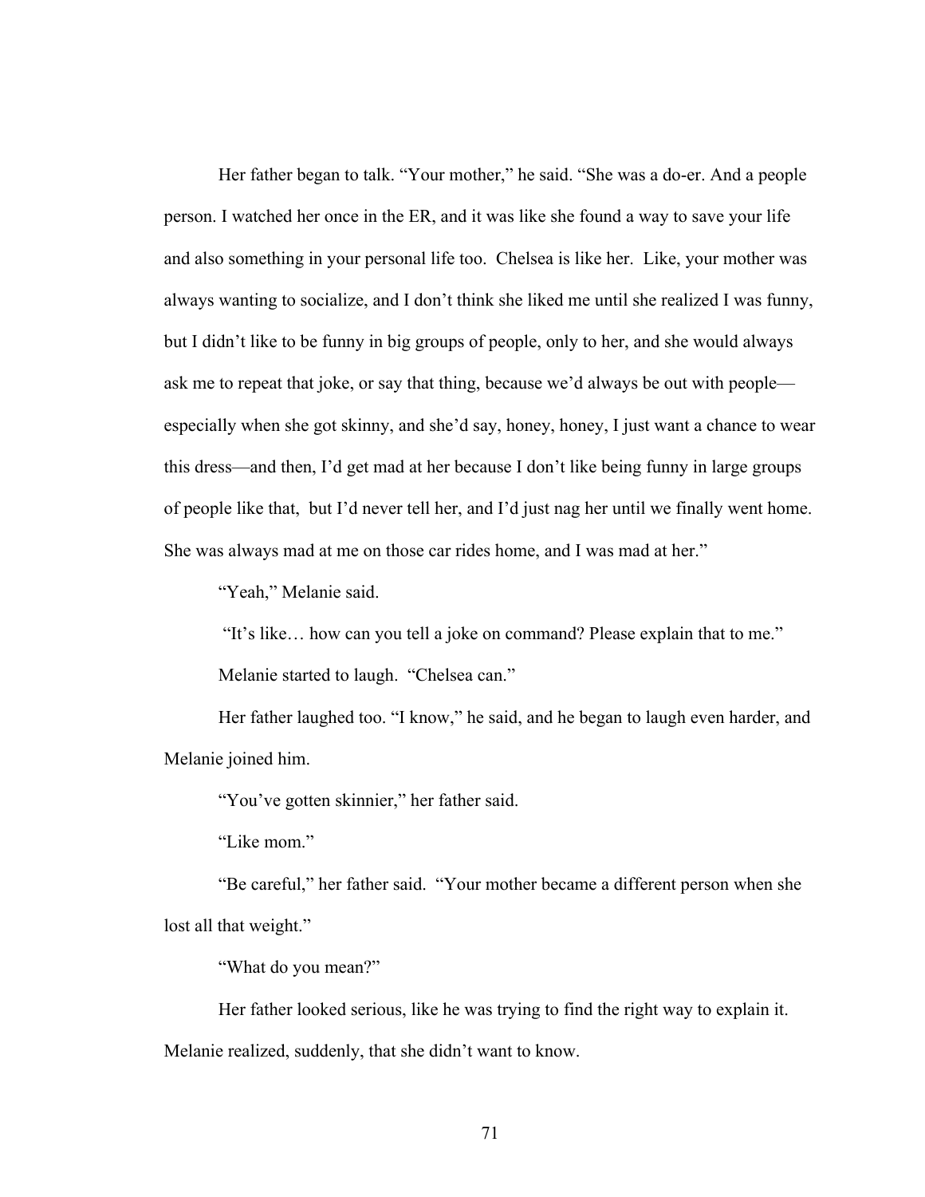Her father began to talk. "Your mother," he said. "She was a do-er. And a people person. I watched her once in the ER, and it was like she found a way to save your life and also something in your personal life too.  Chelsea is like her.  Like, your mother was always wanting to socialize, and I don't think she liked me until she realized I was funny, but I didn't like to be funny in big groups of people, only to her, and she would always ask me to repeat that joke, or say that thing, because we'd always be out with people—especially when she got skinny, and she'd say, honey, honey, I just want a chance to wear this dress—and then, I'd get mad at her because I don't like being funny in large groups of people like that,  but I'd never tell her, and I'd just nag her until we finally went home. She was always mad at me on those car rides home, and I was mad at her."

"Yeah," Melanie said.

"It's like… how can you tell a joke on command? Please explain that to me."

Melanie started to laugh.  "Chelsea can."

Her father laughed too. "I know," he said, and he began to laugh even harder, and Melanie joined him.

"You've gotten skinnier," her father said.

"Like mom."

"Be careful," her father said.  "Your mother became a different person when she lost all that weight."

"What do you mean?"

Her father looked serious, like he was trying to find the right way to explain it. Melanie realized, suddenly, that she didn't want to know.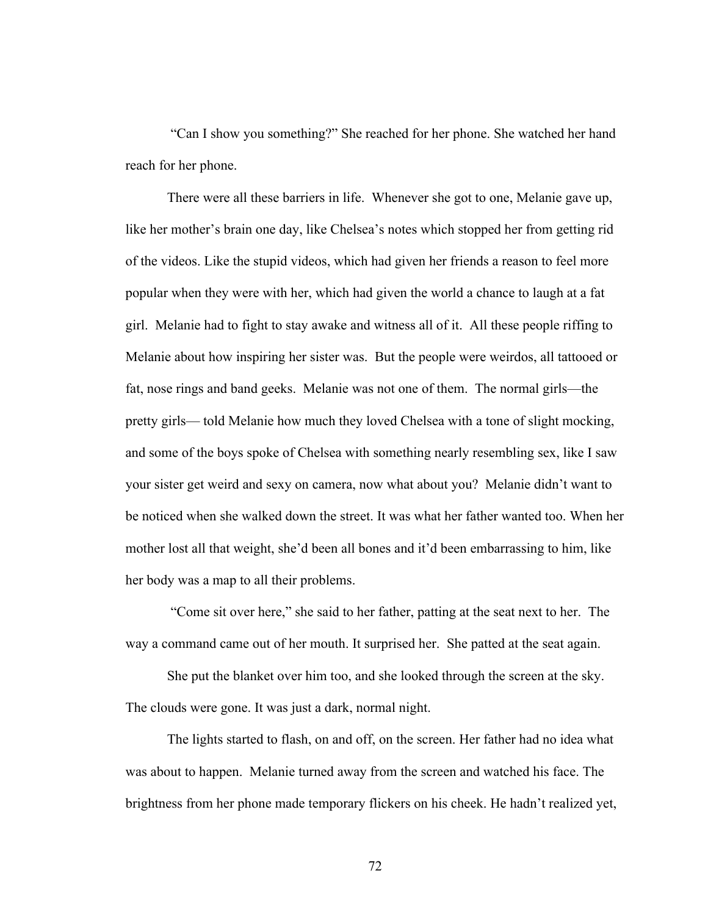"Can I show you something?" She reached for her phone. She watched her hand reach for her phone.

There were all these barriers in life. Whenever she got to one, Melanie gave up, like her mother's brain one day, like Chelsea's notes which stopped her from getting rid of the videos. Like the stupid videos, which had given her friends a reason to feel more popular when they were with her, which had given the world a chance to laugh at a fat girl. Melanie had to fight to stay awake and witness all of it. All these people riffing to Melanie about how inspiring her sister was. But the people were weirdos, all tattooed or fat, nose rings and band geeks. Melanie was not one of them. The normal girls—the pretty girls— told Melanie how much they loved Chelsea with a tone of slight mocking, and some of the boys spoke of Chelsea with something nearly resembling sex, like I saw your sister get weird and sexy on camera, now what about you? Melanie didn't want to be noticed when she walked down the street. It was what her father wanted too. When her mother lost all that weight, she'd been all bones and it'd been embarrassing to him, like her body was a map to all their problems.

"Come sit over here," she said to her father, patting at the seat next to her. The way a command came out of her mouth. It surprised her. She patted at the seat again.

She put the blanket over him too, and she looked through the screen at the sky. The clouds were gone. It was just a dark, normal night.

The lights started to flash, on and off, on the screen. Her father had no idea what was about to happen. Melanie turned away from the screen and watched his face. The brightness from her phone made temporary flickers on his cheek. He hadn't realized yet,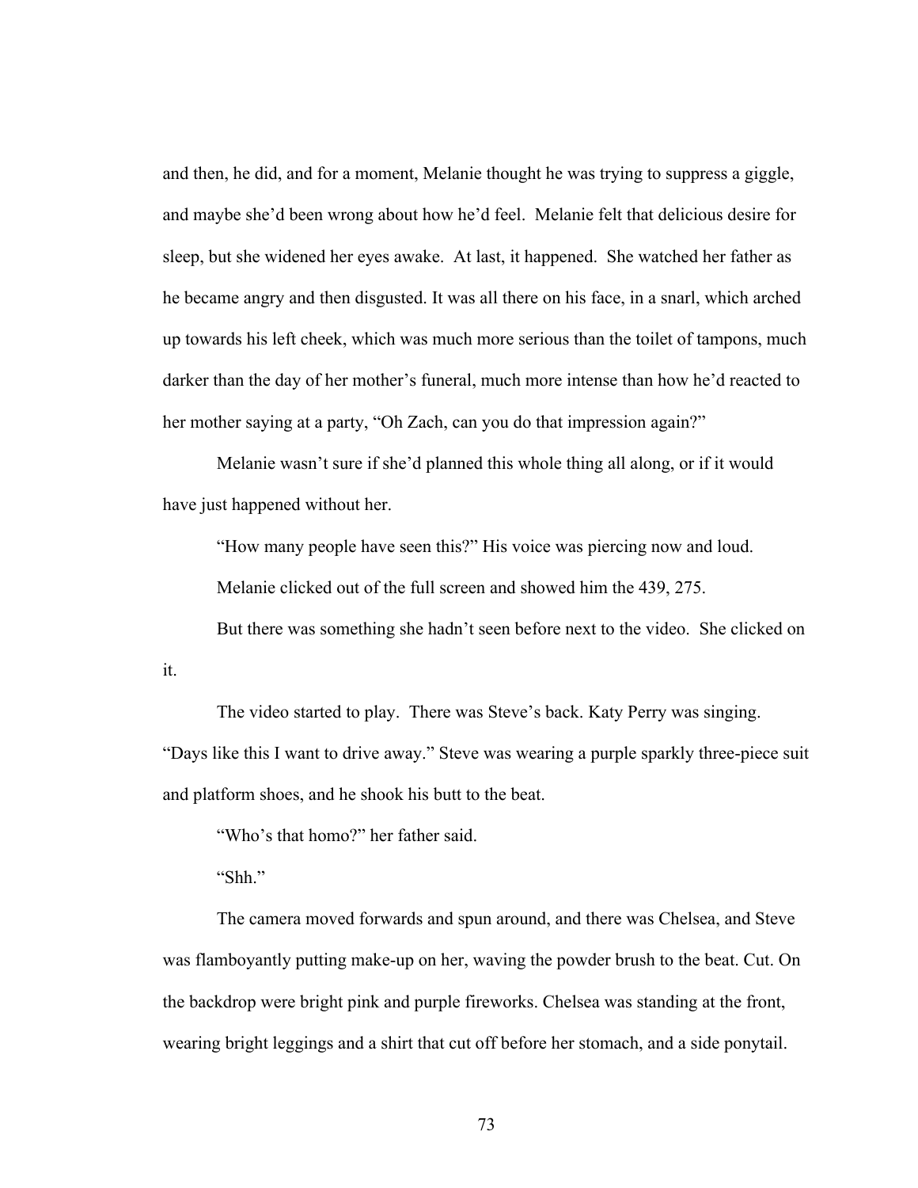and then, he did, and for a moment, Melanie thought he was trying to suppress a giggle, and maybe she'd been wrong about how he'd feel. Melanie felt that delicious desire for sleep, but she widened her eyes awake. At last, it happened. She watched her father as he became angry and then disgusted. It was all there on his face, in a snarl, which arched up towards his left cheek, which was much more serious than the toilet of tampons, much darker than the day of her mother's funeral, much more intense than how he'd reacted to her mother saying at a party, "Oh Zach, can you do that impression again?"

Melanie wasn't sure if she'd planned this whole thing all along, or if it would have just happened without her.

"How many people have seen this?" His voice was piercing now and loud.

Melanie clicked out of the full screen and showed him the 439, 275.

But there was something she hadn't seen before next to the video. She clicked on it.

The video started to play. There was Steve's back. Katy Perry was singing. "Days like this I want to drive away." Steve was wearing a purple sparkly three-piece suit and platform shoes, and he shook his butt to the beat.

"Who's that homo?" her father said.

"Shh."

The camera moved forwards and spun around, and there was Chelsea, and Steve was flamboyantly putting make-up on her, waving the powder brush to the beat. Cut. On the backdrop were bright pink and purple fireworks. Chelsea was standing at the front, wearing bright leggings and a shirt that cut off before her stomach, and a side ponytail.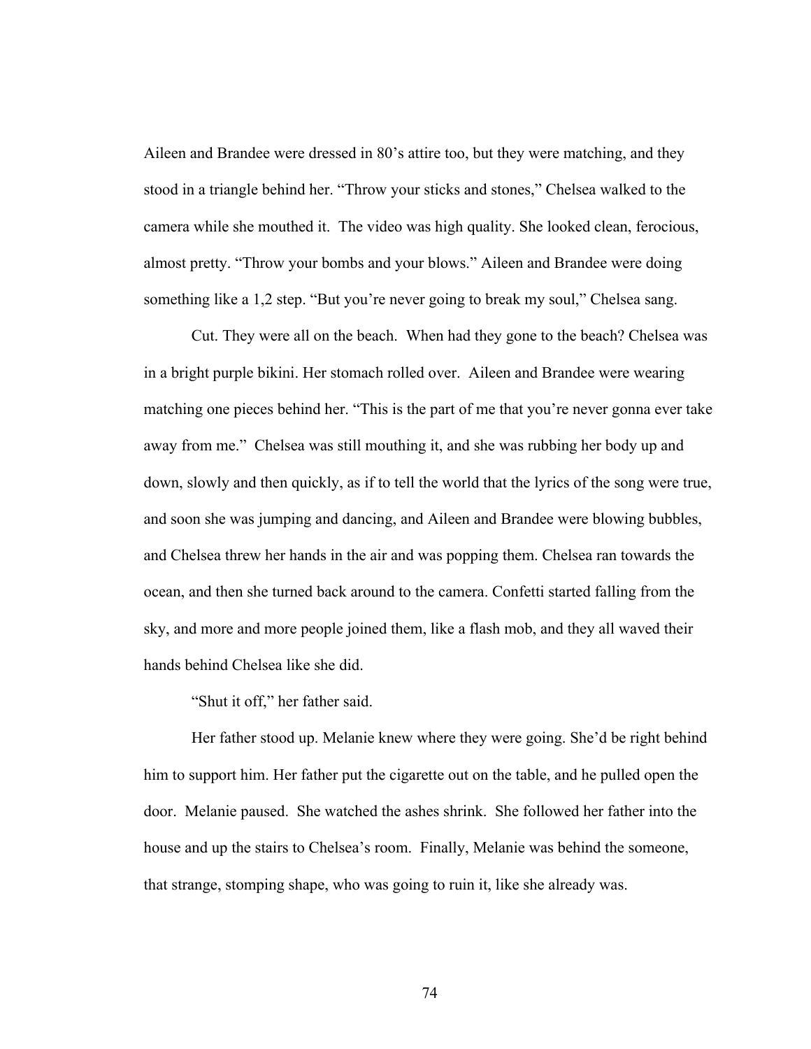Aileen and Brandee were dressed in 80's attire too, but they were matching, and they stood in a triangle behind her. "Throw your sticks and stones," Chelsea walked to the camera while she mouthed it. The video was high quality. She looked clean, ferocious, almost pretty. "Throw your bombs and your blows." Aileen and Brandee were doing something like a 1,2 step. "But you're never going to break my soul," Chelsea sang.

Cut. They were all on the beach. When had they gone to the beach? Chelsea was in a bright purple bikini. Her stomach rolled over. Aileen and Brandee were wearing matching one pieces behind her. "This is the part of me that you're never gonna ever take away from me." Chelsea was still mouthing it, and she was rubbing her body up and down, slowly and then quickly, as if to tell the world that the lyrics of the song were true, and soon she was jumping and dancing, and Aileen and Brandee were blowing bubbles, and Chelsea threw her hands in the air and was popping them. Chelsea ran towards the ocean, and then she turned back around to the camera. Confetti started falling from the sky, and more and more people joined them, like a flash mob, and they all waved their hands behind Chelsea like she did.

"Shut it off," her father said.

Her father stood up. Melanie knew where they were going. She'd be right behind him to support him. Her father put the cigarette out on the table, and he pulled open the door. Melanie paused. She watched the ashes shrink. She followed her father into the house and up the stairs to Chelsea's room. Finally, Melanie was behind the someone, that strange, stomping shape, who was going to ruin it, like she already was.